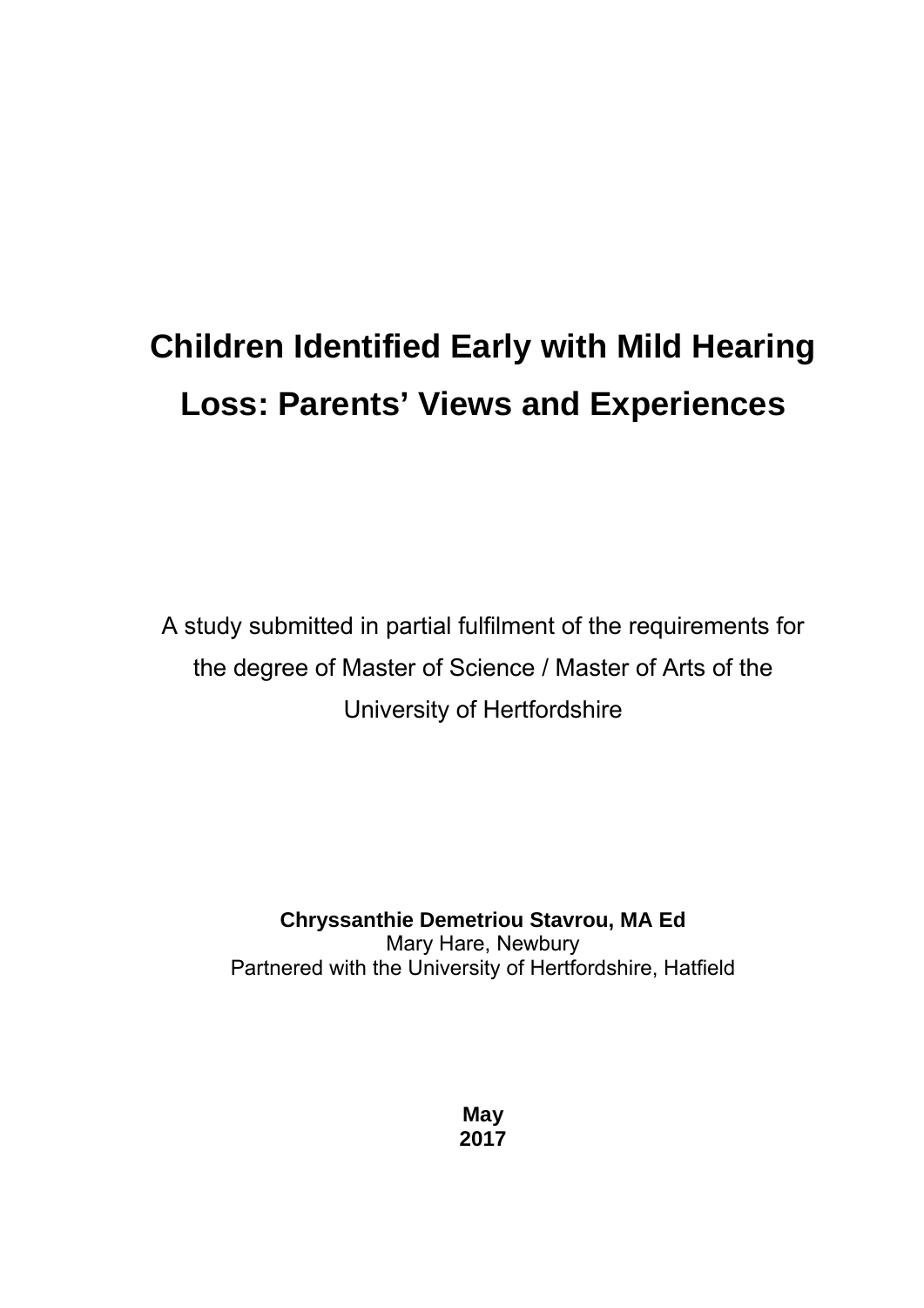# Children Identified Early with Mild Hearing Loss: Parents' Views and Experiences

A study submitted in partial fulfilment of the requirements for the degree of Master of Science / Master of Arts of the University of Hertfordshire

**Chryssanthie Demetriou Stavrou, MA Ed**
Mary Hare, Newbury
Partnered with the University of Hertfordshire, Hatfield

**May**
**2017**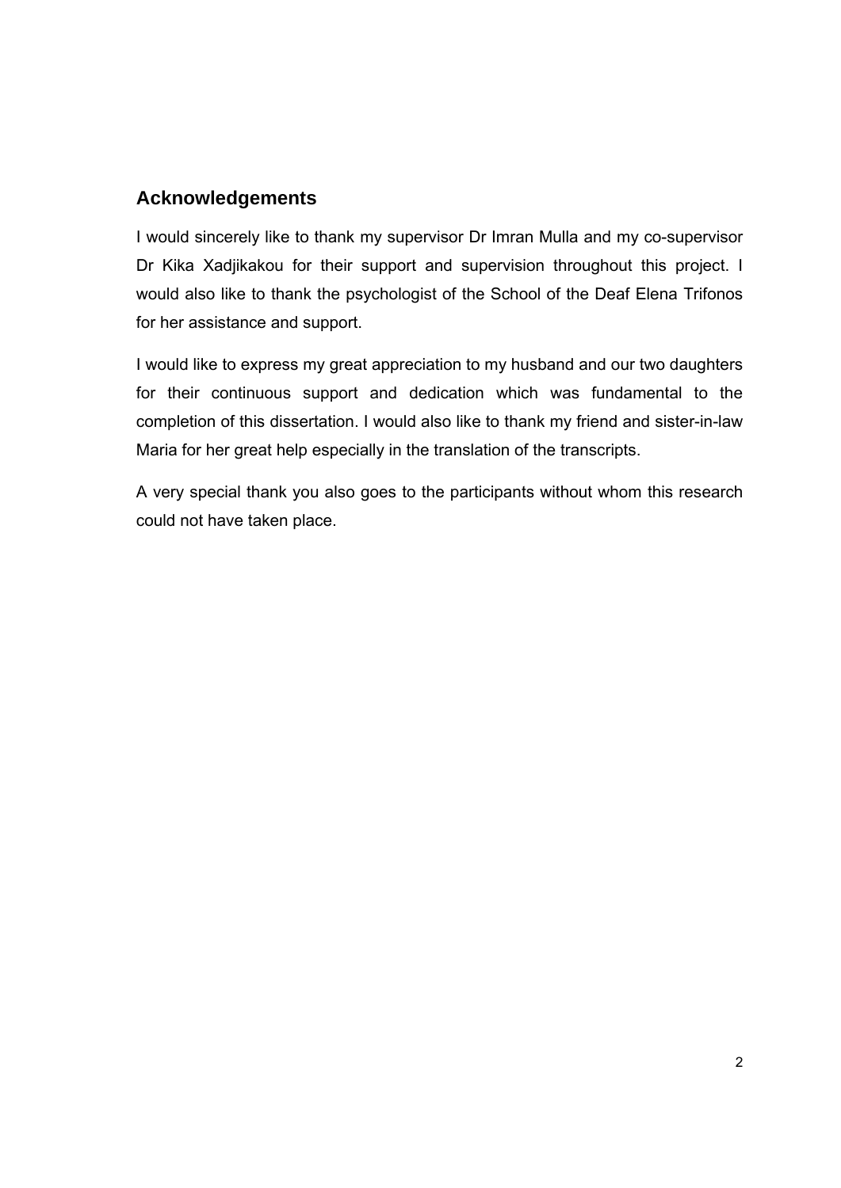## Acknowledgements

I would sincerely like to thank my supervisor Dr Imran Mulla and my co-supervisor Dr Kika Xadjikakou for their support and supervision throughout this project. I would also like to thank the psychologist of the School of the Deaf Elena Trifonos for her assistance and support.

I would like to express my great appreciation to my husband and our two daughters for their continuous support and dedication which was fundamental to the completion of this dissertation. I would also like to thank my friend and sister-in-law Maria for her great help especially in the translation of the transcripts.

A very special thank you also goes to the participants without whom this research could not have taken place.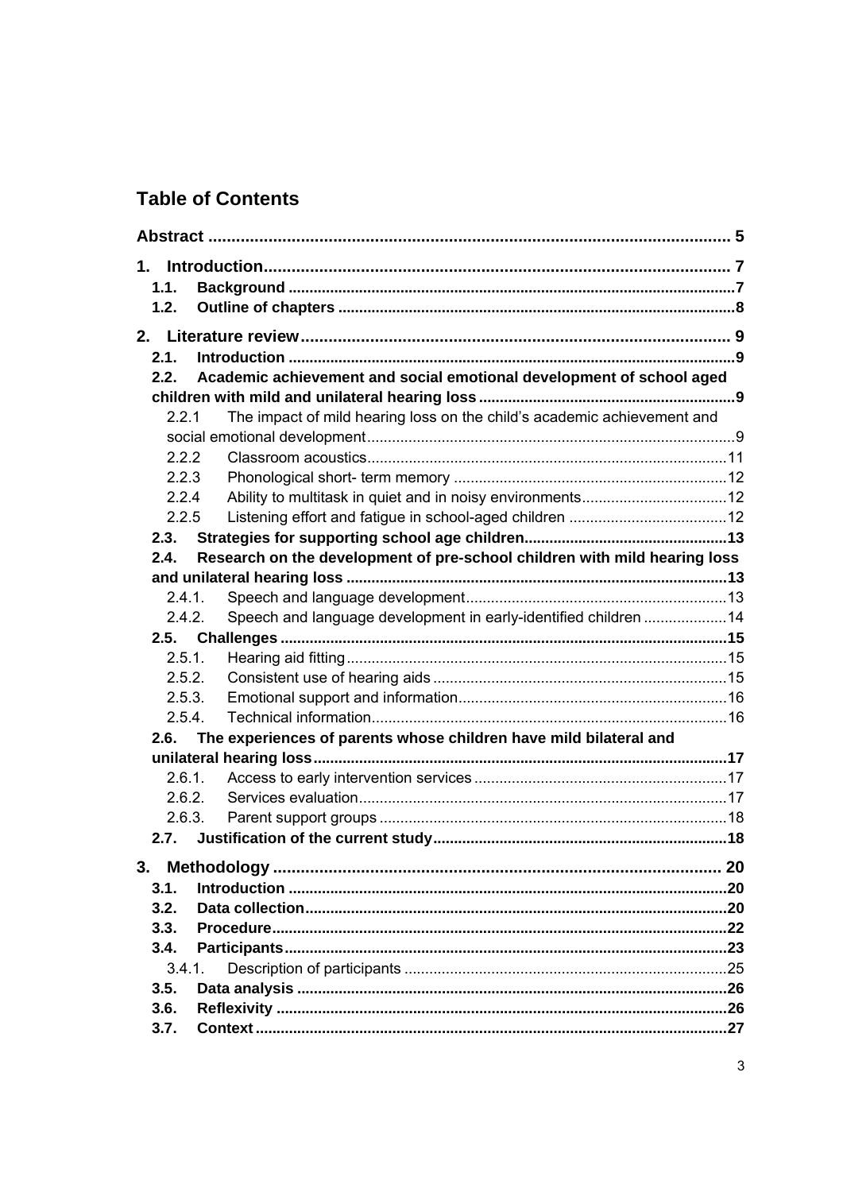## Table of Contents

Abstract ........................................................................................................ 5

1. Introduction.............................................................................................. 7
   - 1.1. Background ..........................................................................................7
   - 1.2. Outline of chapters ...............................................................................8

2. Literature review....................................................................................... 9
   - 2.1. Introduction ..........................................................................................9
   - 2.2. Academic achievement and social emotional development of school aged children with mild and unilateral hearing loss ..............................................................9
     - 2.2.1 The impact of mild hearing loss on the child's academic achievement and social emotional development........................................................................................9
     - 2.2.2 Classroom acoustics......................................................................................11
     - 2.2.3 Phonological short- term memory .................................................................12
     - 2.2.4 Ability to multitask in quiet and in noisy environments...................................12
     - 2.2.5 Listening effort and fatigue in school-aged children ......................................12
   - 2.3. Strategies for supporting school age children..................................................13
   - 2.4. Research on the development of pre-school children with mild hearing loss and unilateral hearing loss ...........................................................................................13
     - 2.4.1. Speech and language development..............................................................13
     - 2.4.2. Speech and language development in early-identified children ....................14
   - 2.5. Challenges ...........................................................................................................15
     - 2.5.1. Hearing aid fitting...........................................................................................15
     - 2.5.2. Consistent use of hearing aids ......................................................................15
     - 2.5.3. Emotional support and information.................................................................16
     - 2.5.4. Technical information.....................................................................................16
   - 2.6. The experiences of parents whose children have mild bilateral and unilateral hearing loss...................................................................................................17
     - 2.6.1. Access to early intervention services ............................................................17
     - 2.6.2. Services evaluation........................................................................................17
     - 2.6.3. Parent support groups ...................................................................................18
   - 2.7. Justification of the current study.......................................................................18

3. Methodology ............................................................................................... 20
   - 3.1. Introduction .........................................................................................................20
   - 3.2. Data collection.....................................................................................................20
   - 3.3. Procedure.............................................................................................................22
   - 3.4. Participants..........................................................................................................23
     - 3.4.1. Description of participants .............................................................................25
   - 3.5. Data analysis .......................................................................................................26
   - 3.6. Reflexivity ............................................................................................................26
   - 3.7. Context .................................................................................................................27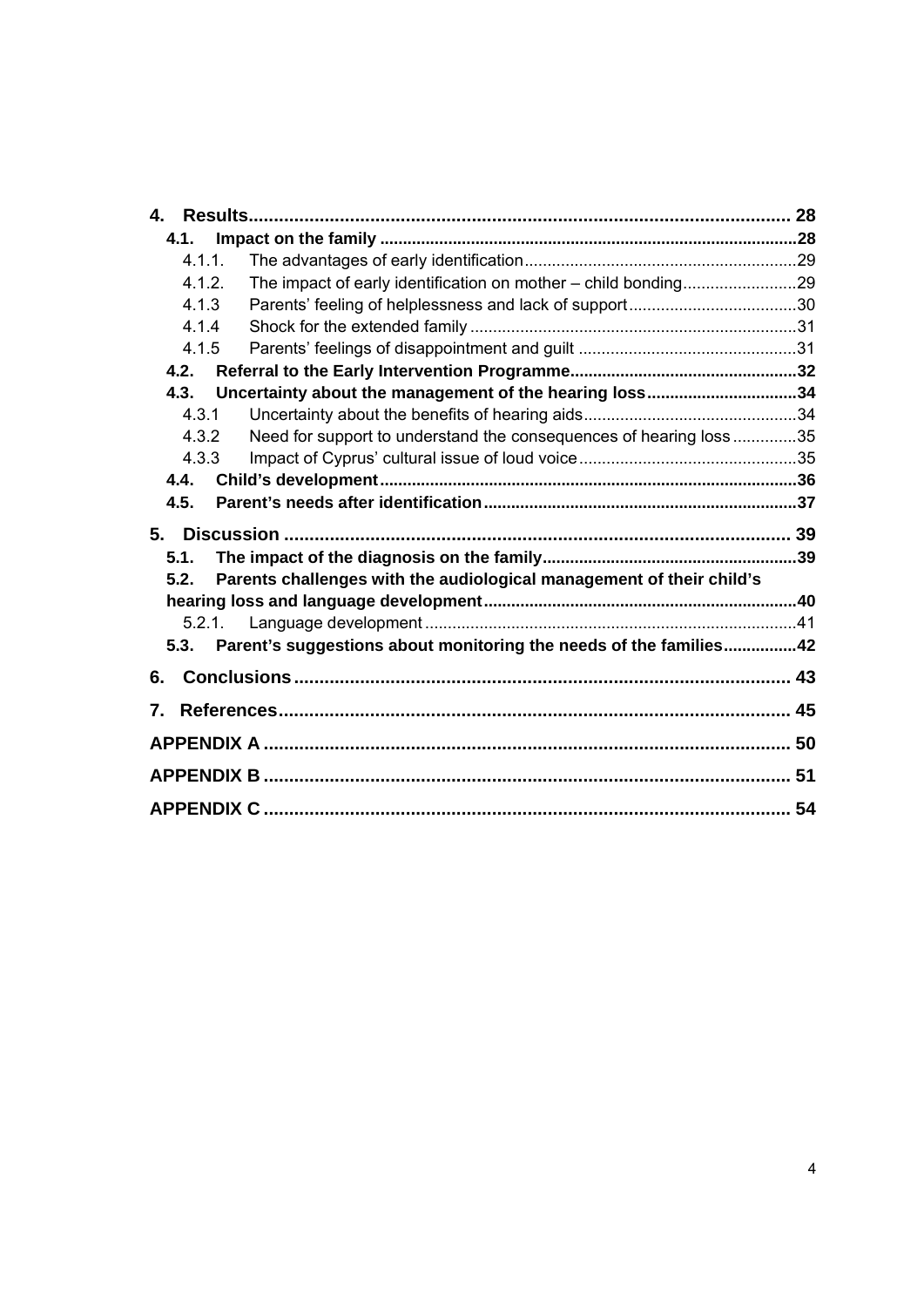**4. Results** .......... 28

- **4.1. Impact on the family** .......... 28
  - 4.1.1. The advantages of early identification .......... 29
  - 4.1.2. The impact of early identification on mother – child bonding .......... 29
  - 4.1.3 Parents' feeling of helplessness and lack of support .......... 30
  - 4.1.4 Shock for the extended family .......... 31
  - 4.1.5 Parents' feelings of disappointment and guilt .......... 31
- **4.2. Referral to the Early Intervention Programme** .......... 32
- **4.3. Uncertainty about the management of the hearing loss** .......... 34
  - 4.3.1 Uncertainty about the benefits of hearing aids .......... 34
  - 4.3.2 Need for support to understand the consequences of hearing loss .......... 35
  - 4.3.3 Impact of Cyprus' cultural issue of loud voice .......... 35
- **4.4. Child's development** .......... 36
- **4.5. Parent's needs after identification** .......... 37

**5. Discussion** .......... 39

- **5.1. The impact of the diagnosis on the family** .......... 39
- **5.2. Parents challenges with the audiological management of their child's hearing loss and language development** .......... 40
  - 5.2.1. Language development .......... 41
- **5.3. Parent's suggestions about monitoring the needs of the families** .......... 42

**6. Conclusions** .......... 43

**7. References** .......... 45

**APPENDIX A** .......... 50

**APPENDIX B** .......... 51

**APPENDIX C** .......... 54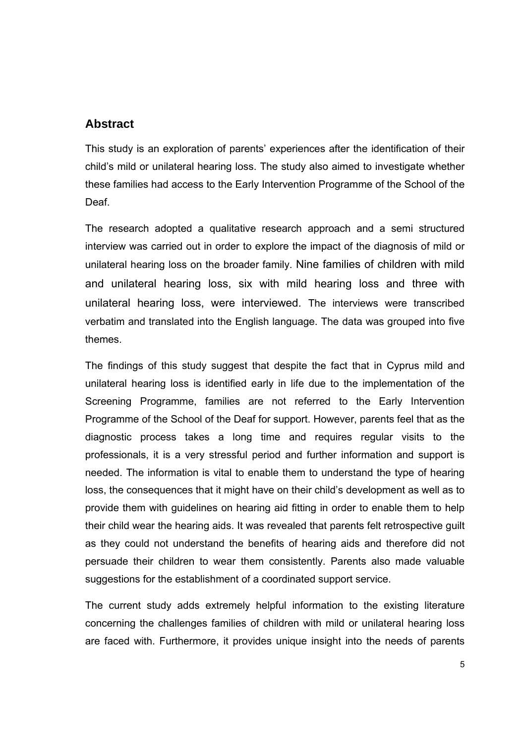## Abstract

This study is an exploration of parents' experiences after the identification of their child's mild or unilateral hearing loss. The study also aimed to investigate whether these families had access to the Early Intervention Programme of the School of the Deaf.

The research adopted a qualitative research approach and a semi structured interview was carried out in order to explore the impact of the diagnosis of mild or unilateral hearing loss on the broader family. Nine families of children with mild and unilateral hearing loss, six with mild hearing loss and three with unilateral hearing loss, were interviewed. The interviews were transcribed verbatim and translated into the English language. The data was grouped into five themes.

The findings of this study suggest that despite the fact that in Cyprus mild and unilateral hearing loss is identified early in life due to the implementation of the Screening Programme, families are not referred to the Early Intervention Programme of the School of the Deaf for support. However, parents feel that as the diagnostic process takes a long time and requires regular visits to the professionals, it is a very stressful period and further information and support is needed. The information is vital to enable them to understand the type of hearing loss, the consequences that it might have on their child's development as well as to provide them with guidelines on hearing aid fitting in order to enable them to help their child wear the hearing aids. It was revealed that parents felt retrospective guilt as they could not understand the benefits of hearing aids and therefore did not persuade their children to wear them consistently. Parents also made valuable suggestions for the establishment of a coordinated support service.

The current study adds extremely helpful information to the existing literature concerning the challenges families of children with mild or unilateral hearing loss are faced with. Furthermore, it provides unique insight into the needs of parents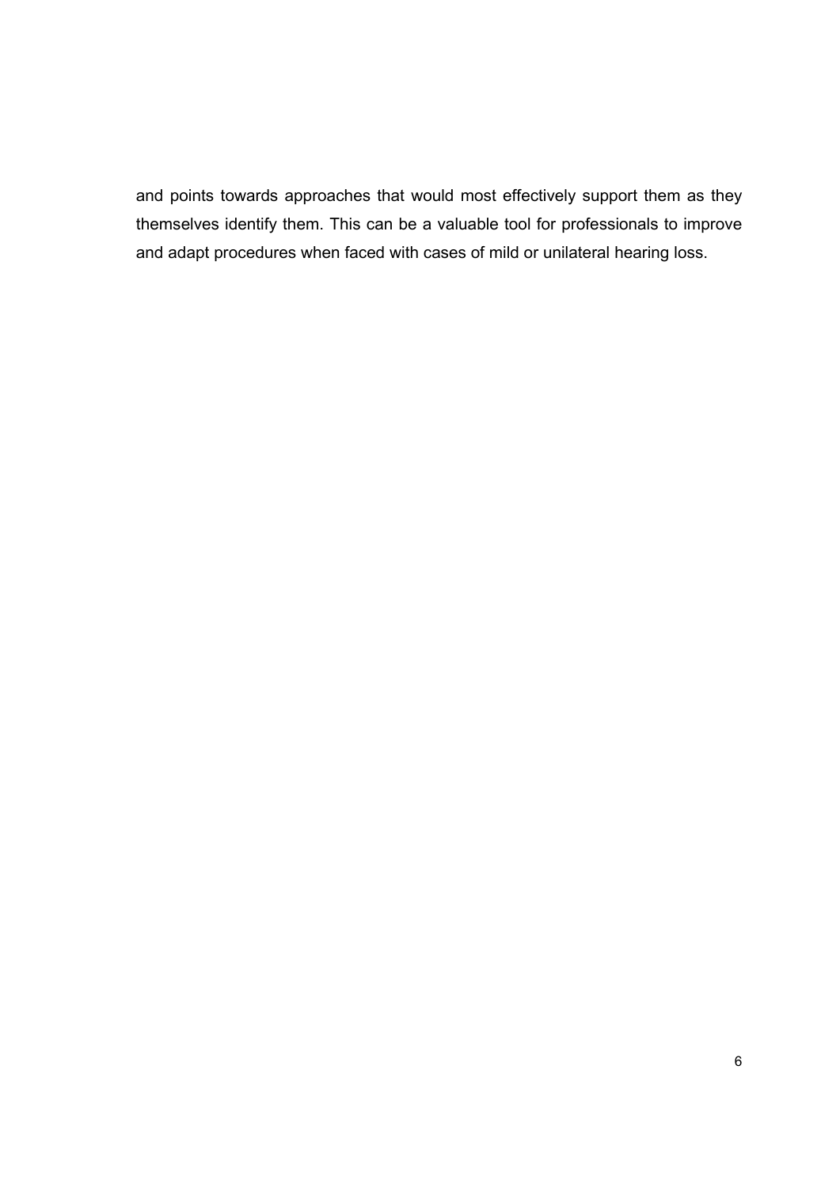and points towards approaches that would most effectively support them as they themselves identify them. This can be a valuable tool for professionals to improve and adapt procedures when faced with cases of mild or unilateral hearing loss.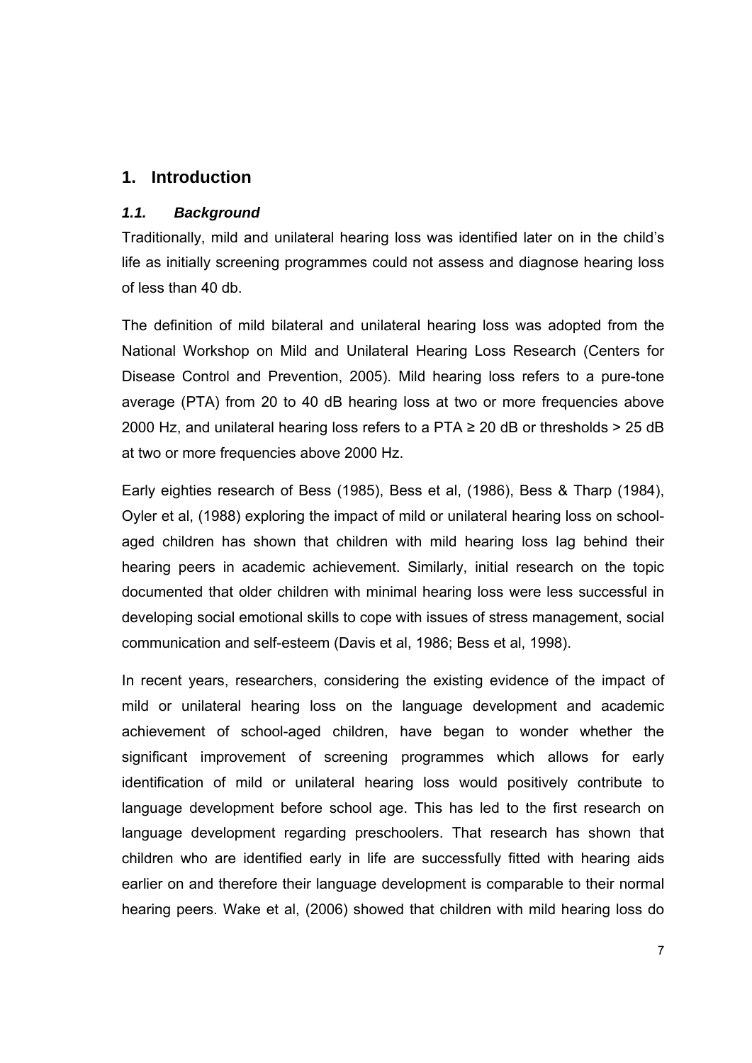# 1. Introduction

### *1.1. Background*

Traditionally, mild and unilateral hearing loss was identified later on in the child's life as initially screening programmes could not assess and diagnose hearing loss of less than 40 db.

The definition of mild bilateral and unilateral hearing loss was adopted from the National Workshop on Mild and Unilateral Hearing Loss Research (Centers for Disease Control and Prevention, 2005). Mild hearing loss refers to a pure-tone average (PTA) from 20 to 40 dB hearing loss at two or more frequencies above 2000 Hz, and unilateral hearing loss refers to a PTA ≥ 20 dB or thresholds > 25 dB at two or more frequencies above 2000 Hz.

Early eighties research of Bess (1985), Bess et al, (1986), Bess & Tharp (1984), Oyler et al, (1988) exploring the impact of mild or unilateral hearing loss on school-aged children has shown that children with mild hearing loss lag behind their hearing peers in academic achievement. Similarly, initial research on the topic documented that older children with minimal hearing loss were less successful in developing social emotional skills to cope with issues of stress management, social communication and self-esteem (Davis et al, 1986; Bess et al, 1998).

In recent years, researchers, considering the existing evidence of the impact of mild or unilateral hearing loss on the language development and academic achievement of school-aged children, have began to wonder whether the significant improvement of screening programmes which allows for early identification of mild or unilateral hearing loss would positively contribute to language development before school age. This has led to the first research on language development regarding preschoolers. That research has shown that children who are identified early in life are successfully fitted with hearing aids earlier on and therefore their language development is comparable to their normal hearing peers. Wake et al, (2006) showed that children with mild hearing loss do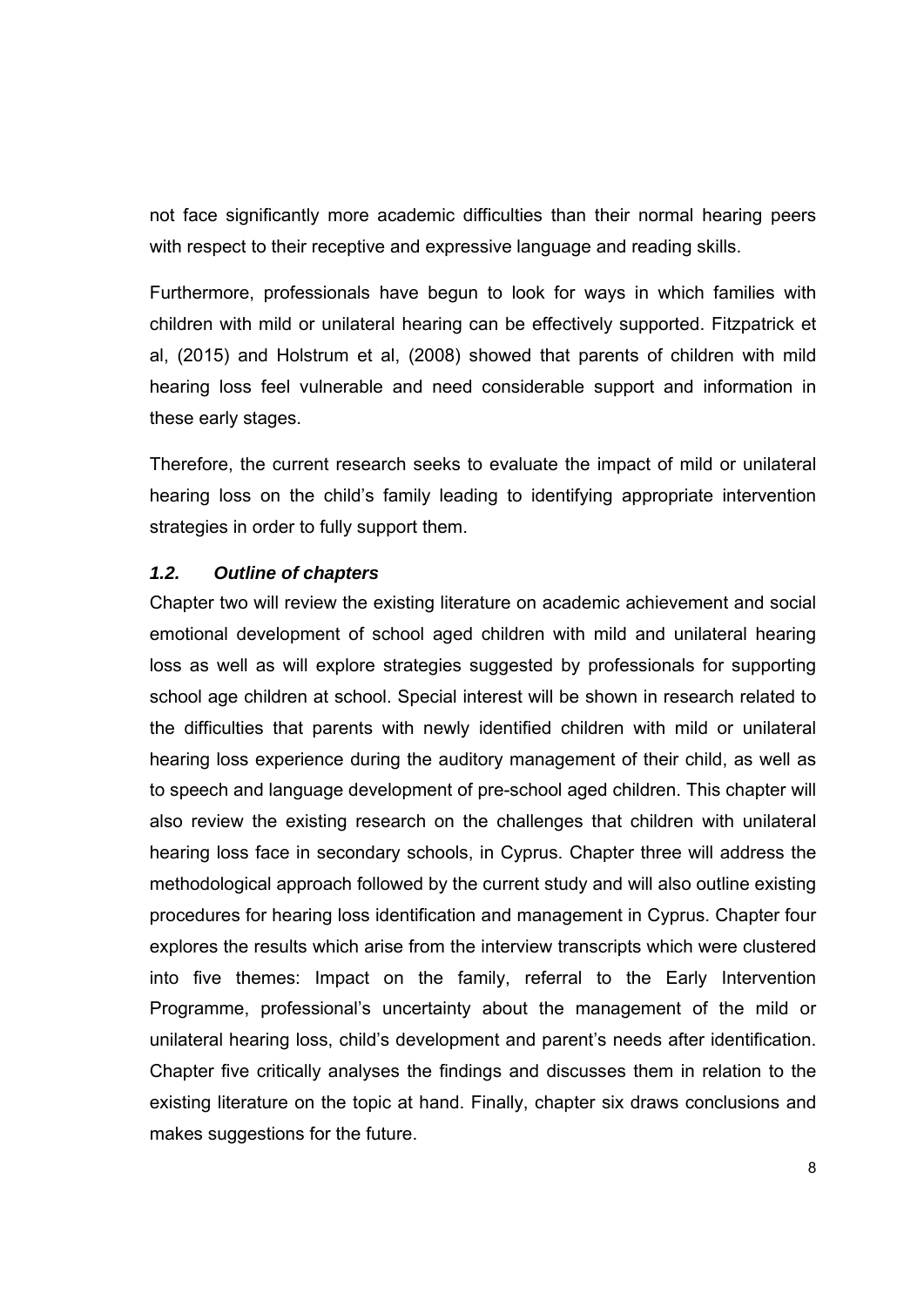not face significantly more academic difficulties than their normal hearing peers with respect to their receptive and expressive language and reading skills.

Furthermore, professionals have begun to look for ways in which families with children with mild or unilateral hearing can be effectively supported. Fitzpatrick et al, (2015) and Holstrum et al, (2008) showed that parents of children with mild hearing loss feel vulnerable and need considerable support and information in these early stages.

Therefore, the current research seeks to evaluate the impact of mild or unilateral hearing loss on the child's family leading to identifying appropriate intervention strategies in order to fully support them.

### *1.2. Outline of chapters*

Chapter two will review the existing literature on academic achievement and social emotional development of school aged children with mild and unilateral hearing loss as well as will explore strategies suggested by professionals for supporting school age children at school. Special interest will be shown in research related to the difficulties that parents with newly identified children with mild or unilateral hearing loss experience during the auditory management of their child, as well as to speech and language development of pre-school aged children. This chapter will also review the existing research on the challenges that children with unilateral hearing loss face in secondary schools, in Cyprus. Chapter three will address the methodological approach followed by the current study and will also outline existing procedures for hearing loss identification and management in Cyprus. Chapter four explores the results which arise from the interview transcripts which were clustered into five themes: Impact on the family, referral to the Early Intervention Programme, professional's uncertainty about the management of the mild or unilateral hearing loss, child's development and parent's needs after identification. Chapter five critically analyses the findings and discusses them in relation to the existing literature on the topic at hand. Finally, chapter six draws conclusions and makes suggestions for the future.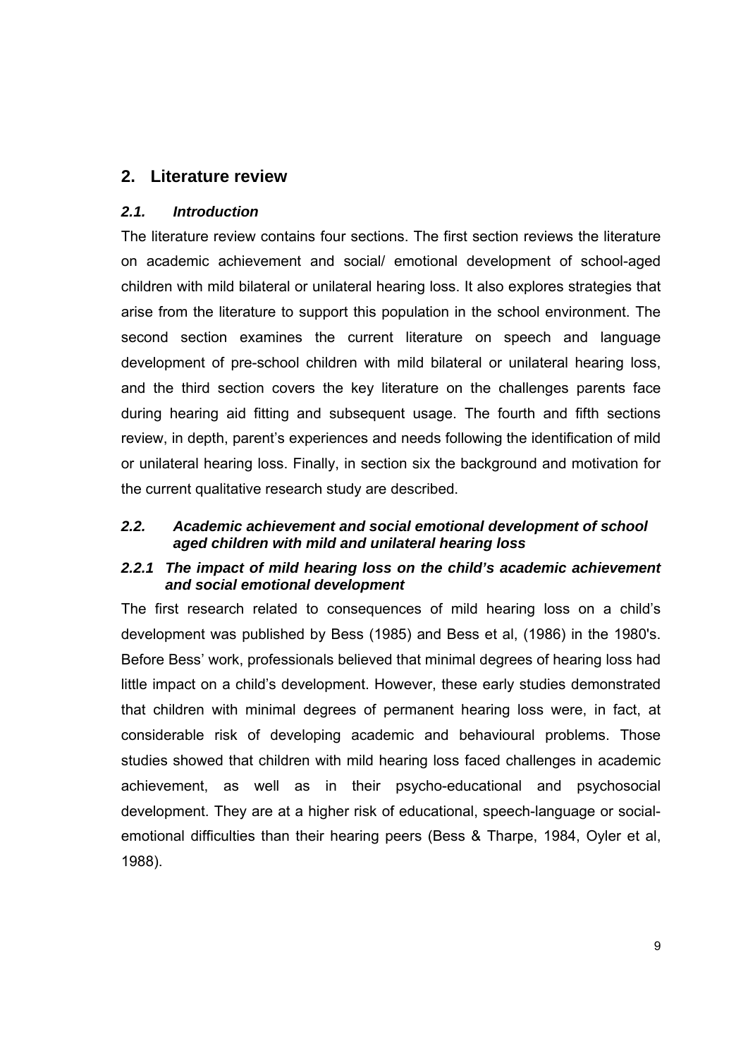# 2. Literature review

## *2.1. Introduction*

The literature review contains four sections. The first section reviews the literature on academic achievement and social/ emotional development of school-aged children with mild bilateral or unilateral hearing loss. It also explores strategies that arise from the literature to support this population in the school environment. The second section examines the current literature on speech and language development of pre-school children with mild bilateral or unilateral hearing loss, and the third section covers the key literature on the challenges parents face during hearing aid fitting and subsequent usage. The fourth and fifth sections review, in depth, parent's experiences and needs following the identification of mild or unilateral hearing loss. Finally, in section six the background and motivation for the current qualitative research study are described.

## *2.2. Academic achievement and social emotional development of school aged children with mild and unilateral hearing loss*

### *2.2.1 The impact of mild hearing loss on the child's academic achievement and social emotional development*

The first research related to consequences of mild hearing loss on a child's development was published by Bess (1985) and Bess et al, (1986) in the 1980's. Before Bess' work, professionals believed that minimal degrees of hearing loss had little impact on a child's development. However, these early studies demonstrated that children with minimal degrees of permanent hearing loss were, in fact, at considerable risk of developing academic and behavioural problems. Those studies showed that children with mild hearing loss faced challenges in academic achievement, as well as in their psycho-educational and psychosocial development. They are at a higher risk of educational, speech-language or social-emotional difficulties than their hearing peers (Bess & Tharpe, 1984, Oyler et al, 1988).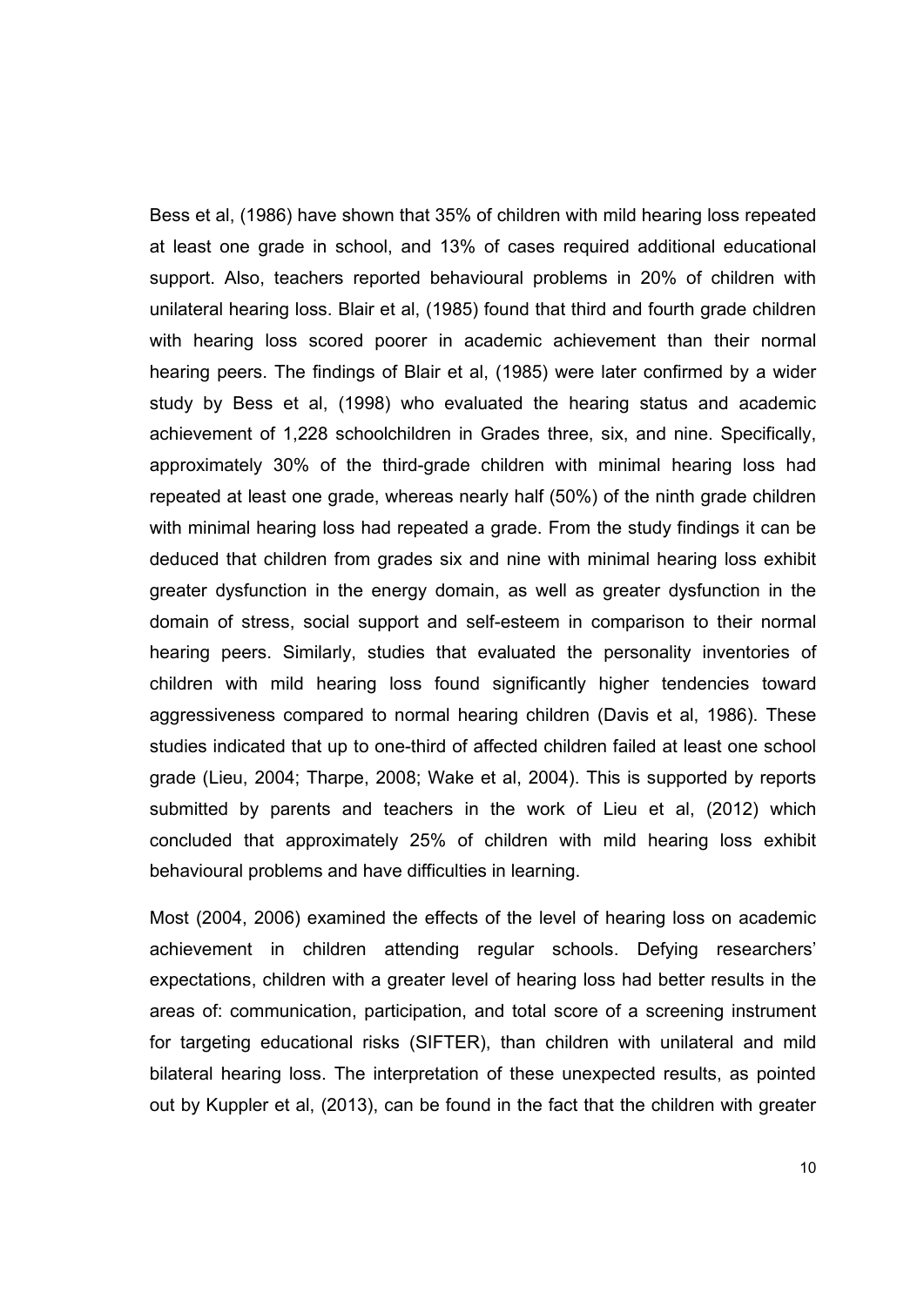Bess et al, (1986) have shown that 35% of children with mild hearing loss repeated at least one grade in school, and 13% of cases required additional educational support. Also, teachers reported behavioural problems in 20% of children with unilateral hearing loss. Blair et al, (1985) found that third and fourth grade children with hearing loss scored poorer in academic achievement than their normal hearing peers. The findings of Blair et al, (1985) were later confirmed by a wider study by Bess et al, (1998) who evaluated the hearing status and academic achievement of 1,228 schoolchildren in Grades three, six, and nine. Specifically, approximately 30% of the third-grade children with minimal hearing loss had repeated at least one grade, whereas nearly half (50%) of the ninth grade children with minimal hearing loss had repeated a grade. From the study findings it can be deduced that children from grades six and nine with minimal hearing loss exhibit greater dysfunction in the energy domain, as well as greater dysfunction in the domain of stress, social support and self-esteem in comparison to their normal hearing peers. Similarly, studies that evaluated the personality inventories of children with mild hearing loss found significantly higher tendencies toward aggressiveness compared to normal hearing children (Davis et al, 1986). These studies indicated that up to one-third of affected children failed at least one school grade (Lieu, 2004; Tharpe, 2008; Wake et al, 2004). This is supported by reports submitted by parents and teachers in the work of Lieu et al, (2012) which concluded that approximately 25% of children with mild hearing loss exhibit behavioural problems and have difficulties in learning.

Most (2004, 2006) examined the effects of the level of hearing loss on academic achievement in children attending regular schools. Defying researchers' expectations, children with a greater level of hearing loss had better results in the areas of: communication, participation, and total score of a screening instrument for targeting educational risks (SIFTER), than children with unilateral and mild bilateral hearing loss. The interpretation of these unexpected results, as pointed out by Kuppler et al, (2013), can be found in the fact that the children with greater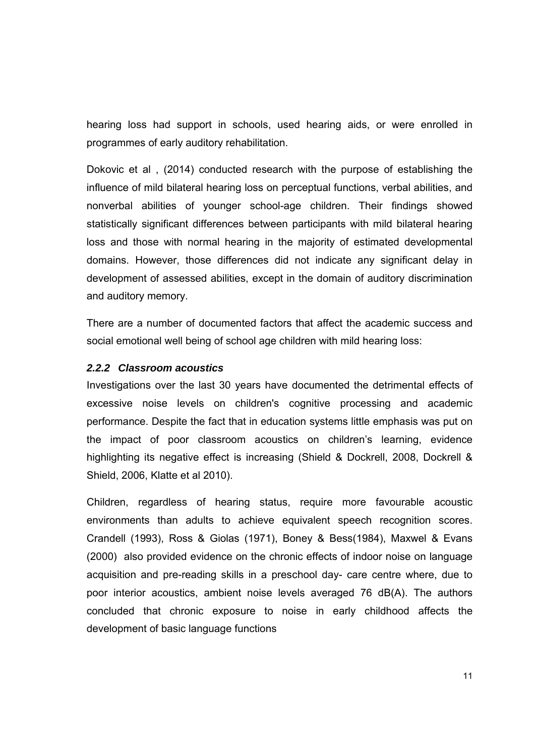hearing loss had support in schools, used hearing aids, or were enrolled in programmes of early auditory rehabilitation.

Dokovic et al , (2014) conducted research with the purpose of establishing the influence of mild bilateral hearing loss on perceptual functions, verbal abilities, and nonverbal abilities of younger school-age children. Their findings showed statistically significant differences between participants with mild bilateral hearing loss and those with normal hearing in the majority of estimated developmental domains. However, those differences did not indicate any significant delay in development of assessed abilities, except in the domain of auditory discrimination and auditory memory.

There are a number of documented factors that affect the academic success and social emotional well being of school age children with mild hearing loss:

### *2.2.2 Classroom acoustics*

Investigations over the last 30 years have documented the detrimental effects of excessive noise levels on children's cognitive processing and academic performance. Despite the fact that in education systems little emphasis was put on the impact of poor classroom acoustics on children's learning, evidence highlighting its negative effect is increasing (Shield & Dockrell, 2008, Dockrell & Shield, 2006, Klatte et al 2010).

Children, regardless of hearing status, require more favourable acoustic environments than adults to achieve equivalent speech recognition scores. Crandell (1993), Ross & Giolas (1971), Boney & Bess(1984), Maxwel & Evans (2000) also provided evidence on the chronic effects of indoor noise on language acquisition and pre-reading skills in a preschool day- care centre where, due to poor interior acoustics, ambient noise levels averaged 76 dB(A). The authors concluded that chronic exposure to noise in early childhood affects the development of basic language functions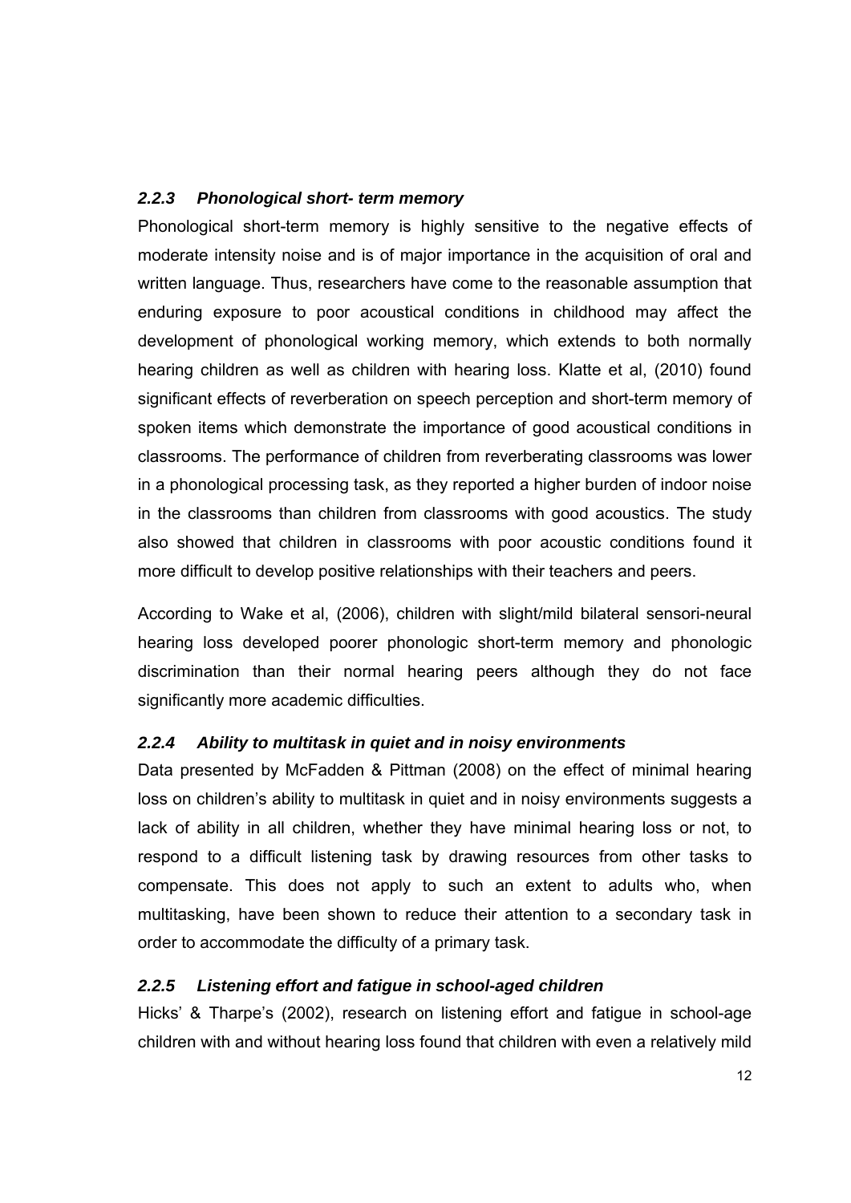### *2.2.3 Phonological short- term memory*

Phonological short-term memory is highly sensitive to the negative effects of moderate intensity noise and is of major importance in the acquisition of oral and written language. Thus, researchers have come to the reasonable assumption that enduring exposure to poor acoustical conditions in childhood may affect the development of phonological working memory, which extends to both normally hearing children as well as children with hearing loss. Klatte et al, (2010) found significant effects of reverberation on speech perception and short-term memory of spoken items which demonstrate the importance of good acoustical conditions in classrooms. The performance of children from reverberating classrooms was lower in a phonological processing task, as they reported a higher burden of indoor noise in the classrooms than children from classrooms with good acoustics. The study also showed that children in classrooms with poor acoustic conditions found it more difficult to develop positive relationships with their teachers and peers.

According to Wake et al, (2006), children with slight/mild bilateral sensori-neural hearing loss developed poorer phonologic short-term memory and phonologic discrimination than their normal hearing peers although they do not face significantly more academic difficulties.

### *2.2.4 Ability to multitask in quiet and in noisy environments*

Data presented by McFadden & Pittman (2008) on the effect of minimal hearing loss on children's ability to multitask in quiet and in noisy environments suggests a lack of ability in all children, whether they have minimal hearing loss or not, to respond to a difficult listening task by drawing resources from other tasks to compensate. This does not apply to such an extent to adults who, when multitasking, have been shown to reduce their attention to a secondary task in order to accommodate the difficulty of a primary task.

### *2.2.5 Listening effort and fatigue in school-aged children*

Hicks' & Tharpe's (2002), research on listening effort and fatigue in school-age children with and without hearing loss found that children with even a relatively mild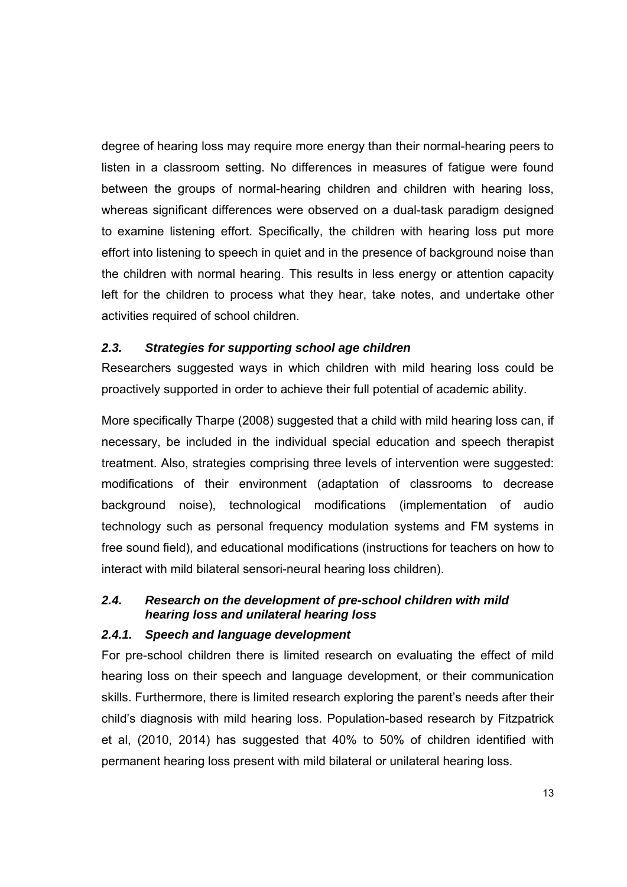degree of hearing loss may require more energy than their normal-hearing peers to listen in a classroom setting. No differences in measures of fatigue were found between the groups of normal-hearing children and children with hearing loss, whereas significant differences were observed on a dual-task paradigm designed to examine listening effort. Specifically, the children with hearing loss put more effort into listening to speech in quiet and in the presence of background noise than the children with normal hearing. This results in less energy or attention capacity left for the children to process what they hear, take notes, and undertake other activities required of school children.

### *2.3. Strategies for supporting school age children*

Researchers suggested ways in which children with mild hearing loss could be proactively supported in order to achieve their full potential of academic ability.

More specifically Tharpe (2008) suggested that a child with mild hearing loss can, if necessary, be included in the individual special education and speech therapist treatment. Also, strategies comprising three levels of intervention were suggested: modifications of their environment (adaptation of classrooms to decrease background noise), technological modifications (implementation of audio technology such as personal frequency modulation systems and FM systems in free sound field), and educational modifications (instructions for teachers on how to interact with mild bilateral sensori-neural hearing loss children).

### *2.4. Research on the development of pre-school children with mild hearing loss and unilateral hearing loss*

#### *2.4.1. Speech and language development*

For pre-school children there is limited research on evaluating the effect of mild hearing loss on their speech and language development, or their communication skills. Furthermore, there is limited research exploring the parent's needs after their child's diagnosis with mild hearing loss. Population-based research by Fitzpatrick et al, (2010, 2014) has suggested that 40% to 50% of children identified with permanent hearing loss present with mild bilateral or unilateral hearing loss.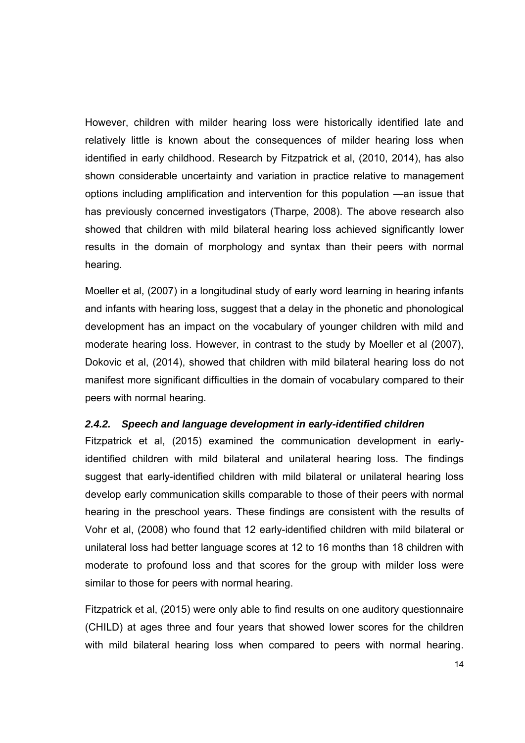However, children with milder hearing loss were historically identified late and relatively little is known about the consequences of milder hearing loss when identified in early childhood. Research by Fitzpatrick et al, (2010, 2014), has also shown considerable uncertainty and variation in practice relative to management options including amplification and intervention for this population —an issue that has previously concerned investigators (Tharpe, 2008). The above research also showed that children with mild bilateral hearing loss achieved significantly lower results in the domain of morphology and syntax than their peers with normal hearing.

Moeller et al, (2007) in a longitudinal study of early word learning in hearing infants and infants with hearing loss, suggest that a delay in the phonetic and phonological development has an impact on the vocabulary of younger children with mild and moderate hearing loss. However, in contrast to the study by Moeller et al (2007), Dokovic et al, (2014), showed that children with mild bilateral hearing loss do not manifest more significant difficulties in the domain of vocabulary compared to their peers with normal hearing.

### *2.4.2. Speech and language development in early-identified children*

Fitzpatrick et al, (2015) examined the communication development in early-identified children with mild bilateral and unilateral hearing loss. The findings suggest that early-identified children with mild bilateral or unilateral hearing loss develop early communication skills comparable to those of their peers with normal hearing in the preschool years. These findings are consistent with the results of Vohr et al, (2008) who found that 12 early-identified children with mild bilateral or unilateral loss had better language scores at 12 to 16 months than 18 children with moderate to profound loss and that scores for the group with milder loss were similar to those for peers with normal hearing.

Fitzpatrick et al, (2015) were only able to find results on one auditory questionnaire (CHILD) at ages three and four years that showed lower scores for the children with mild bilateral hearing loss when compared to peers with normal hearing.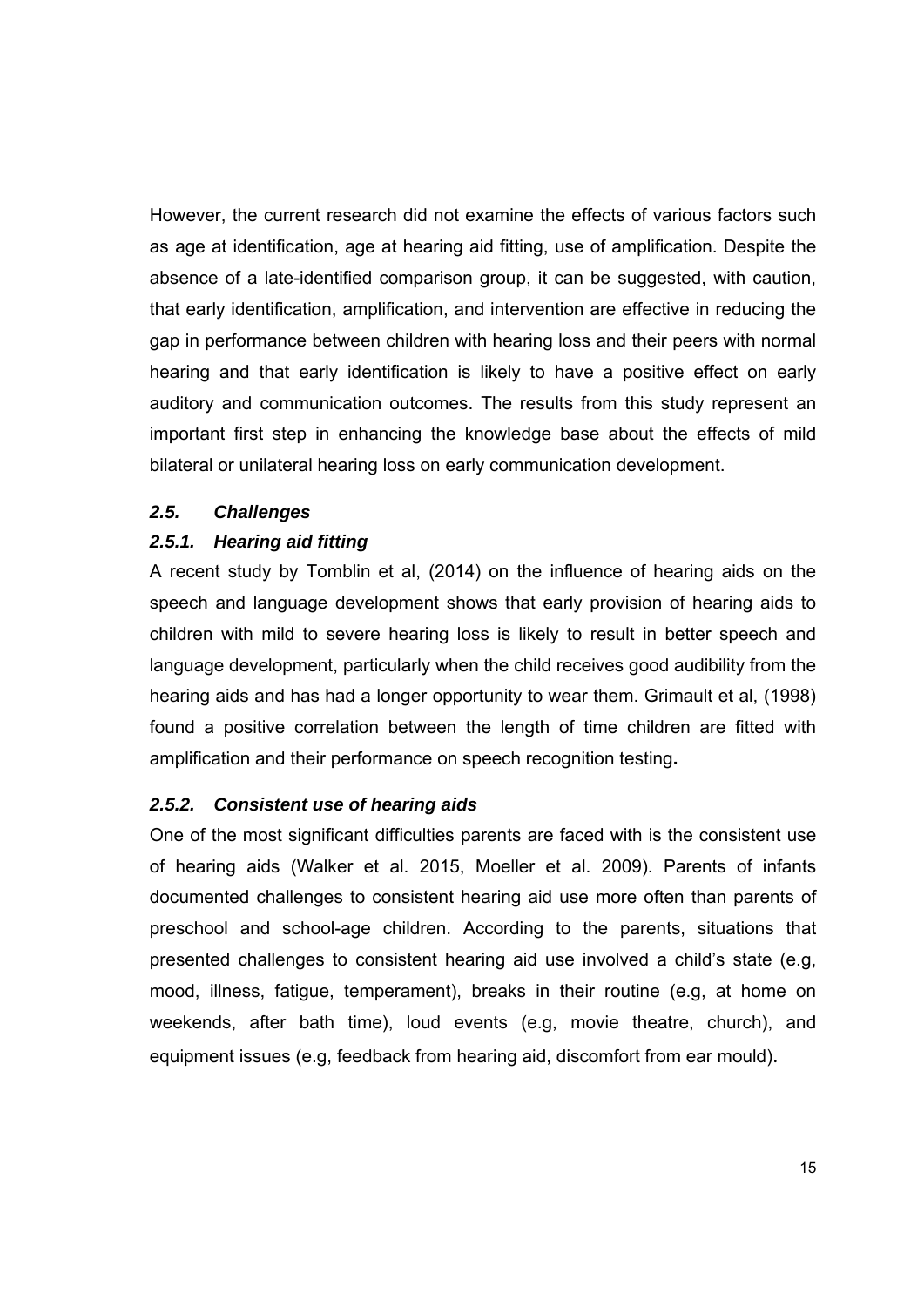However, the current research did not examine the effects of various factors such as age at identification, age at hearing aid fitting, use of amplification. Despite the absence of a late-identified comparison group, it can be suggested, with caution, that early identification, amplification, and intervention are effective in reducing the gap in performance between children with hearing loss and their peers with normal hearing and that early identification is likely to have a positive effect on early auditory and communication outcomes. The results from this study represent an important first step in enhancing the knowledge base about the effects of mild bilateral or unilateral hearing loss on early communication development.

## *2.5. Challenges*

### *2.5.1. Hearing aid fitting*

A recent study by Tomblin et al, (2014) on the influence of hearing aids on the speech and language development shows that early provision of hearing aids to children with mild to severe hearing loss is likely to result in better speech and language development, particularly when the child receives good audibility from the hearing aids and has had a longer opportunity to wear them. Grimault et al, (1998) found a positive correlation between the length of time children are fitted with amplification and their performance on speech recognition testing**.**

### *2.5.2. Consistent use of hearing aids*

One of the most significant difficulties parents are faced with is the consistent use of hearing aids (Walker et al. 2015, Moeller et al. 2009). Parents of infants documented challenges to consistent hearing aid use more often than parents of preschool and school-age children. According to the parents, situations that presented challenges to consistent hearing aid use involved a child's state (e.g, mood, illness, fatigue, temperament), breaks in their routine (e.g, at home on weekends, after bath time), loud events (e.g, movie theatre, church), and equipment issues (e.g, feedback from hearing aid, discomfort from ear mould).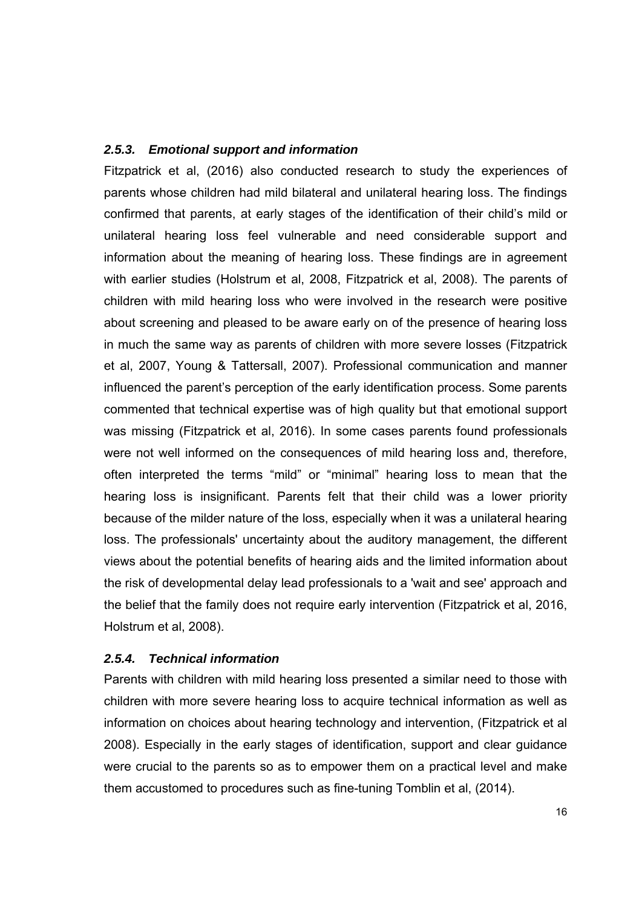### *2.5.3. Emotional support and information*

Fitzpatrick et al, (2016) also conducted research to study the experiences of parents whose children had mild bilateral and unilateral hearing loss. The findings confirmed that parents, at early stages of the identification of their child's mild or unilateral hearing loss feel vulnerable and need considerable support and information about the meaning of hearing loss. These findings are in agreement with earlier studies (Holstrum et al, 2008, Fitzpatrick et al, 2008). The parents of children with mild hearing loss who were involved in the research were positive about screening and pleased to be aware early on of the presence of hearing loss in much the same way as parents of children with more severe losses (Fitzpatrick et al, 2007, Young & Tattersall, 2007). Professional communication and manner influenced the parent's perception of the early identification process. Some parents commented that technical expertise was of high quality but that emotional support was missing (Fitzpatrick et al, 2016). In some cases parents found professionals were not well informed on the consequences of mild hearing loss and, therefore, often interpreted the terms "mild" or "minimal" hearing loss to mean that the hearing loss is insignificant. Parents felt that their child was a lower priority because of the milder nature of the loss, especially when it was a unilateral hearing loss. The professionals' uncertainty about the auditory management, the different views about the potential benefits of hearing aids and the limited information about the risk of developmental delay lead professionals to a 'wait and see' approach and the belief that the family does not require early intervention (Fitzpatrick et al, 2016, Holstrum et al, 2008).

### *2.5.4. Technical information*

Parents with children with mild hearing loss presented a similar need to those with children with more severe hearing loss to acquire technical information as well as information on choices about hearing technology and intervention, (Fitzpatrick et al 2008). Especially in the early stages of identification, support and clear guidance were crucial to the parents so as to empower them on a practical level and make them accustomed to procedures such as fine-tuning Tomblin et al, (2014).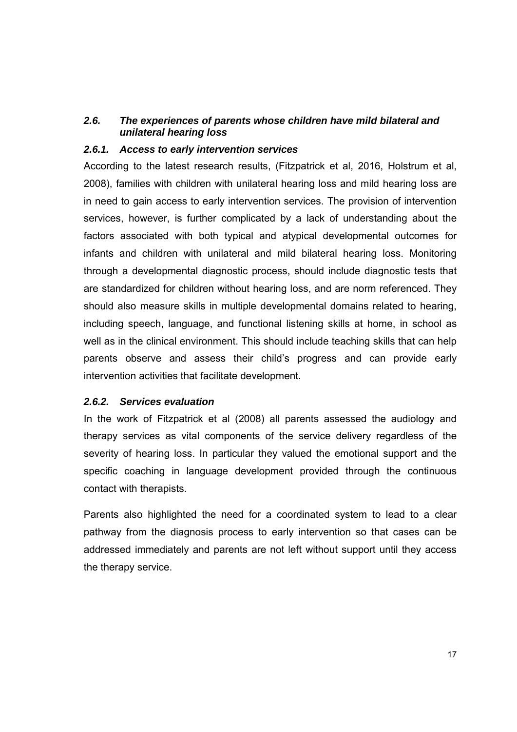## *2.6. The experiences of parents whose children have mild bilateral and unilateral hearing loss*

### *2.6.1. Access to early intervention services*

According to the latest research results, (Fitzpatrick et al, 2016, Holstrum et al, 2008), families with children with unilateral hearing loss and mild hearing loss are in need to gain access to early intervention services. The provision of intervention services, however, is further complicated by a lack of understanding about the factors associated with both typical and atypical developmental outcomes for infants and children with unilateral and mild bilateral hearing loss. Monitoring through a developmental diagnostic process, should include diagnostic tests that are standardized for children without hearing loss, and are norm referenced. They should also measure skills in multiple developmental domains related to hearing, including speech, language, and functional listening skills at home, in school as well as in the clinical environment. This should include teaching skills that can help parents observe and assess their child's progress and can provide early intervention activities that facilitate development.

### *2.6.2. Services evaluation*

In the work of Fitzpatrick et al (2008) all parents assessed the audiology and therapy services as vital components of the service delivery regardless of the severity of hearing loss. In particular they valued the emotional support and the specific coaching in language development provided through the continuous contact with therapists.

Parents also highlighted the need for a coordinated system to lead to a clear pathway from the diagnosis process to early intervention so that cases can be addressed immediately and parents are not left without support until they access the therapy service.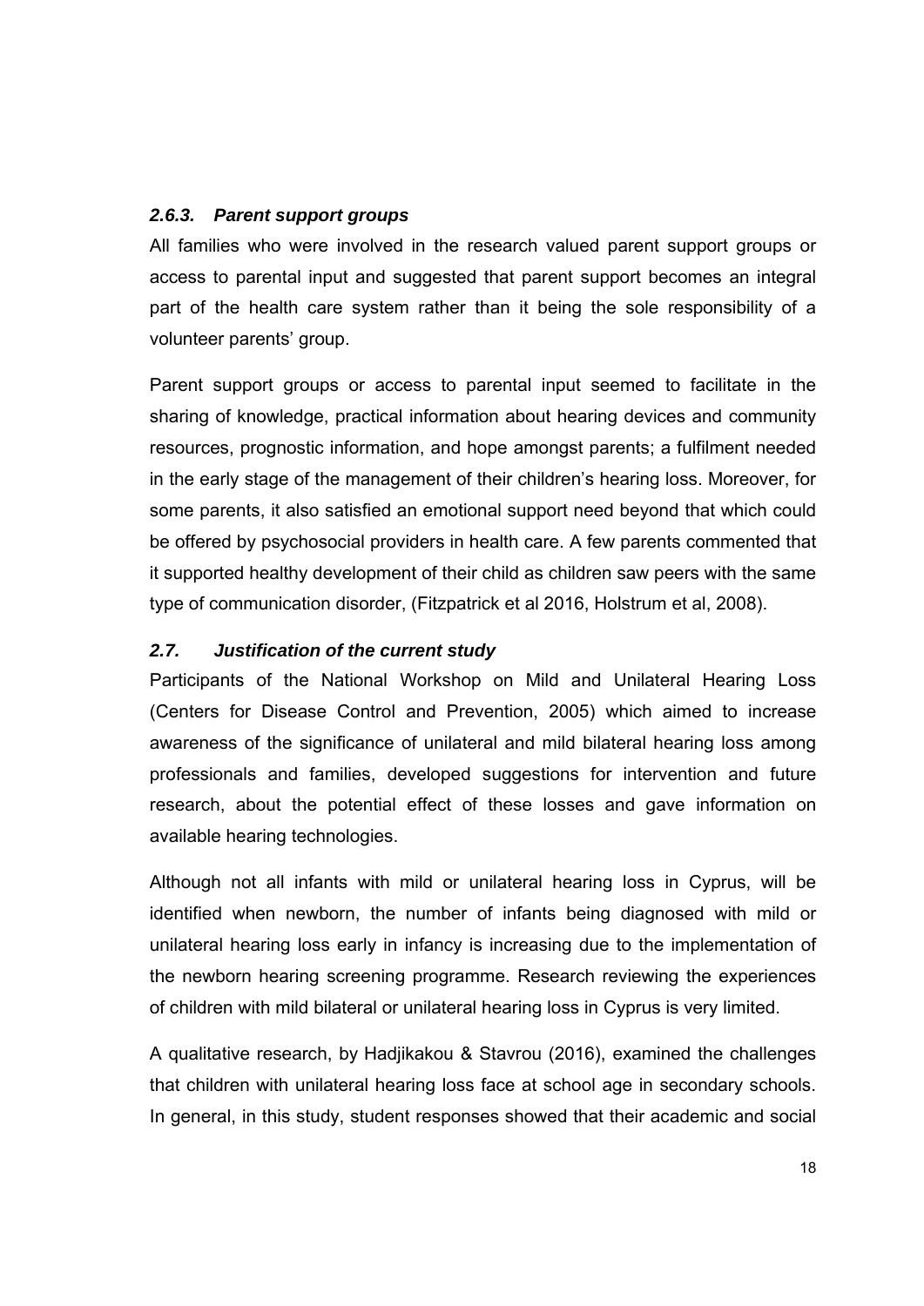### *2.6.3. Parent support groups*

All families who were involved in the research valued parent support groups or access to parental input and suggested that parent support becomes an integral part of the health care system rather than it being the sole responsibility of a volunteer parents' group.

Parent support groups or access to parental input seemed to facilitate in the sharing of knowledge, practical information about hearing devices and community resources, prognostic information, and hope amongst parents; a fulfilment needed in the early stage of the management of their children's hearing loss. Moreover, for some parents, it also satisfied an emotional support need beyond that which could be offered by psychosocial providers in health care. A few parents commented that it supported healthy development of their child as children saw peers with the same type of communication disorder, (Fitzpatrick et al 2016, Holstrum et al, 2008).

## *2.7. Justification of the current study*

Participants of the National Workshop on Mild and Unilateral Hearing Loss (Centers for Disease Control and Prevention, 2005) which aimed to increase awareness of the significance of unilateral and mild bilateral hearing loss among professionals and families, developed suggestions for intervention and future research, about the potential effect of these losses and gave information on available hearing technologies.

Although not all infants with mild or unilateral hearing loss in Cyprus, will be identified when newborn, the number of infants being diagnosed with mild or unilateral hearing loss early in infancy is increasing due to the implementation of the newborn hearing screening programme. Research reviewing the experiences of children with mild bilateral or unilateral hearing loss in Cyprus is very limited.

A qualitative research, by Hadjikakou & Stavrou (2016), examined the challenges that children with unilateral hearing loss face at school age in secondary schools. In general, in this study, student responses showed that their academic and social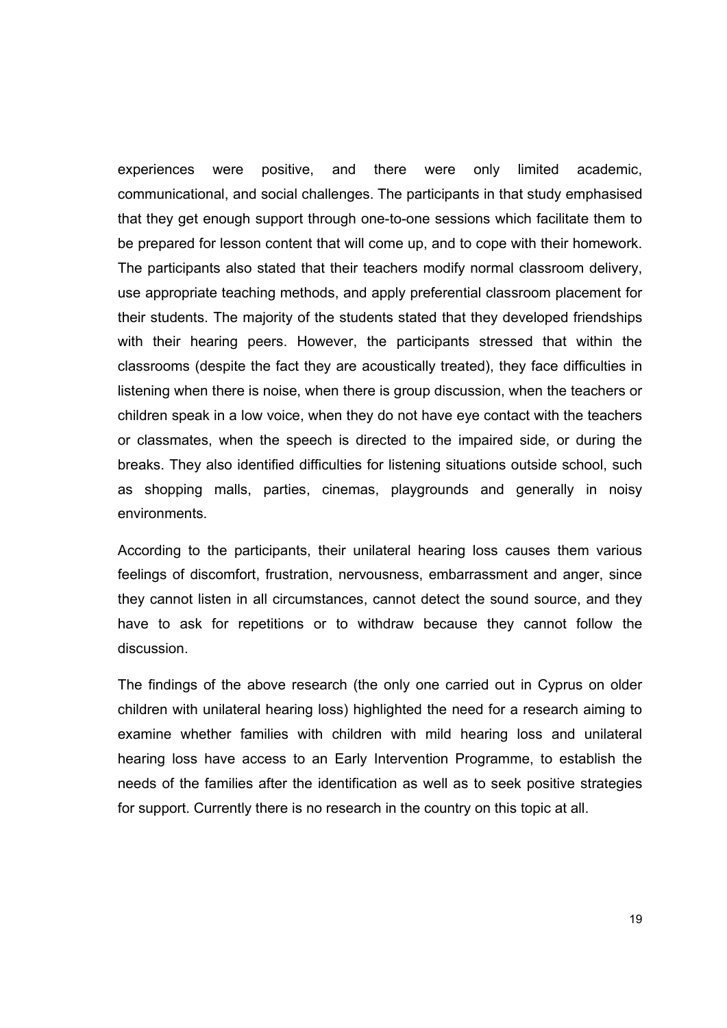experiences were positive, and there were only limited academic, communicational, and social challenges. The participants in that study emphasised that they get enough support through one-to-one sessions which facilitate them to be prepared for lesson content that will come up, and to cope with their homework. The participants also stated that their teachers modify normal classroom delivery, use appropriate teaching methods, and apply preferential classroom placement for their students. The majority of the students stated that they developed friendships with their hearing peers. However, the participants stressed that within the classrooms (despite the fact they are acoustically treated), they face difficulties in listening when there is noise, when there is group discussion, when the teachers or children speak in a low voice, when they do not have eye contact with the teachers or classmates, when the speech is directed to the impaired side, or during the breaks. They also identified difficulties for listening situations outside school, such as shopping malls, parties, cinemas, playgrounds and generally in noisy environments.

According to the participants, their unilateral hearing loss causes them various feelings of discomfort, frustration, nervousness, embarrassment and anger, since they cannot listen in all circumstances, cannot detect the sound source, and they have to ask for repetitions or to withdraw because they cannot follow the discussion.

The findings of the above research (the only one carried out in Cyprus on older children with unilateral hearing loss) highlighted the need for a research aiming to examine whether families with children with mild hearing loss and unilateral hearing loss have access to an Early Intervention Programme, to establish the needs of the families after the identification as well as to seek positive strategies for support. Currently there is no research in the country on this topic at all.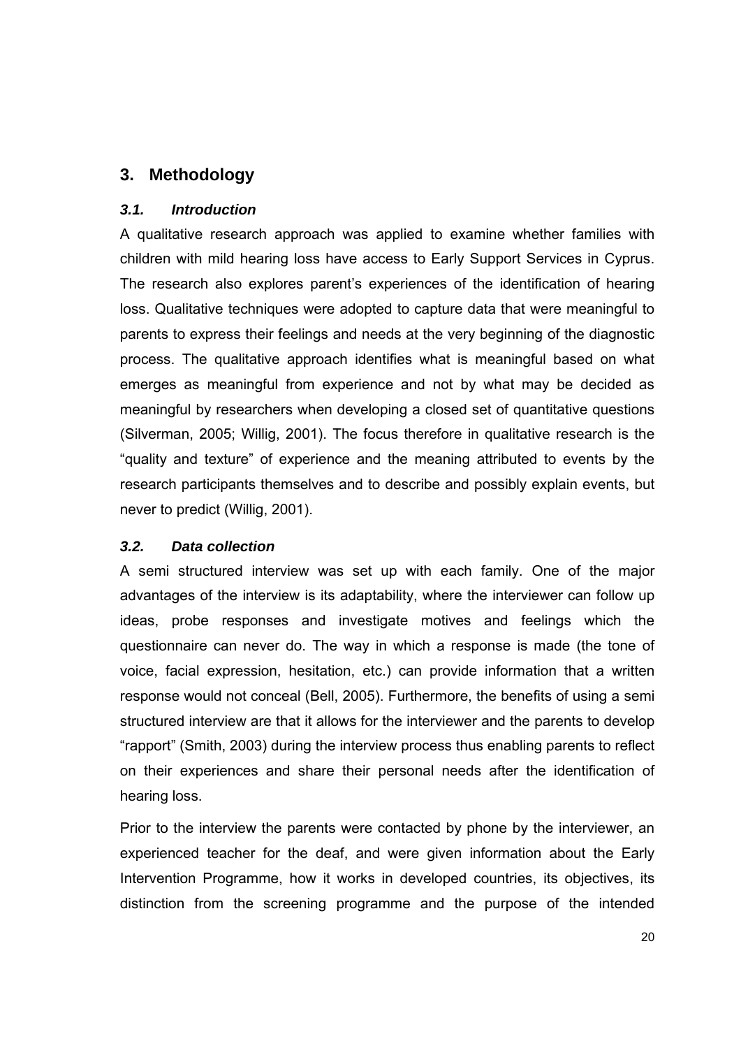## 3. Methodology

### *3.1. Introduction*

A qualitative research approach was applied to examine whether families with children with mild hearing loss have access to Early Support Services in Cyprus. The research also explores parent's experiences of the identification of hearing loss. Qualitative techniques were adopted to capture data that were meaningful to parents to express their feelings and needs at the very beginning of the diagnostic process. The qualitative approach identifies what is meaningful based on what emerges as meaningful from experience and not by what may be decided as meaningful by researchers when developing a closed set of quantitative questions (Silverman, 2005; Willig, 2001). The focus therefore in qualitative research is the "quality and texture" of experience and the meaning attributed to events by the research participants themselves and to describe and possibly explain events, but never to predict (Willig, 2001).

### *3.2. Data collection*

A semi structured interview was set up with each family. One of the major advantages of the interview is its adaptability, where the interviewer can follow up ideas, probe responses and investigate motives and feelings which the questionnaire can never do. The way in which a response is made (the tone of voice, facial expression, hesitation, etc.) can provide information that a written response would not conceal (Bell, 2005). Furthermore, the benefits of using a semi structured interview are that it allows for the interviewer and the parents to develop "rapport" (Smith, 2003) during the interview process thus enabling parents to reflect on their experiences and share their personal needs after the identification of hearing loss.

Prior to the interview the parents were contacted by phone by the interviewer, an experienced teacher for the deaf, and were given information about the Early Intervention Programme, how it works in developed countries, its objectives, its distinction from the screening programme and the purpose of the intended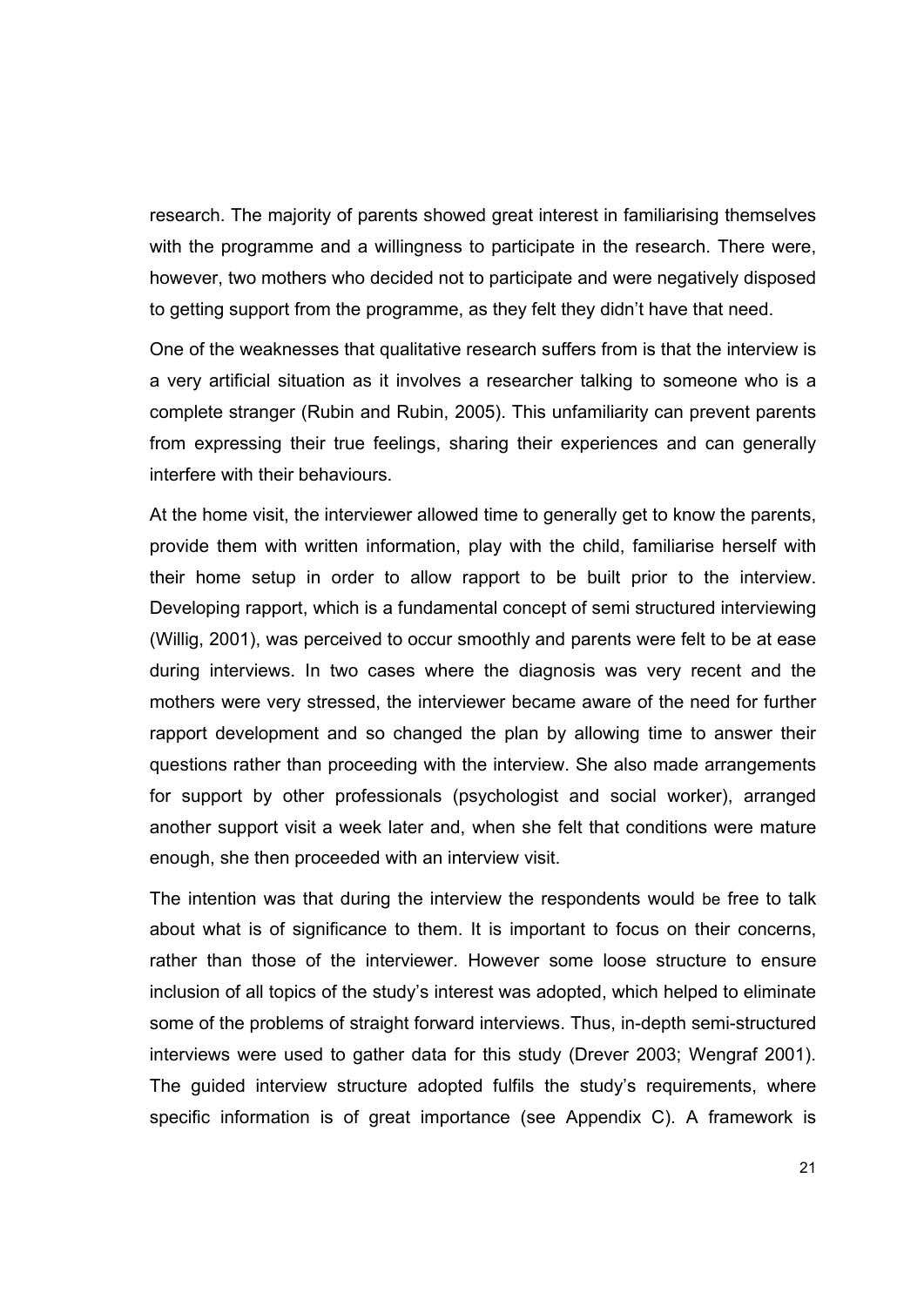research. The majority of parents showed great interest in familiarising themselves with the programme and a willingness to participate in the research. There were, however, two mothers who decided not to participate and were negatively disposed to getting support from the programme, as they felt they didn't have that need.

One of the weaknesses that qualitative research suffers from is that the interview is a very artificial situation as it involves a researcher talking to someone who is a complete stranger (Rubin and Rubin, 2005). This unfamiliarity can prevent parents from expressing their true feelings, sharing their experiences and can generally interfere with their behaviours.

At the home visit, the interviewer allowed time to generally get to know the parents, provide them with written information, play with the child, familiarise herself with their home setup in order to allow rapport to be built prior to the interview. Developing rapport, which is a fundamental concept of semi structured interviewing (Willig, 2001), was perceived to occur smoothly and parents were felt to be at ease during interviews. In two cases where the diagnosis was very recent and the mothers were very stressed, the interviewer became aware of the need for further rapport development and so changed the plan by allowing time to answer their questions rather than proceeding with the interview. She also made arrangements for support by other professionals (psychologist and social worker), arranged another support visit a week later and, when she felt that conditions were mature enough, she then proceeded with an interview visit.

The intention was that during the interview the respondents would be free to talk about what is of significance to them. It is important to focus on their concerns, rather than those of the interviewer. However some loose structure to ensure inclusion of all topics of the study's interest was adopted, which helped to eliminate some of the problems of straight forward interviews. Thus, in-depth semi-structured interviews were used to gather data for this study (Drever 2003; Wengraf 2001). The guided interview structure adopted fulfils the study's requirements, where specific information is of great importance (see Appendix C). A framework is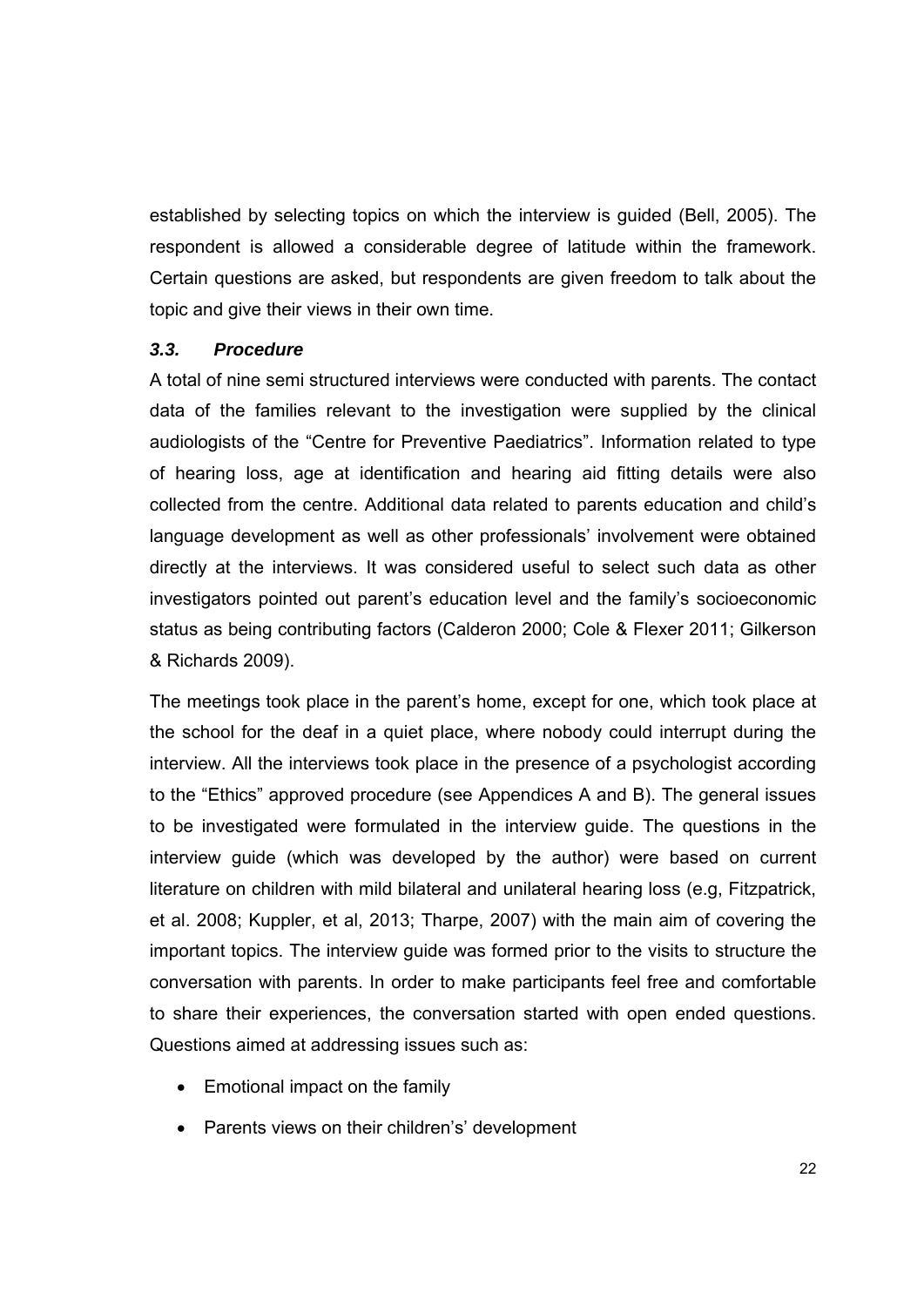established by selecting topics on which the interview is guided (Bell, 2005). The respondent is allowed a considerable degree of latitude within the framework. Certain questions are asked, but respondents are given freedom to talk about the topic and give their views in their own time.

### *3.3. Procedure*

A total of nine semi structured interviews were conducted with parents. The contact data of the families relevant to the investigation were supplied by the clinical audiologists of the "Centre for Preventive Paediatrics". Information related to type of hearing loss, age at identification and hearing aid fitting details were also collected from the centre. Additional data related to parents education and child's language development as well as other professionals' involvement were obtained directly at the interviews. It was considered useful to select such data as other investigators pointed out parent's education level and the family's socioeconomic status as being contributing factors (Calderon 2000; Cole & Flexer 2011; Gilkerson & Richards 2009).

The meetings took place in the parent's home, except for one, which took place at the school for the deaf in a quiet place, where nobody could interrupt during the interview. All the interviews took place in the presence of a psychologist according to the "Ethics" approved procedure (see Appendices A and B). The general issues to be investigated were formulated in the interview guide. The questions in the interview guide (which was developed by the author) were based on current literature on children with mild bilateral and unilateral hearing loss (e.g, Fitzpatrick, et al. 2008; Kuppler, et al, 2013; Tharpe, 2007) with the main aim of covering the important topics. The interview guide was formed prior to the visits to structure the conversation with parents. In order to make participants feel free and comfortable to share their experiences, the conversation started with open ended questions. Questions aimed at addressing issues such as:

- Emotional impact on the family
- Parents views on their children's' development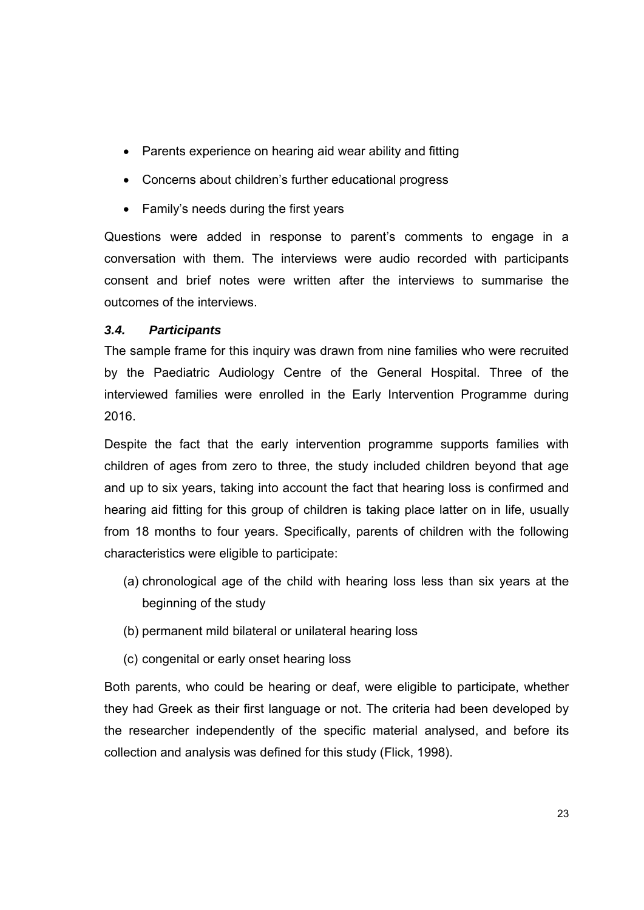- Parents experience on hearing aid wear ability and fitting
- Concerns about children's further educational progress
- Family's needs during the first years

Questions were added in response to parent's comments to engage in a conversation with them. The interviews were audio recorded with participants consent and brief notes were written after the interviews to summarise the outcomes of the interviews.

### *3.4. Participants*

The sample frame for this inquiry was drawn from nine families who were recruited by the Paediatric Audiology Centre of the General Hospital. Three of the interviewed families were enrolled in the Early Intervention Programme during 2016.

Despite the fact that the early intervention programme supports families with children of ages from zero to three, the study included children beyond that age and up to six years, taking into account the fact that hearing loss is confirmed and hearing aid fitting for this group of children is taking place latter on in life, usually from 18 months to four years. Specifically, parents of children with the following characteristics were eligible to participate:

(a) chronological age of the child with hearing loss less than six years at the beginning of the study

(b) permanent mild bilateral or unilateral hearing loss

(c) congenital or early onset hearing loss

Both parents, who could be hearing or deaf, were eligible to participate, whether they had Greek as their first language or not. The criteria had been developed by the researcher independently of the specific material analysed, and before its collection and analysis was defined for this study (Flick, 1998).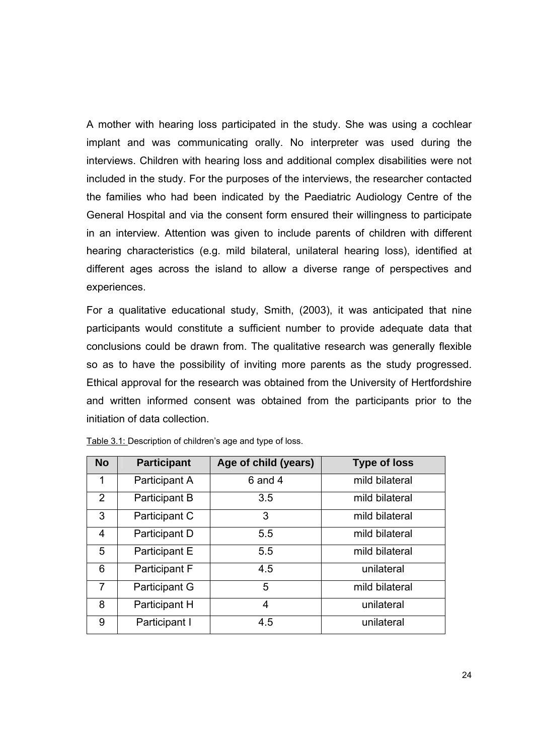A mother with hearing loss participated in the study. She was using a cochlear implant and was communicating orally. No interpreter was used during the interviews. Children with hearing loss and additional complex disabilities were not included in the study. For the purposes of the interviews, the researcher contacted the families who had been indicated by the Paediatric Audiology Centre of the General Hospital and via the consent form ensured their willingness to participate in an interview. Attention was given to include parents of children with different hearing characteristics (e.g. mild bilateral, unilateral hearing loss), identified at different ages across the island to allow a diverse range of perspectives and experiences.

For a qualitative educational study, Smith, (2003), it was anticipated that nine participants would constitute a sufficient number to provide adequate data that conclusions could be drawn from. The qualitative research was generally flexible so as to have the possibility of inviting more parents as the study progressed. Ethical approval for the research was obtained from the University of Hertfordshire and written informed consent was obtained from the participants prior to the initiation of data collection.

Table 3.1: Description of children's age and type of loss.

| No | Participant | Age of child (years) | Type of loss |
|---|---|---|---|
| 1 | Participant A | 6 and 4 | mild bilateral |
| 2 | Participant B | 3.5 | mild bilateral |
| 3 | Participant C | 3 | mild bilateral |
| 4 | Participant D | 5.5 | mild bilateral |
| 5 | Participant E | 5.5 | mild bilateral |
| 6 | Participant F | 4.5 | unilateral |
| 7 | Participant G | 5 | mild bilateral |
| 8 | Participant H | 4 | unilateral |
| 9 | Participant I | 4.5 | unilateral |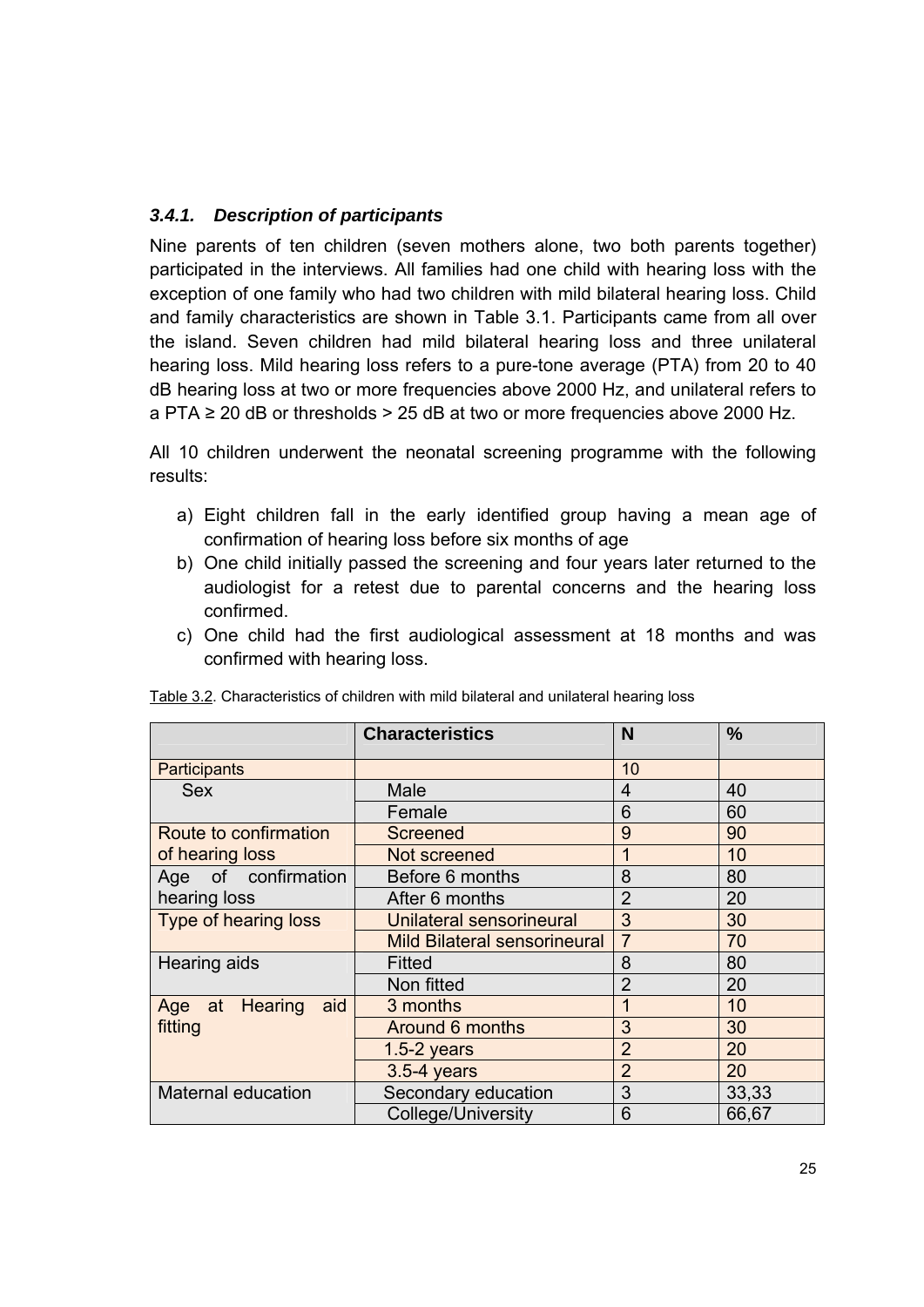### 3.4.1. *Description of participants*

Nine parents of ten children (seven mothers alone, two both parents together) participated in the interviews. All families had one child with hearing loss with the exception of one family who had two children with mild bilateral hearing loss. Child and family characteristics are shown in Table 3.1. Participants came from all over the island. Seven children had mild bilateral hearing loss and three unilateral hearing loss. Mild hearing loss refers to a pure-tone average (PTA) from 20 to 40 dB hearing loss at two or more frequencies above 2000 Hz, and unilateral refers to a PTA ≥ 20 dB or thresholds > 25 dB at two or more frequencies above 2000 Hz.

All 10 children underwent the neonatal screening programme with the following results:

a) Eight children fall in the early identified group having a mean age of confirmation of hearing loss before six months of age
b) One child initially passed the screening and four years later returned to the audiologist for a retest due to parental concerns and the hearing loss confirmed.
c) One child had the first audiological assessment at 18 months and was confirmed with hearing loss.

Table 3.2. Characteristics of children with mild bilateral and unilateral hearing loss

| | Characteristics | N | % |
|---|---|---|---|
| Participants | | 10 | |
| Sex | Male | 4 | 40 |
| | Female | 6 | 60 |
| Route to confirmation of hearing loss | Screened | 9 | 90 |
| | Not screened | 1 | 10 |
| Age of confirmation hearing loss | Before 6 months | 8 | 80 |
| | After 6 months | 2 | 20 |
| Type of hearing loss | Unilateral sensorineural | 3 | 30 |
| | Mild Bilateral sensorineural | 7 | 70 |
| Hearing aids | Fitted | 8 | 80 |
| | Non fitted | 2 | 20 |
| Age at Hearing aid fitting | 3 months | 1 | 10 |
| | Around 6 months | 3 | 30 |
| | 1.5-2 years | 2 | 20 |
| | 3.5-4 years | 2 | 20 |
| Maternal education | Secondary education | 3 | 33,33 |
| | College/University | 6 | 66,67 |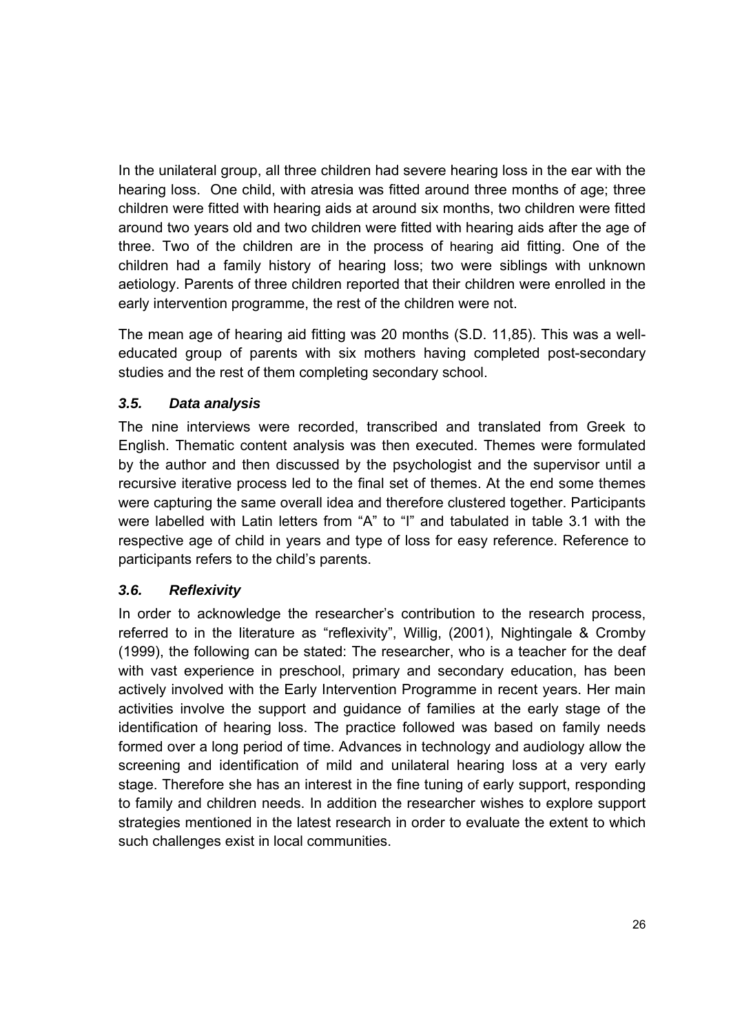In the unilateral group, all three children had severe hearing loss in the ear with the hearing loss. One child, with atresia was fitted around three months of age; three children were fitted with hearing aids at around six months, two children were fitted around two years old and two children were fitted with hearing aids after the age of three. Two of the children are in the process of hearing aid fitting. One of the children had a family history of hearing loss; two were siblings with unknown aetiology. Parents of three children reported that their children were enrolled in the early intervention programme, the rest of the children were not.

The mean age of hearing aid fitting was 20 months (S.D. 11,85). This was a well-educated group of parents with six mothers having completed post-secondary studies and the rest of them completing secondary school.

### *3.5. Data analysis*

The nine interviews were recorded, transcribed and translated from Greek to English. Thematic content analysis was then executed. Themes were formulated by the author and then discussed by the psychologist and the supervisor until a recursive iterative process led to the final set of themes. At the end some themes were capturing the same overall idea and therefore clustered together. Participants were labelled with Latin letters from "A" to "I" and tabulated in table 3.1 with the respective age of child in years and type of loss for easy reference. Reference to participants refers to the child's parents.

### *3.6. Reflexivity*

In order to acknowledge the researcher's contribution to the research process, referred to in the literature as "reflexivity", Willig, (2001), Nightingale & Cromby (1999), the following can be stated: The researcher, who is a teacher for the deaf with vast experience in preschool, primary and secondary education, has been actively involved with the Early Intervention Programme in recent years. Her main activities involve the support and guidance of families at the early stage of the identification of hearing loss. The practice followed was based on family needs formed over a long period of time. Advances in technology and audiology allow the screening and identification of mild and unilateral hearing loss at a very early stage. Therefore she has an interest in the fine tuning of early support, responding to family and children needs. In addition the researcher wishes to explore support strategies mentioned in the latest research in order to evaluate the extent to which such challenges exist in local communities.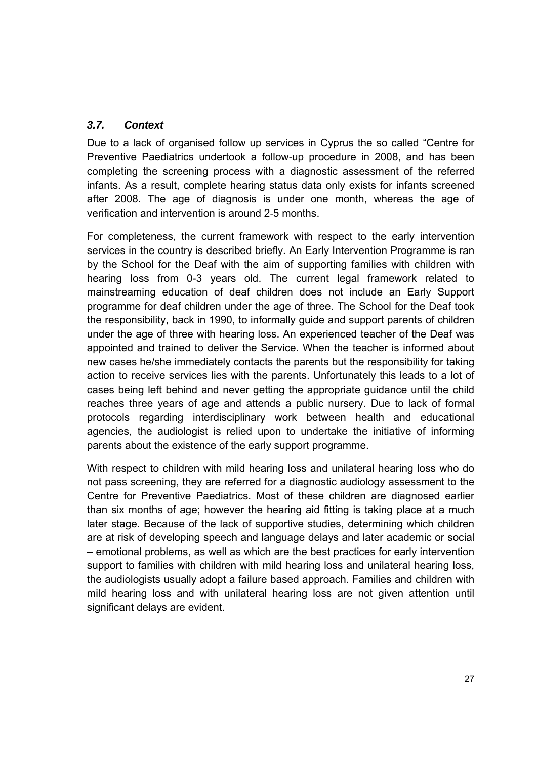### *3.7. Context*

Due to a lack of organised follow up services in Cyprus the so called “Centre for Preventive Paediatrics undertook a follow-up procedure in 2008, and has been completing the screening process with a diagnostic assessment of the referred infants. As a result, complete hearing status data only exists for infants screened after 2008. The age of diagnosis is under one month, whereas the age of verification and intervention is around 2-5 months.

For completeness, the current framework with respect to the early intervention services in the country is described briefly. An Early Intervention Programme is ran by the School for the Deaf with the aim of supporting families with children with hearing loss from 0-3 years old. The current legal framework related to mainstreaming education of deaf children does not include an Early Support programme for deaf children under the age of three. The School for the Deaf took the responsibility, back in 1990, to informally guide and support parents of children under the age of three with hearing loss. An experienced teacher of the Deaf was appointed and trained to deliver the Service. When the teacher is informed about new cases he/she immediately contacts the parents but the responsibility for taking action to receive services lies with the parents. Unfortunately this leads to a lot of cases being left behind and never getting the appropriate guidance until the child reaches three years of age and attends a public nursery. Due to lack of formal protocols regarding interdisciplinary work between health and educational agencies, the audiologist is relied upon to undertake the initiative of informing parents about the existence of the early support programme.

With respect to children with mild hearing loss and unilateral hearing loss who do not pass screening, they are referred for a diagnostic audiology assessment to the Centre for Preventive Paediatrics. Most of these children are diagnosed earlier than six months of age; however the hearing aid fitting is taking place at a much later stage. Because of the lack of supportive studies, determining which children are at risk of developing speech and language delays and later academic or social – emotional problems, as well as which are the best practices for early intervention support to families with children with mild hearing loss and unilateral hearing loss, the audiologists usually adopt a failure based approach. Families and children with mild hearing loss and with unilateral hearing loss are not given attention until significant delays are evident.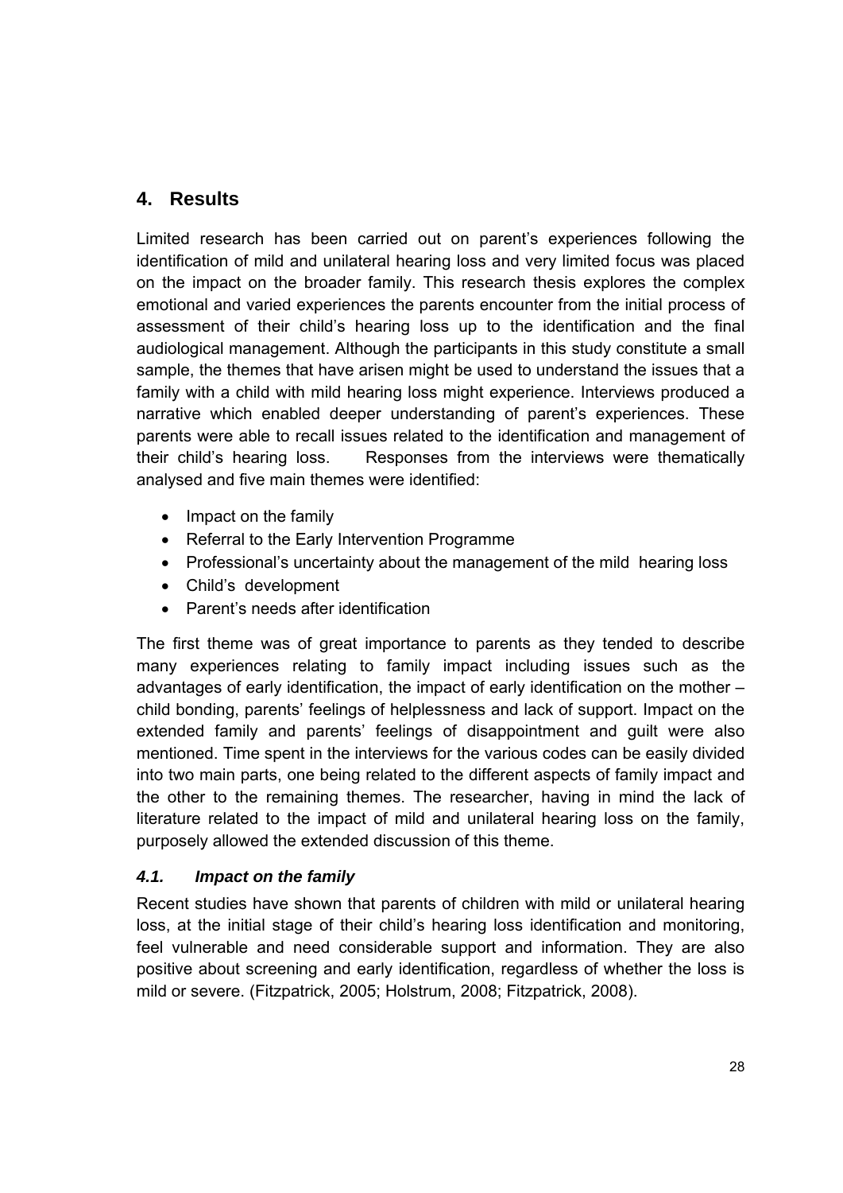# 4. Results

Limited research has been carried out on parent's experiences following the identification of mild and unilateral hearing loss and very limited focus was placed on the impact on the broader family. This research thesis explores the complex emotional and varied experiences the parents encounter from the initial process of assessment of their child's hearing loss up to the identification and the final audiological management. Although the participants in this study constitute a small sample, the themes that have arisen might be used to understand the issues that a family with a child with mild hearing loss might experience. Interviews produced a narrative which enabled deeper understanding of parent's experiences. These parents were able to recall issues related to the identification and management of their child's hearing loss. Responses from the interviews were thematically analysed and five main themes were identified:

- Impact on the family
- Referral to the Early Intervention Programme
- Professional's uncertainty about the management of the mild hearing loss
- Child's development
- Parent's needs after identification

The first theme was of great importance to parents as they tended to describe many experiences relating to family impact including issues such as the advantages of early identification, the impact of early identification on the mother – child bonding, parents' feelings of helplessness and lack of support. Impact on the extended family and parents' feelings of disappointment and guilt were also mentioned. Time spent in the interviews for the various codes can be easily divided into two main parts, one being related to the different aspects of family impact and the other to the remaining themes. The researcher, having in mind the lack of literature related to the impact of mild and unilateral hearing loss on the family, purposely allowed the extended discussion of this theme.

## *4.1. Impact on the family*

Recent studies have shown that parents of children with mild or unilateral hearing loss, at the initial stage of their child's hearing loss identification and monitoring, feel vulnerable and need considerable support and information. They are also positive about screening and early identification, regardless of whether the loss is mild or severe. (Fitzpatrick, 2005; Holstrum, 2008; Fitzpatrick, 2008).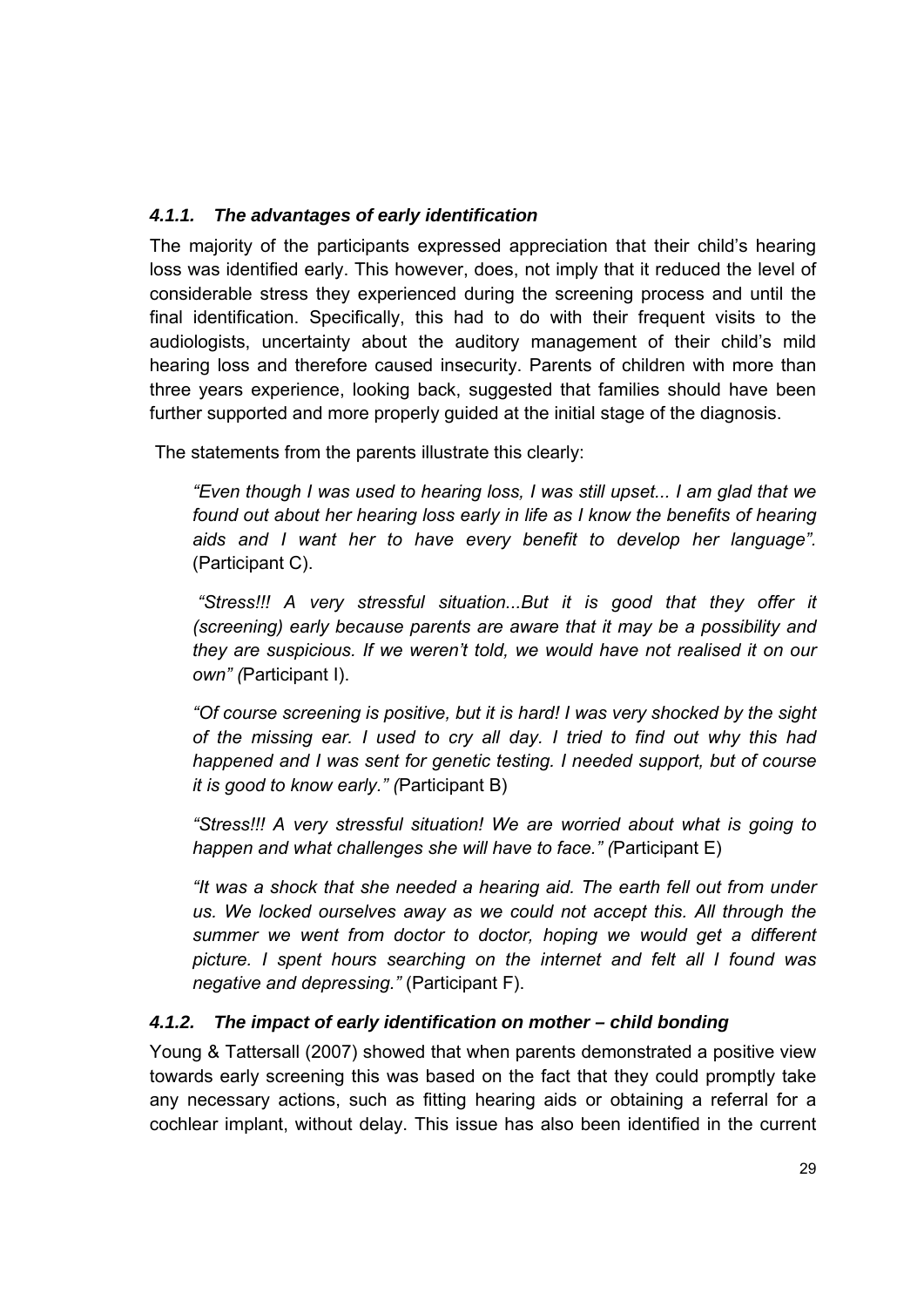### *4.1.1. The advantages of early identification*

The majority of the participants expressed appreciation that their child's hearing loss was identified early. This however, does, not imply that it reduced the level of considerable stress they experienced during the screening process and until the final identification. Specifically, this had to do with their frequent visits to the audiologists, uncertainty about the auditory management of their child's mild hearing loss and therefore caused insecurity. Parents of children with more than three years experience, looking back, suggested that families should have been further supported and more properly guided at the initial stage of the diagnosis.

The statements from the parents illustrate this clearly:

> *"Even though I was used to hearing loss, I was still upset... I am glad that we found out about her hearing loss early in life as I know the benefits of hearing aids and I want her to have every benefit to develop her language".* (Participant C).
>
> *"Stress!!! A very stressful situation...But it is good that they offer it (screening) early because parents are aware that it may be a possibility and they are suspicious. If we weren't told, we would have not realised it on our own" (*Participant I).
>
> *"Of course screening is positive, but it is hard! I was very shocked by the sight of the missing ear. I used to cry all day. I tried to find out why this had happened and I was sent for genetic testing. I needed support, but of course it is good to know early." (*Participant B)
>
> *"Stress!!! A very stressful situation! We are worried about what is going to happen and what challenges she will have to face." (*Participant E)
>
> *"It was a shock that she needed a hearing aid. The earth fell out from under us. We locked ourselves away as we could not accept this. All through the summer we went from doctor to doctor, hoping we would get a different picture. I spent hours searching on the internet and felt all I found was negative and depressing."* (Participant F).

### *4.1.2. The impact of early identification on mother – child bonding*

Young & Tattersall (2007) showed that when parents demonstrated a positive view towards early screening this was based on the fact that they could promptly take any necessary actions, such as fitting hearing aids or obtaining a referral for a cochlear implant, without delay. This issue has also been identified in the current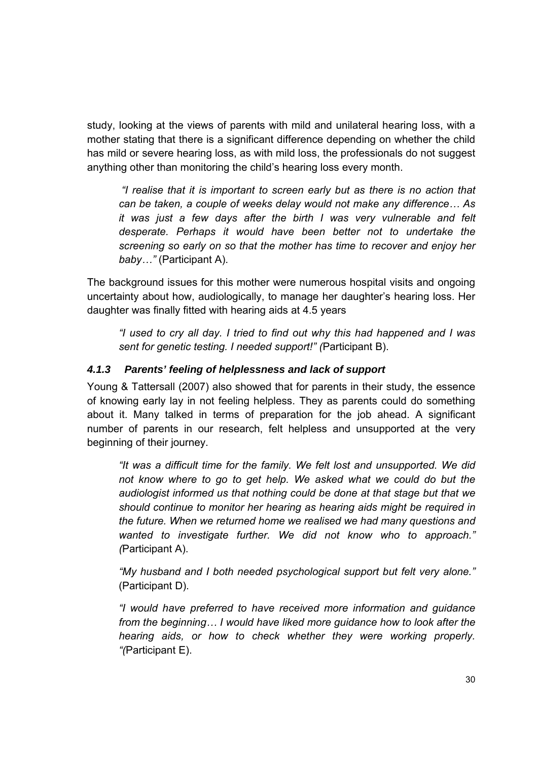study, looking at the views of parents with mild and unilateral hearing loss, with a mother stating that there is a significant difference depending on whether the child has mild or severe hearing loss, as with mild loss, the professionals do not suggest anything other than monitoring the child's hearing loss every month.

> *"I realise that it is important to screen early but as there is no action that can be taken, a couple of weeks delay would not make any difference… As it was just a few days after the birth I was very vulnerable and felt desperate. Perhaps it would have been better not to undertake the screening so early on so that the mother has time to recover and enjoy her baby…"* (Participant A).

The background issues for this mother were numerous hospital visits and ongoing uncertainty about how, audiologically, to manage her daughter's hearing loss. Her daughter was finally fitted with hearing aids at 4.5 years

> *"I used to cry all day. I tried to find out why this had happened and I was sent for genetic testing. I needed support!" (*Participant B).

### *4.1.3 Parents' feeling of helplessness and lack of support*

Young & Tattersall (2007) also showed that for parents in their study, the essence of knowing early lay in not feeling helpless. They as parents could do something about it. Many talked in terms of preparation for the job ahead. A significant number of parents in our research, felt helpless and unsupported at the very beginning of their journey.

> *"It was a difficult time for the family. We felt lost and unsupported. We did not know where to go to get help. We asked what we could do but the audiologist informed us that nothing could be done at that stage but that we should continue to monitor her hearing as hearing aids might be required in the future. When we returned home we realised we had many questions and wanted to investigate further. We did not know who to approach." (*Participant A).

> *"My husband and I both needed psychological support but felt very alone."* (Participant D).

> *"I would have preferred to have received more information and guidance from the beginning… I would have liked more guidance how to look after the hearing aids, or how to check whether they were working properly. "(*Participant E).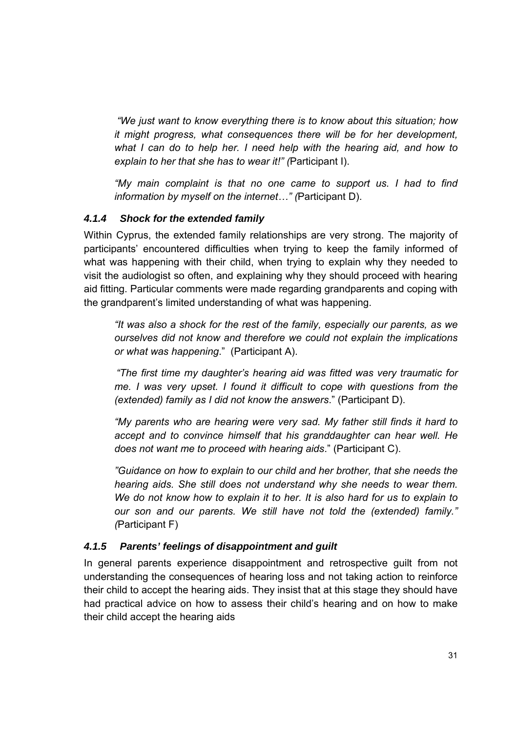*"We just want to know everything there is to know about this situation; how it might progress, what consequences there will be for her development, what I can do to help her. I need help with the hearing aid, and how to explain to her that she has to wear it!" (*Participant I).

*"My main complaint is that no one came to support us. I had to find information by myself on the internet…" (*Participant D).

### *4.1.4 Shock for the extended family*

Within Cyprus, the extended family relationships are very strong. The majority of participants' encountered difficulties when trying to keep the family informed of what was happening with their child, when trying to explain why they needed to visit the audiologist so often, and explaining why they should proceed with hearing aid fitting. Particular comments were made regarding grandparents and coping with the grandparent's limited understanding of what was happening.

*"It was also a shock for the rest of the family, especially our parents, as we ourselves did not know and therefore we could not explain the implications or what was happening*." (Participant A).

*"The first time my daughter's hearing aid was fitted was very traumatic for me. I was very upset. I found it difficult to cope with questions from the (extended) family as I did not know the answers*." (Participant D).

*"My parents who are hearing were very sad. My father still finds it hard to accept and to convince himself that his granddaughter can hear well. He does not want me to proceed with hearing aids*." (Participant C).

*"Guidance on how to explain to our child and her brother, that she needs the hearing aids. She still does not understand why she needs to wear them. We do not know how to explain it to her. It is also hard for us to explain to our son and our parents. We still have not told the (extended) family." (*Participant F)

### *4.1.5 Parents' feelings of disappointment and guilt*

In general parents experience disappointment and retrospective guilt from not understanding the consequences of hearing loss and not taking action to reinforce their child to accept the hearing aids. They insist that at this stage they should have had practical advice on how to assess their child's hearing and on how to make their child accept the hearing aids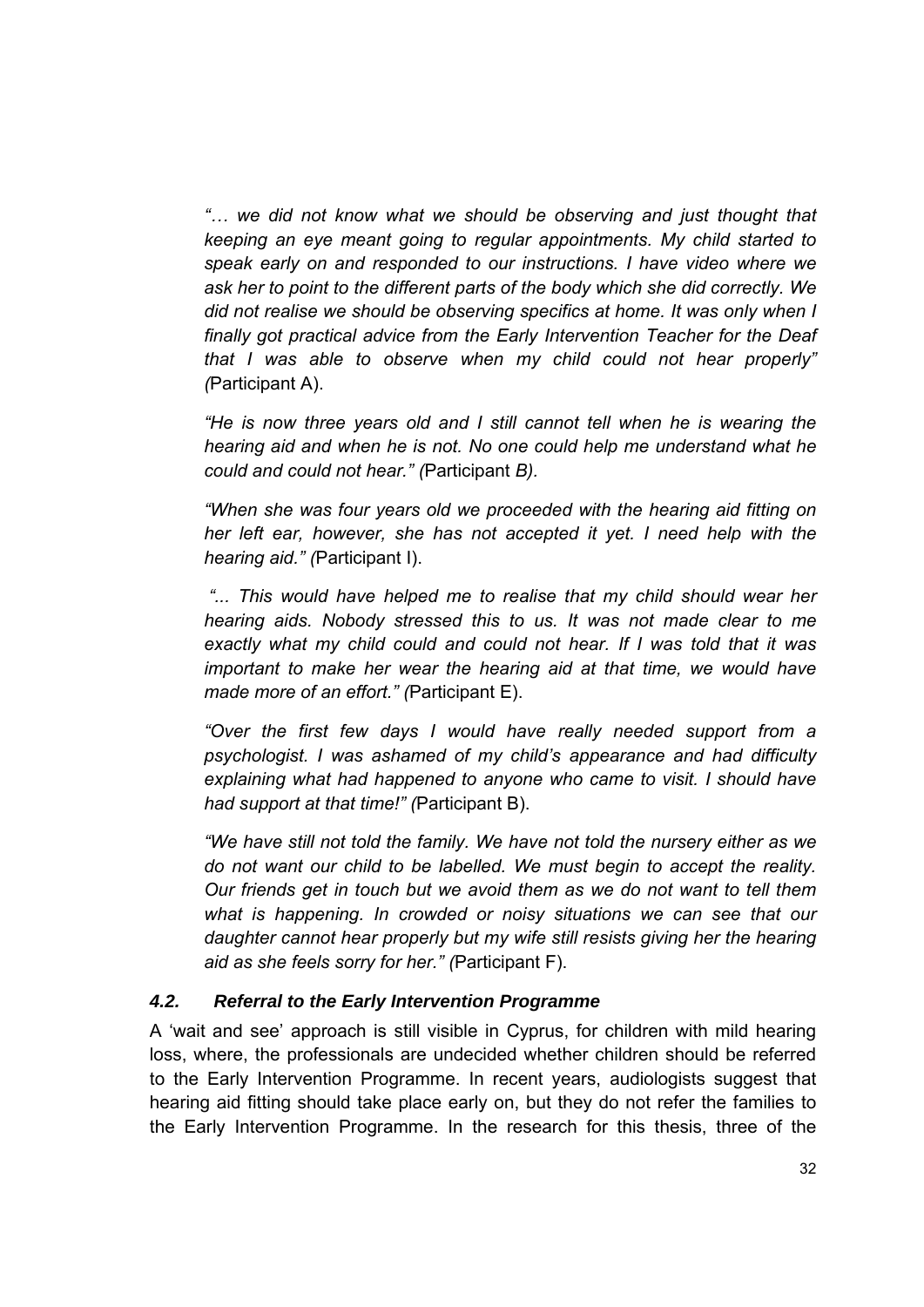*"… we did not know what we should be observing and just thought that keeping an eye meant going to regular appointments. My child started to speak early on and responded to our instructions. I have video where we ask her to point to the different parts of the body which she did correctly. We did not realise we should be observing specifics at home. It was only when I finally got practical advice from the Early Intervention Teacher for the Deaf that I was able to observe when my child could not hear properly" (*Participant A).

*"He is now three years old and I still cannot tell when he is wearing the hearing aid and when he is not. No one could help me understand what he could and could not hear." (*Participant *B).*

*"When she was four years old we proceeded with the hearing aid fitting on her left ear, however, she has not accepted it yet. I need help with the hearing aid." (*Participant I).

*"... This would have helped me to realise that my child should wear her hearing aids. Nobody stressed this to us. It was not made clear to me exactly what my child could and could not hear. If I was told that it was important to make her wear the hearing aid at that time, we would have made more of an effort." (*Participant E).

*"Over the first few days I would have really needed support from a psychologist. I was ashamed of my child's appearance and had difficulty explaining what had happened to anyone who came to visit. I should have had support at that time!" (*Participant B).

*"We have still not told the family. We have not told the nursery either as we do not want our child to be labelled. We must begin to accept the reality. Our friends get in touch but we avoid them as we do not want to tell them what is happening. In crowded or noisy situations we can see that our daughter cannot hear properly but my wife still resists giving her the hearing aid as she feels sorry for her." (*Participant F).

### *4.2. Referral to the Early Intervention Programme*

A 'wait and see' approach is still visible in Cyprus, for children with mild hearing loss, where, the professionals are undecided whether children should be referred to the Early Intervention Programme. In recent years, audiologists suggest that hearing aid fitting should take place early on, but they do not refer the families to the Early Intervention Programme. In the research for this thesis, three of the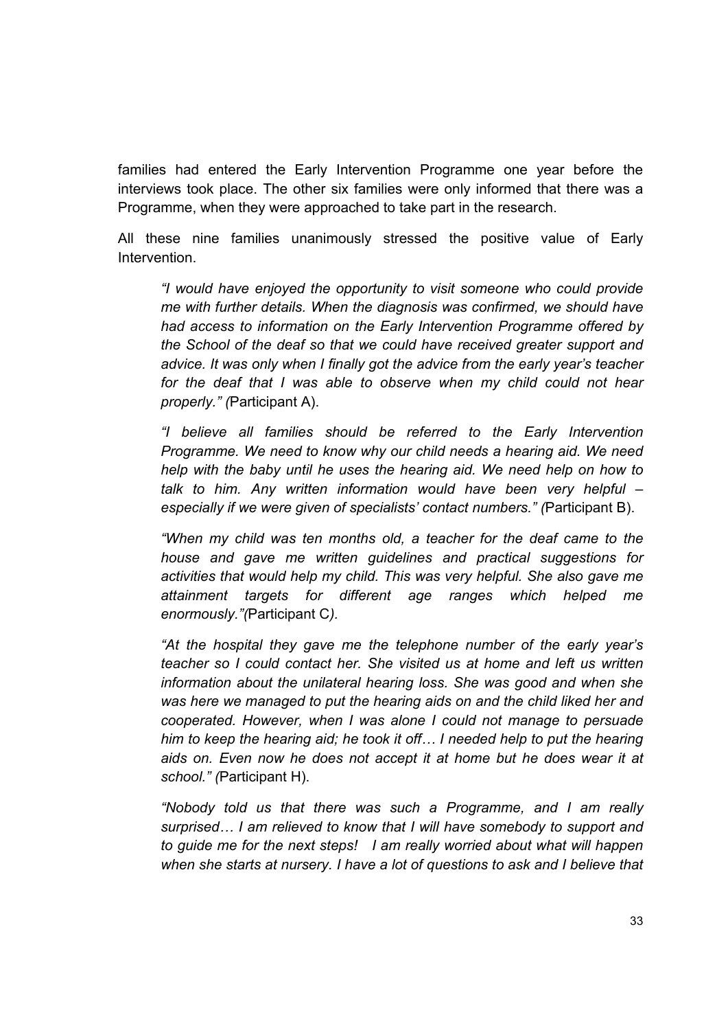families had entered the Early Intervention Programme one year before the interviews took place. The other six families were only informed that there was a Programme, when they were approached to take part in the research.

All these nine families unanimously stressed the positive value of Early Intervention.

> *"I would have enjoyed the opportunity to visit someone who could provide me with further details. When the diagnosis was confirmed, we should have had access to information on the Early Intervention Programme offered by the School of the deaf so that we could have received greater support and advice. It was only when I finally got the advice from the early year's teacher for the deaf that I was able to observe when my child could not hear properly." (*Participant A).

> *"I believe all families should be referred to the Early Intervention Programme. We need to know why our child needs a hearing aid. We need help with the baby until he uses the hearing aid. We need help on how to talk to him. Any written information would have been very helpful – especially if we were given of specialists' contact numbers." (*Participant B).

> *"When my child was ten months old, a teacher for the deaf came to the house and gave me written guidelines and practical suggestions for activities that would help my child. This was very helpful. She also gave me attainment targets for different age ranges which helped me enormously."(*Participant C*).*

> *"At the hospital they gave me the telephone number of the early year's teacher so I could contact her. She visited us at home and left us written information about the unilateral hearing loss. She was good and when she was here we managed to put the hearing aids on and the child liked her and cooperated. However, when I was alone I could not manage to persuade him to keep the hearing aid; he took it off… I needed help to put the hearing aids on. Even now he does not accept it at home but he does wear it at school." (*Participant H).

> *"Nobody told us that there was such a Programme, and I am really surprised… I am relieved to know that I will have somebody to support and to guide me for the next steps! I am really worried about what will happen when she starts at nursery. I have a lot of questions to ask and I believe that*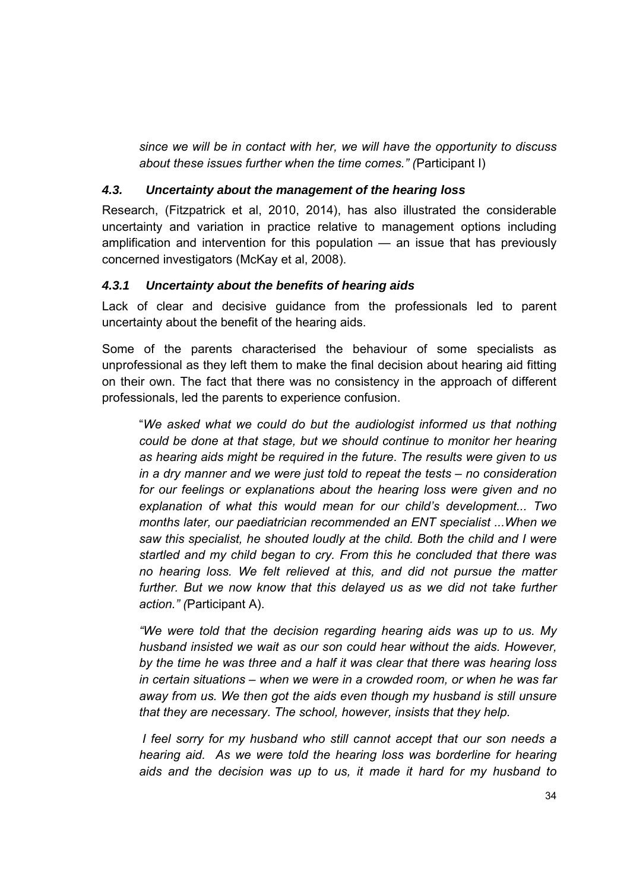*since we will be in contact with her, we will have the opportunity to discuss about these issues further when the time comes." (*Participant I)

### *4.3. Uncertainty about the management of the hearing loss*

Research, (Fitzpatrick et al, 2010, 2014), has also illustrated the considerable uncertainty and variation in practice relative to management options including amplification and intervention for this population — an issue that has previously concerned investigators (McKay et al, 2008).

#### *4.3.1 Uncertainty about the benefits of hearing aids*

Lack of clear and decisive guidance from the professionals led to parent uncertainty about the benefit of the hearing aids.

Some of the parents characterised the behaviour of some specialists as unprofessional as they left them to make the final decision about hearing aid fitting on their own. The fact that there was no consistency in the approach of different professionals, led the parents to experience confusion.

> "*We asked what we could do but the audiologist informed us that nothing could be done at that stage, but we should continue to monitor her hearing as hearing aids might be required in the future. The results were given to us in a dry manner and we were just told to repeat the tests – no consideration for our feelings or explanations about the hearing loss were given and no explanation of what this would mean for our child's development... Two months later, our paediatrician recommended an ENT specialist ...When we saw this specialist, he shouted loudly at the child. Both the child and I were startled and my child began to cry. From this he concluded that there was no hearing loss. We felt relieved at this, and did not pursue the matter further. But we now know that this delayed us as we did not take further action." (*Participant A).

> *"We were told that the decision regarding hearing aids was up to us. My husband insisted we wait as our son could hear without the aids. However, by the time he was three and a half it was clear that there was hearing loss in certain situations – when we were in a crowded room, or when he was far away from us. We then got the aids even though my husband is still unsure that they are necessary. The school, however, insists that they help.*

> *I feel sorry for my husband who still cannot accept that our son needs a hearing aid. As we were told the hearing loss was borderline for hearing aids and the decision was up to us, it made it hard for my husband to*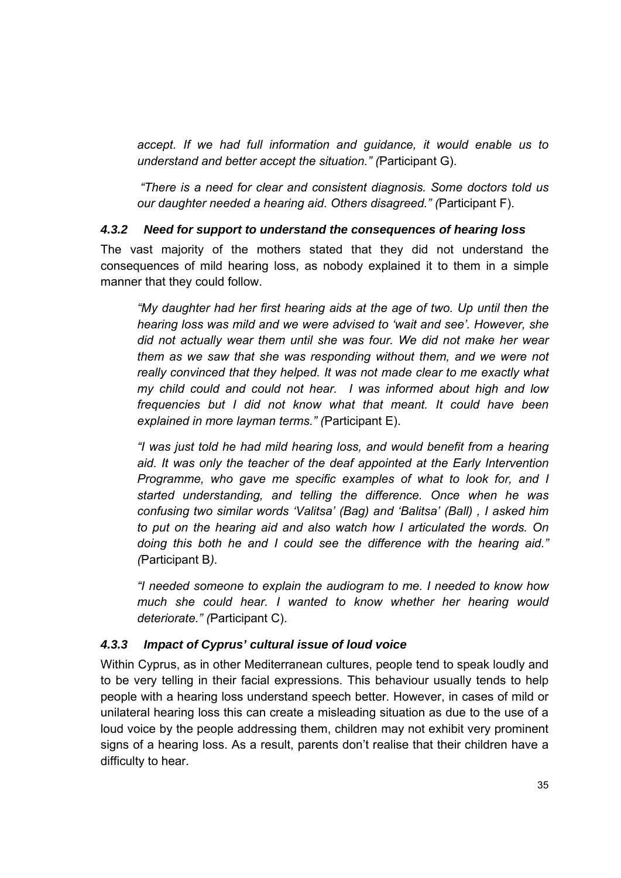*accept. If we had full information and guidance, it would enable us to understand and better accept the situation."* (Participant G).

*"There is a need for clear and consistent diagnosis. Some doctors told us our daughter needed a hearing aid. Others disagreed."* (Participant F).

### *4.3.2 Need for support to understand the consequences of hearing loss*

The vast majority of the mothers stated that they did not understand the consequences of mild hearing loss, as nobody explained it to them in a simple manner that they could follow.

*"My daughter had her first hearing aids at the age of two. Up until then the hearing loss was mild and we were advised to 'wait and see'. However, she did not actually wear them until she was four. We did not make her wear them as we saw that she was responding without them, and we were not really convinced that they helped. It was not made clear to me exactly what my child could and could not hear. I was informed about high and low frequencies but I did not know what that meant. It could have been explained in more layman terms."* (Participant E).

*"I was just told he had mild hearing loss, and would benefit from a hearing aid. It was only the teacher of the deaf appointed at the Early Intervention Programme, who gave me specific examples of what to look for, and I started understanding, and telling the difference. Once when he was confusing two similar words 'Valitsa' (Bag) and 'Balitsa' (Ball), I asked him to put on the hearing aid and also watch how I articulated the words. On doing this both he and I could see the difference with the hearing aid."* (Participant B).

*"I needed someone to explain the audiogram to me. I needed to know how much she could hear. I wanted to know whether her hearing would deteriorate."* (Participant C).

### *4.3.3 Impact of Cyprus' cultural issue of loud voice*

Within Cyprus, as in other Mediterranean cultures, people tend to speak loudly and to be very telling in their facial expressions. This behaviour usually tends to help people with a hearing loss understand speech better. However, in cases of mild or unilateral hearing loss this can create a misleading situation as due to the use of a loud voice by the people addressing them, children may not exhibit very prominent signs of a hearing loss. As a result, parents don't realise that their children have a difficulty to hear.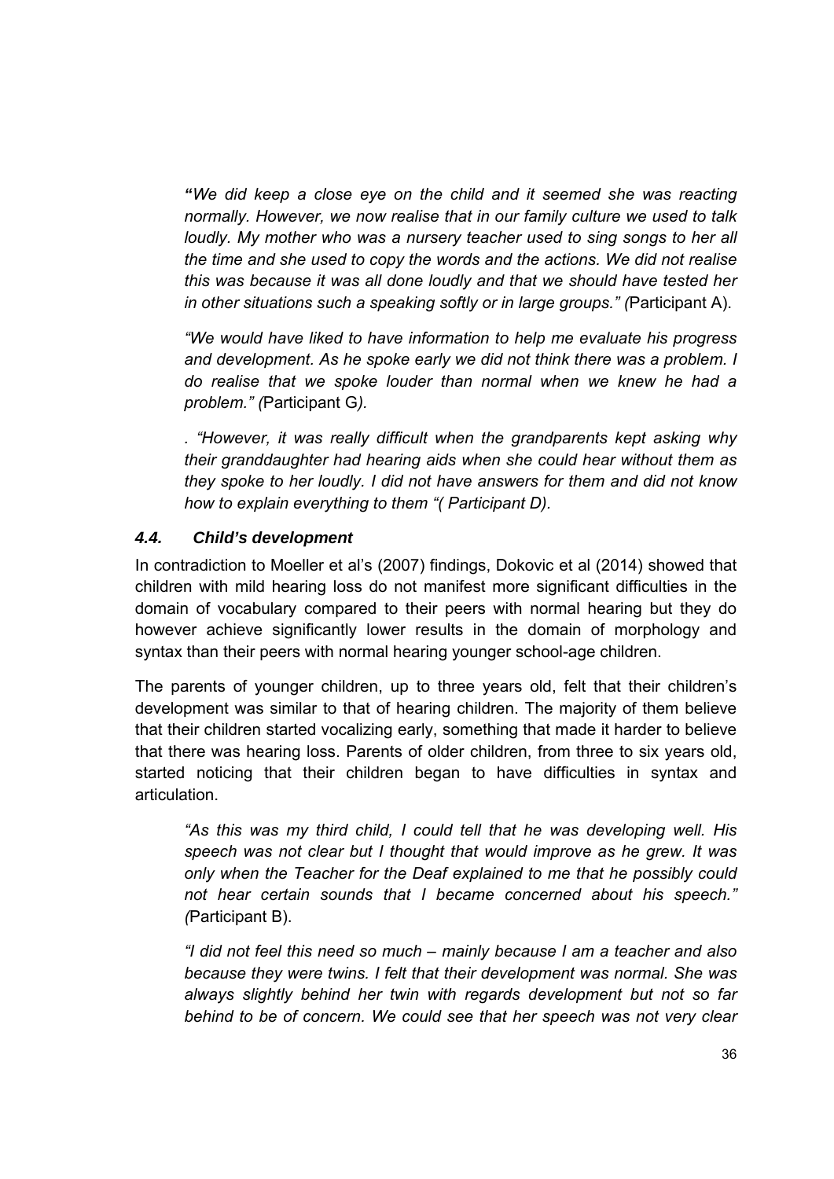*"We did keep a close eye on the child and it seemed she was reacting normally. However, we now realise that in our family culture we used to talk loudly. My mother who was a nursery teacher used to sing songs to her all the time and she used to copy the words and the actions. We did not realise this was because it was all done loudly and that we should have tested her in other situations such a speaking softly or in large groups." (*Participant A).

*"We would have liked to have information to help me evaluate his progress and development. As he spoke early we did not think there was a problem. I do realise that we spoke louder than normal when we knew he had a problem." (*Participant G*).*

*. "However, it was really difficult when the grandparents kept asking why their granddaughter had hearing aids when she could hear without them as they spoke to her loudly. I did not have answers for them and did not know how to explain everything to them "( Participant D).*

### *4.4. Child's development*

In contradiction to Moeller et al's (2007) findings, Dokovic et al (2014) showed that children with mild hearing loss do not manifest more significant difficulties in the domain of vocabulary compared to their peers with normal hearing but they do however achieve significantly lower results in the domain of morphology and syntax than their peers with normal hearing younger school-age children.

The parents of younger children, up to three years old, felt that their children's development was similar to that of hearing children. The majority of them believe that their children started vocalizing early, something that made it harder to believe that there was hearing loss. Parents of older children, from three to six years old, started noticing that their children began to have difficulties in syntax and articulation.

*"As this was my third child, I could tell that he was developing well. His speech was not clear but I thought that would improve as he grew. It was only when the Teacher for the Deaf explained to me that he possibly could not hear certain sounds that I became concerned about his speech." (*Participant B).

*"I did not feel this need so much – mainly because I am a teacher and also because they were twins. I felt that their development was normal. She was always slightly behind her twin with regards development but not so far behind to be of concern. We could see that her speech was not very clear*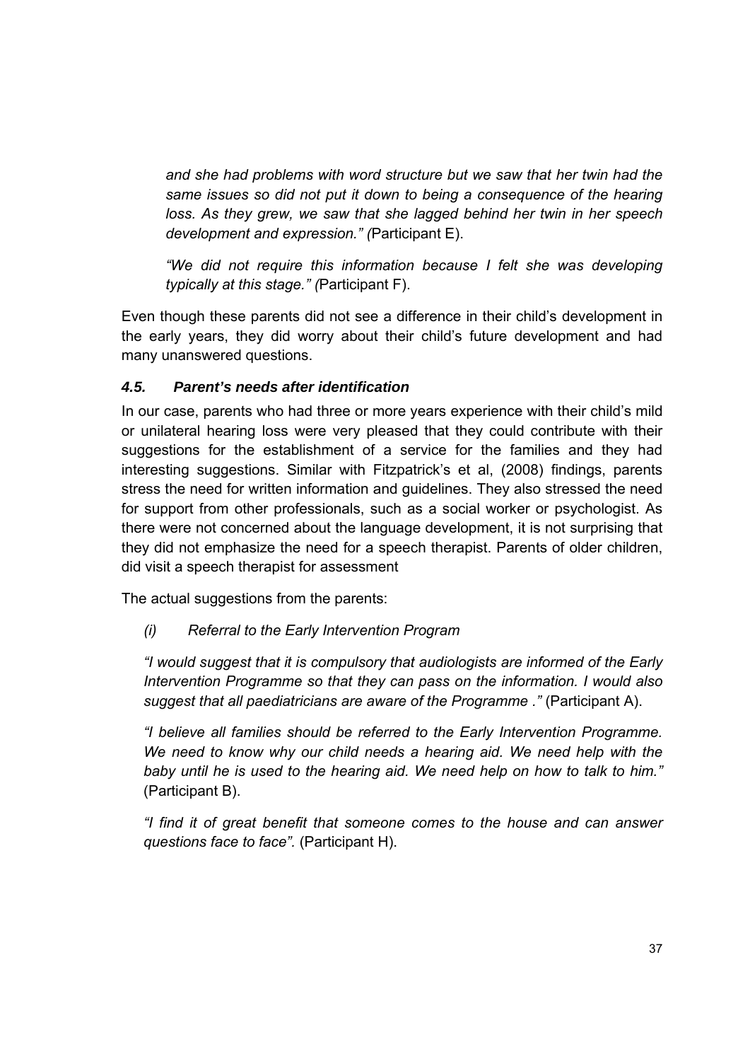*and she had problems with word structure but we saw that her twin had the same issues so did not put it down to being a consequence of the hearing loss. As they grew, we saw that she lagged behind her twin in her speech development and expression." (*Participant E).

*"We did not require this information because I felt she was developing typically at this stage." (*Participant F).

Even though these parents did not see a difference in their child's development in the early years, they did worry about their child's future development and had many unanswered questions.

### *4.5. Parent's needs after identification*

In our case, parents who had three or more years experience with their child's mild or unilateral hearing loss were very pleased that they could contribute with their suggestions for the establishment of a service for the families and they had interesting suggestions. Similar with Fitzpatrick's et al, (2008) findings, parents stress the need for written information and guidelines. They also stressed the need for support from other professionals, such as a social worker or psychologist. As there were not concerned about the language development, it is not surprising that they did not emphasize the need for a speech therapist. Parents of older children, did visit a speech therapist for assessment

The actual suggestions from the parents:

*(i) Referral to the Early Intervention Program*

*"I would suggest that it is compulsory that audiologists are informed of the Early Intervention Programme so that they can pass on the information. I would also suggest that all paediatricians are aware of the Programme ."* (Participant A).

*"I believe all families should be referred to the Early Intervention Programme. We need to know why our child needs a hearing aid. We need help with the baby until he is used to the hearing aid. We need help on how to talk to him."* (Participant B).

*"I find it of great benefit that someone comes to the house and can answer questions face to face".* (Participant H).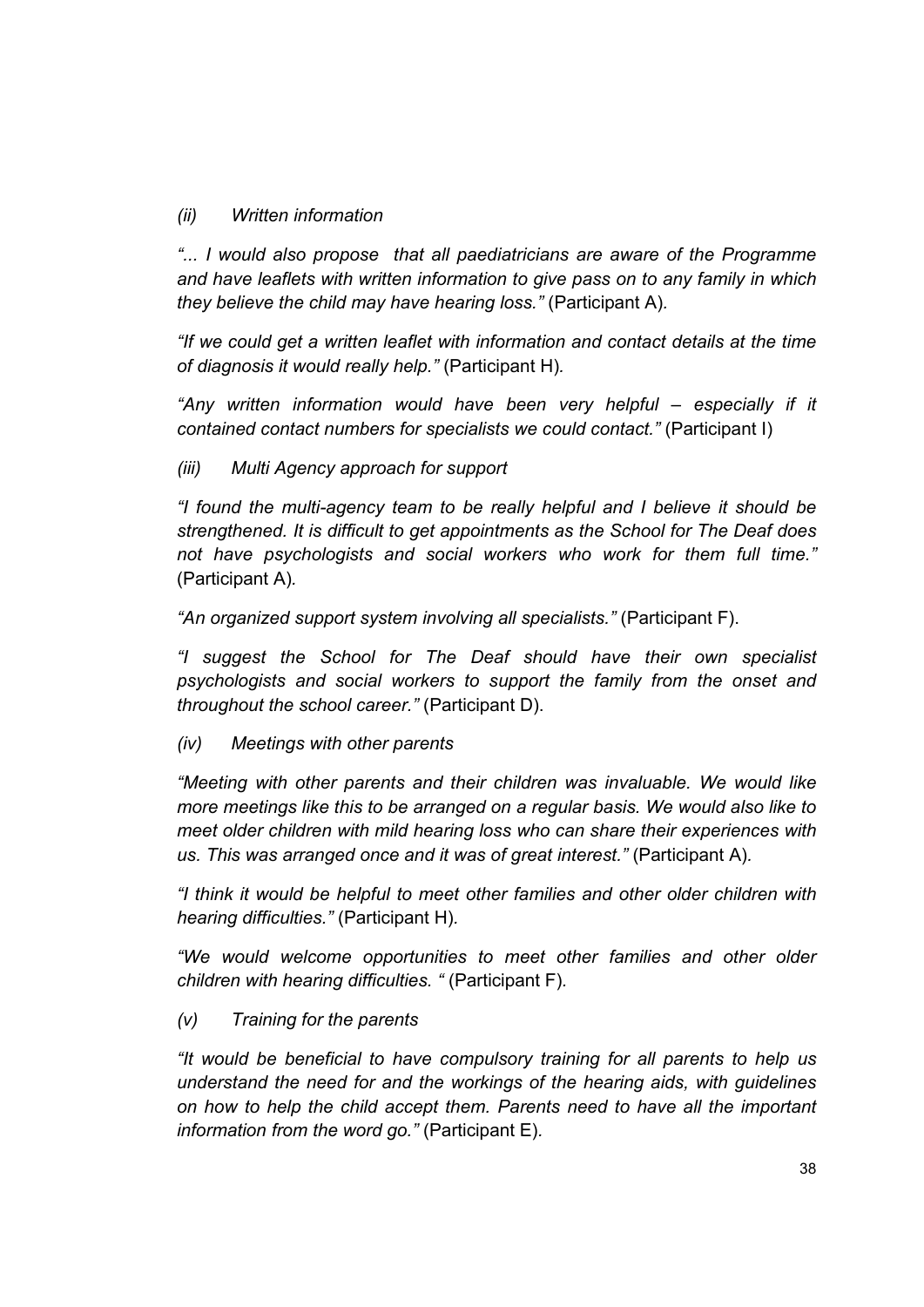*(ii) Written information*

*"... I would also propose that all paediatricians are aware of the Programme and have leaflets with written information to give pass on to any family in which they believe the child may have hearing loss."* (Participant A).

*"If we could get a written leaflet with information and contact details at the time of diagnosis it would really help."* (Participant H).

*"Any written information would have been very helpful – especially if it contained contact numbers for specialists we could contact."* (Participant I)

*(iii) Multi Agency approach for support*

*"I found the multi-agency team to be really helpful and I believe it should be strengthened. It is difficult to get appointments as the School for The Deaf does not have psychologists and social workers who work for them full time."* (Participant A).

*"An organized support system involving all specialists."* (Participant F).

*"I suggest the School for The Deaf should have their own specialist psychologists and social workers to support the family from the onset and throughout the school career."* (Participant D).

*(iv) Meetings with other parents*

*"Meeting with other parents and their children was invaluable. We would like more meetings like this to be arranged on a regular basis. We would also like to meet older children with mild hearing loss who can share their experiences with us. This was arranged once and it was of great interest."* (Participant A).

*"I think it would be helpful to meet other families and other older children with hearing difficulties."* (Participant H).

*"We would welcome opportunities to meet other families and other older children with hearing difficulties. "* (Participant F).

*(v) Training for the parents*

*"It would be beneficial to have compulsory training for all parents to help us understand the need for and the workings of the hearing aids, with guidelines on how to help the child accept them. Parents need to have all the important information from the word go."* (Participant E).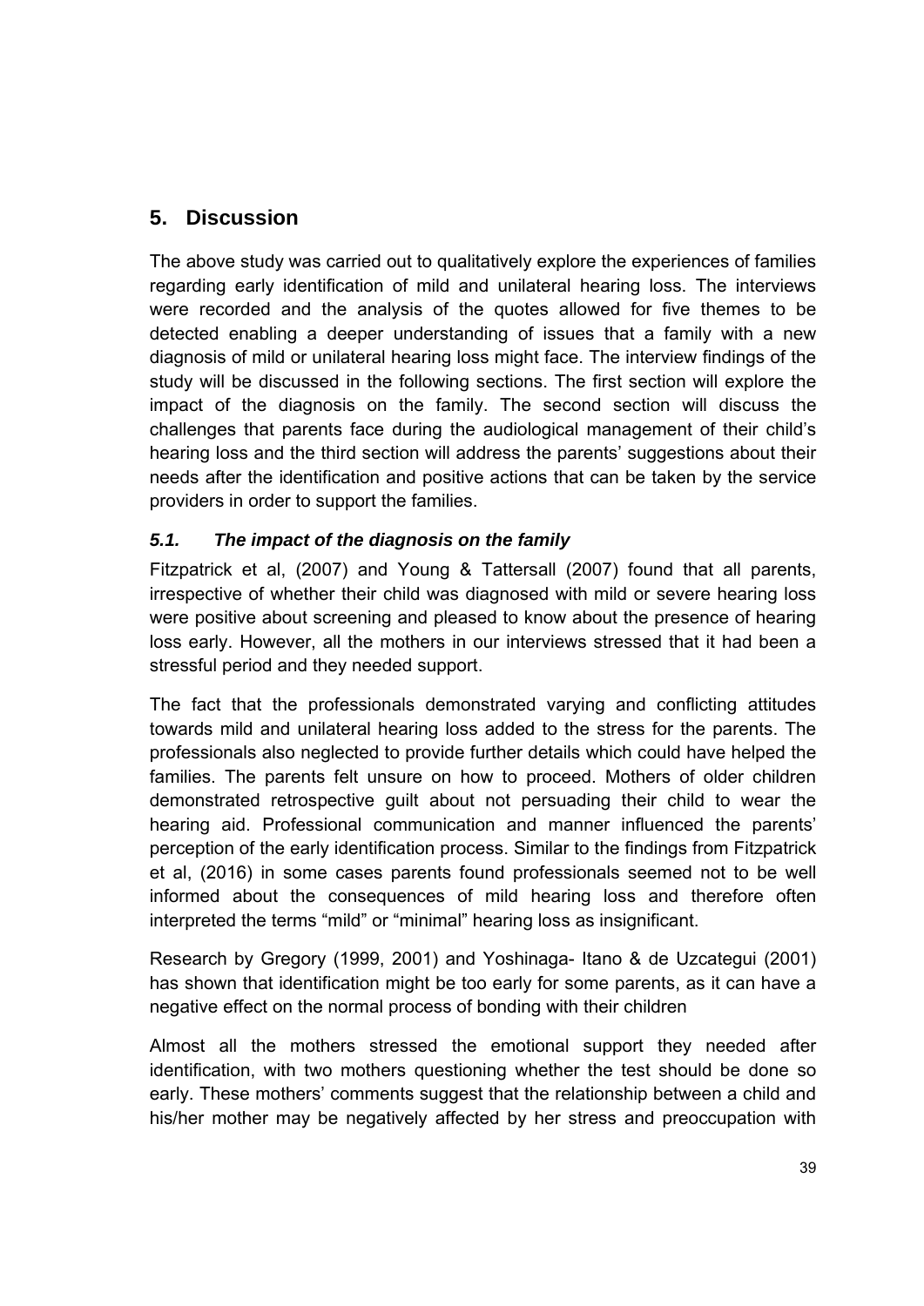## 5. Discussion

The above study was carried out to qualitatively explore the experiences of families regarding early identification of mild and unilateral hearing loss. The interviews were recorded and the analysis of the quotes allowed for five themes to be detected enabling a deeper understanding of issues that a family with a new diagnosis of mild or unilateral hearing loss might face. The interview findings of the study will be discussed in the following sections. The first section will explore the impact of the diagnosis on the family. The second section will discuss the challenges that parents face during the audiological management of their child's hearing loss and the third section will address the parents' suggestions about their needs after the identification and positive actions that can be taken by the service providers in order to support the families.

### *5.1. The impact of the diagnosis on the family*

Fitzpatrick et al, (2007) and Young & Tattersall (2007) found that all parents, irrespective of whether their child was diagnosed with mild or severe hearing loss were positive about screening and pleased to know about the presence of hearing loss early. However, all the mothers in our interviews stressed that it had been a stressful period and they needed support.

The fact that the professionals demonstrated varying and conflicting attitudes towards mild and unilateral hearing loss added to the stress for the parents. The professionals also neglected to provide further details which could have helped the families. The parents felt unsure on how to proceed. Mothers of older children demonstrated retrospective guilt about not persuading their child to wear the hearing aid. Professional communication and manner influenced the parents' perception of the early identification process. Similar to the findings from Fitzpatrick et al, (2016) in some cases parents found professionals seemed not to be well informed about the consequences of mild hearing loss and therefore often interpreted the terms "mild" or "minimal" hearing loss as insignificant.

Research by Gregory (1999, 2001) and Yoshinaga- Itano & de Uzcategui (2001) has shown that identification might be too early for some parents, as it can have a negative effect on the normal process of bonding with their children

Almost all the mothers stressed the emotional support they needed after identification, with two mothers questioning whether the test should be done so early. These mothers' comments suggest that the relationship between a child and his/her mother may be negatively affected by her stress and preoccupation with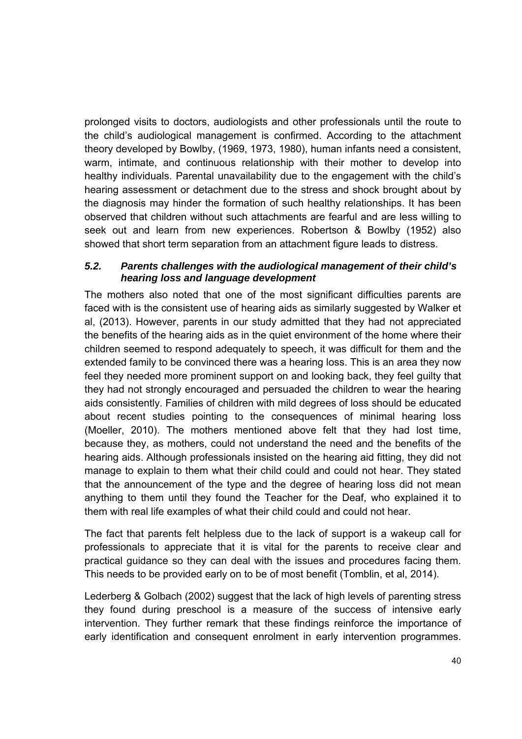prolonged visits to doctors, audiologists and other professionals until the route to the child's audiological management is confirmed. According to the attachment theory developed by Bowlby, (1969, 1973, 1980), human infants need a consistent, warm, intimate, and continuous relationship with their mother to develop into healthy individuals. Parental unavailability due to the engagement with the child's hearing assessment or detachment due to the stress and shock brought about by the diagnosis may hinder the formation of such healthy relationships. It has been observed that children without such attachments are fearful and are less willing to seek out and learn from new experiences. Robertson & Bowlby (1952) also showed that short term separation from an attachment figure leads to distress.

### *5.2. Parents challenges with the audiological management of their child's hearing loss and language development*

The mothers also noted that one of the most significant difficulties parents are faced with is the consistent use of hearing aids as similarly suggested by Walker et al, (2013). However, parents in our study admitted that they had not appreciated the benefits of the hearing aids as in the quiet environment of the home where their children seemed to respond adequately to speech, it was difficult for them and the extended family to be convinced there was a hearing loss. This is an area they now feel they needed more prominent support on and looking back, they feel guilty that they had not strongly encouraged and persuaded the children to wear the hearing aids consistently. Families of children with mild degrees of loss should be educated about recent studies pointing to the consequences of minimal hearing loss (Moeller, 2010). The mothers mentioned above felt that they had lost time, because they, as mothers, could not understand the need and the benefits of the hearing aids. Although professionals insisted on the hearing aid fitting, they did not manage to explain to them what their child could and could not hear. They stated that the announcement of the type and the degree of hearing loss did not mean anything to them until they found the Teacher for the Deaf, who explained it to them with real life examples of what their child could and could not hear.

The fact that parents felt helpless due to the lack of support is a wakeup call for professionals to appreciate that it is vital for the parents to receive clear and practical guidance so they can deal with the issues and procedures facing them. This needs to be provided early on to be of most benefit (Tomblin, et al, 2014).

Lederberg & Golbach (2002) suggest that the lack of high levels of parenting stress they found during preschool is a measure of the success of intensive early intervention. They further remark that these findings reinforce the importance of early identification and consequent enrolment in early intervention programmes.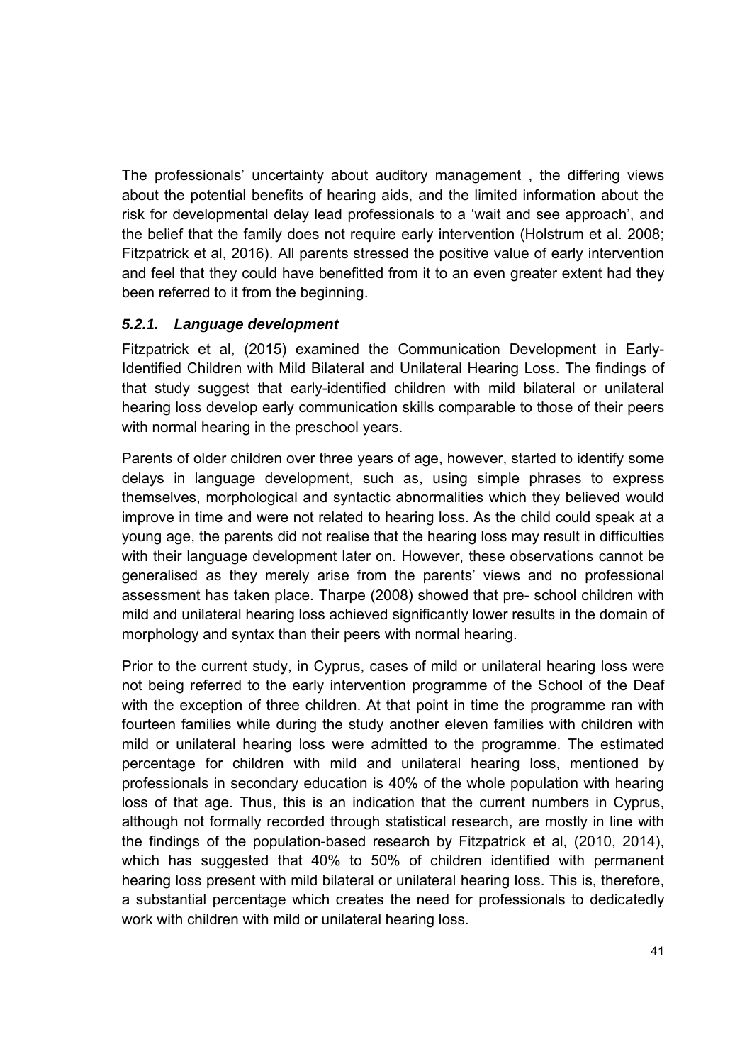The professionals' uncertainty about auditory management , the differing views about the potential benefits of hearing aids, and the limited information about the risk for developmental delay lead professionals to a 'wait and see approach', and the belief that the family does not require early intervention (Holstrum et al. 2008; Fitzpatrick et al, 2016). All parents stressed the positive value of early intervention and feel that they could have benefitted from it to an even greater extent had they been referred to it from the beginning.

### *5.2.1. Language development*

Fitzpatrick et al, (2015) examined the Communication Development in Early-Identified Children with Mild Bilateral and Unilateral Hearing Loss. The findings of that study suggest that early-identified children with mild bilateral or unilateral hearing loss develop early communication skills comparable to those of their peers with normal hearing in the preschool years.

Parents of older children over three years of age, however, started to identify some delays in language development, such as, using simple phrases to express themselves, morphological and syntactic abnormalities which they believed would improve in time and were not related to hearing loss. As the child could speak at a young age, the parents did not realise that the hearing loss may result in difficulties with their language development later on. However, these observations cannot be generalised as they merely arise from the parents' views and no professional assessment has taken place. Tharpe (2008) showed that pre- school children with mild and unilateral hearing loss achieved significantly lower results in the domain of morphology and syntax than their peers with normal hearing.

Prior to the current study, in Cyprus, cases of mild or unilateral hearing loss were not being referred to the early intervention programme of the School of the Deaf with the exception of three children. At that point in time the programme ran with fourteen families while during the study another eleven families with children with mild or unilateral hearing loss were admitted to the programme. The estimated percentage for children with mild and unilateral hearing loss, mentioned by professionals in secondary education is 40% of the whole population with hearing loss of that age. Thus, this is an indication that the current numbers in Cyprus, although not formally recorded through statistical research, are mostly in line with the findings of the population-based research by Fitzpatrick et al, (2010, 2014), which has suggested that 40% to 50% of children identified with permanent hearing loss present with mild bilateral or unilateral hearing loss. This is, therefore, a substantial percentage which creates the need for professionals to dedicatedly work with children with mild or unilateral hearing loss.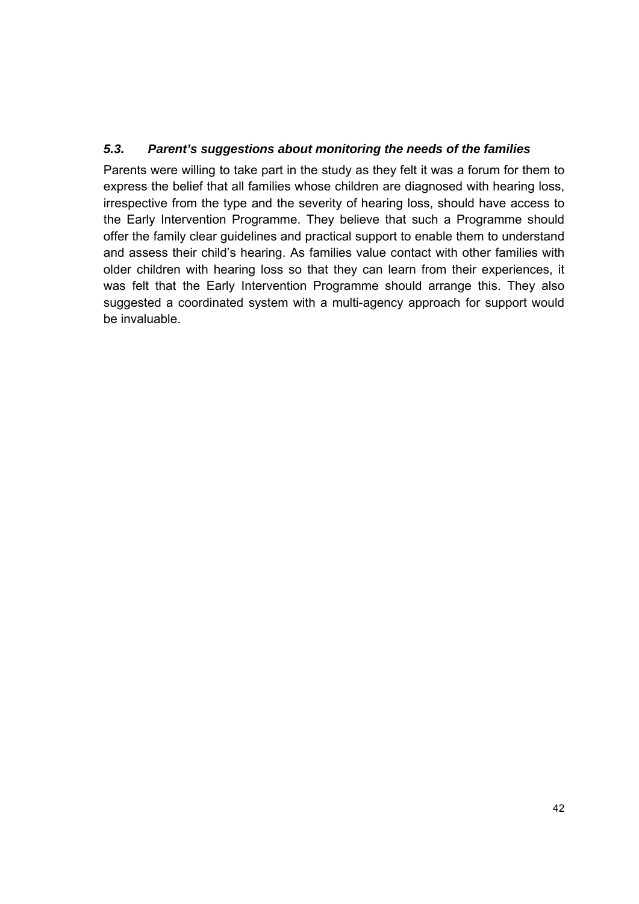### *5.3. Parent's suggestions about monitoring the needs of the families*

Parents were willing to take part in the study as they felt it was a forum for them to express the belief that all families whose children are diagnosed with hearing loss, irrespective from the type and the severity of hearing loss, should have access to the Early Intervention Programme. They believe that such a Programme should offer the family clear guidelines and practical support to enable them to understand and assess their child's hearing. As families value contact with other families with older children with hearing loss so that they can learn from their experiences, it was felt that the Early Intervention Programme should arrange this. They also suggested a coordinated system with a multi-agency approach for support would be invaluable.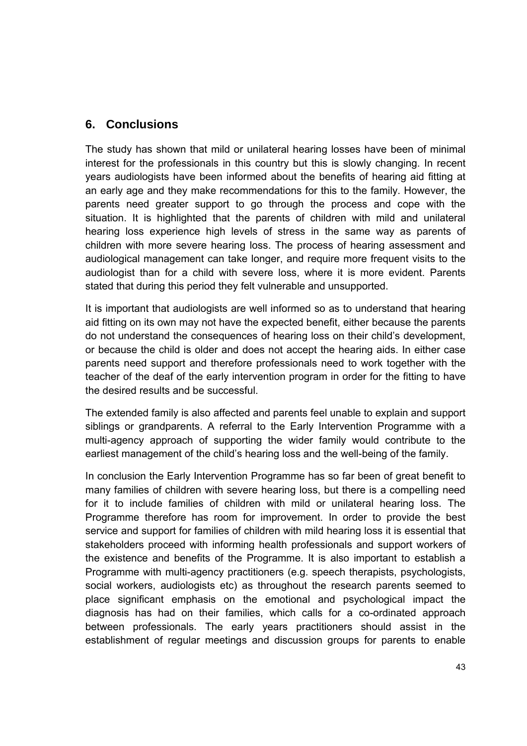## 6. Conclusions

The study has shown that mild or unilateral hearing losses have been of minimal interest for the professionals in this country but this is slowly changing. In recent years audiologists have been informed about the benefits of hearing aid fitting at an early age and they make recommendations for this to the family. However, the parents need greater support to go through the process and cope with the situation. It is highlighted that the parents of children with mild and unilateral hearing loss experience high levels of stress in the same way as parents of children with more severe hearing loss. The process of hearing assessment and audiological management can take longer, and require more frequent visits to the audiologist than for a child with severe loss, where it is more evident. Parents stated that during this period they felt vulnerable and unsupported.

It is important that audiologists are well informed so as to understand that hearing aid fitting on its own may not have the expected benefit, either because the parents do not understand the consequences of hearing loss on their child's development, or because the child is older and does not accept the hearing aids. In either case parents need support and therefore professionals need to work together with the teacher of the deaf of the early intervention program in order for the fitting to have the desired results and be successful.

The extended family is also affected and parents feel unable to explain and support siblings or grandparents. A referral to the Early Intervention Programme with a multi-agency approach of supporting the wider family would contribute to the earliest management of the child's hearing loss and the well-being of the family.

In conclusion the Early Intervention Programme has so far been of great benefit to many families of children with severe hearing loss, but there is a compelling need for it to include families of children with mild or unilateral hearing loss. The Programme therefore has room for improvement. In order to provide the best service and support for families of children with mild hearing loss it is essential that stakeholders proceed with informing health professionals and support workers of the existence and benefits of the Programme. It is also important to establish a Programme with multi-agency practitioners (e.g. speech therapists, psychologists, social workers, audiologists etc) as throughout the research parents seemed to place significant emphasis on the emotional and psychological impact the diagnosis has had on their families, which calls for a co-ordinated approach between professionals. The early years practitioners should assist in the establishment of regular meetings and discussion groups for parents to enable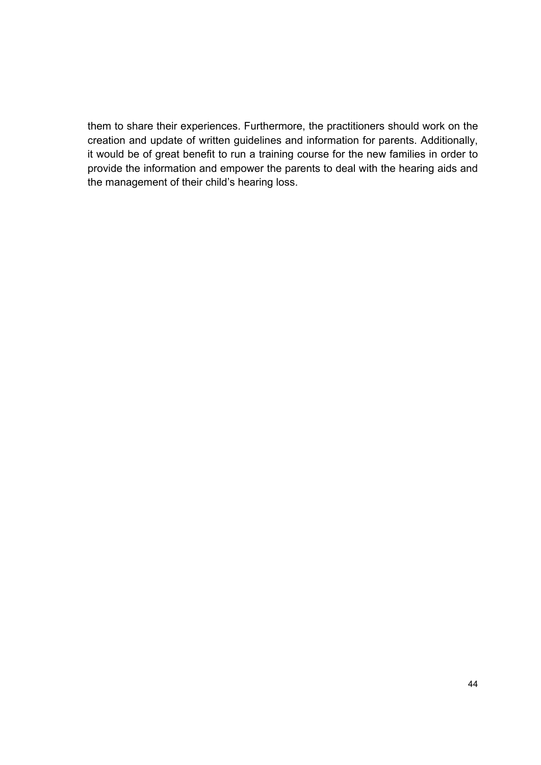them to share their experiences. Furthermore, the practitioners should work on the creation and update of written guidelines and information for parents. Additionally, it would be of great benefit to run a training course for the new families in order to provide the information and empower the parents to deal with the hearing aids and the management of their child's hearing loss.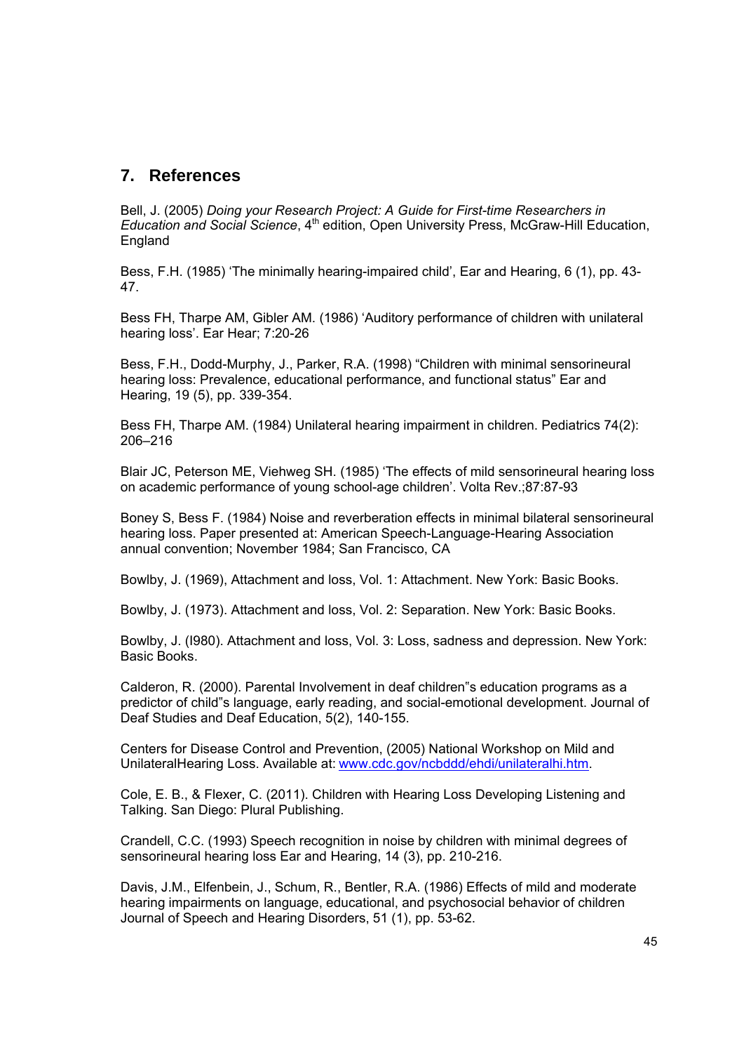## 7. References

Bell, J. (2005) *Doing your Research Project: A Guide for First-time Researchers in Education and Social Science*, 4th edition, Open University Press, McGraw-Hill Education, England

Bess, F.H. (1985) 'The minimally hearing-impaired child', Ear and Hearing, 6 (1), pp. 43-47.

Bess FH, Tharpe AM, Gibler AM. (1986) 'Auditory performance of children with unilateral hearing loss'. Ear Hear; 7:20-26

Bess, F.H., Dodd-Murphy, J., Parker, R.A. (1998) "Children with minimal sensorineural hearing loss: Prevalence, educational performance, and functional status" Ear and Hearing, 19 (5), pp. 339-354.

Bess FH, Tharpe AM. (1984) Unilateral hearing impairment in children. Pediatrics 74(2): 206–216

Blair JC, Peterson ME, Viehweg SH. (1985) 'The effects of mild sensorineural hearing loss on academic performance of young school-age children'. Volta Rev.;87:87-93

Boney S, Bess F. (1984) Noise and reverberation effects in minimal bilateral sensorineural hearing loss. Paper presented at: American Speech-Language-Hearing Association annual convention; November 1984; San Francisco, CA

Bowlby, J. (1969), Attachment and loss, Vol. 1: Attachment. New York: Basic Books.

Bowlby, J. (1973). Attachment and loss, Vol. 2: Separation. New York: Basic Books.

Bowlby, J. (I980). Attachment and loss, Vol. 3: Loss, sadness and depression. New York: Basic Books.

Calderon, R. (2000). Parental Involvement in deaf children"s education programs as a predictor of child"s language, early reading, and social-emotional development. Journal of Deaf Studies and Deaf Education, 5(2), 140-155.

Centers for Disease Control and Prevention, (2005) National Workshop on Mild and UnilateralHearing Loss. Available at: www.cdc.gov/ncbddd/ehdi/unilateralhi.htm.

Cole, E. B., & Flexer, C. (2011). Children with Hearing Loss Developing Listening and Talking. San Diego: Plural Publishing.

Crandell, C.C. (1993) Speech recognition in noise by children with minimal degrees of sensorineural hearing loss Ear and Hearing, 14 (3), pp. 210-216.

Davis, J.M., Elfenbein, J., Schum, R., Bentler, R.A. (1986) Effects of mild and moderate hearing impairments on language, educational, and psychosocial behavior of children Journal of Speech and Hearing Disorders, 51 (1), pp. 53-62.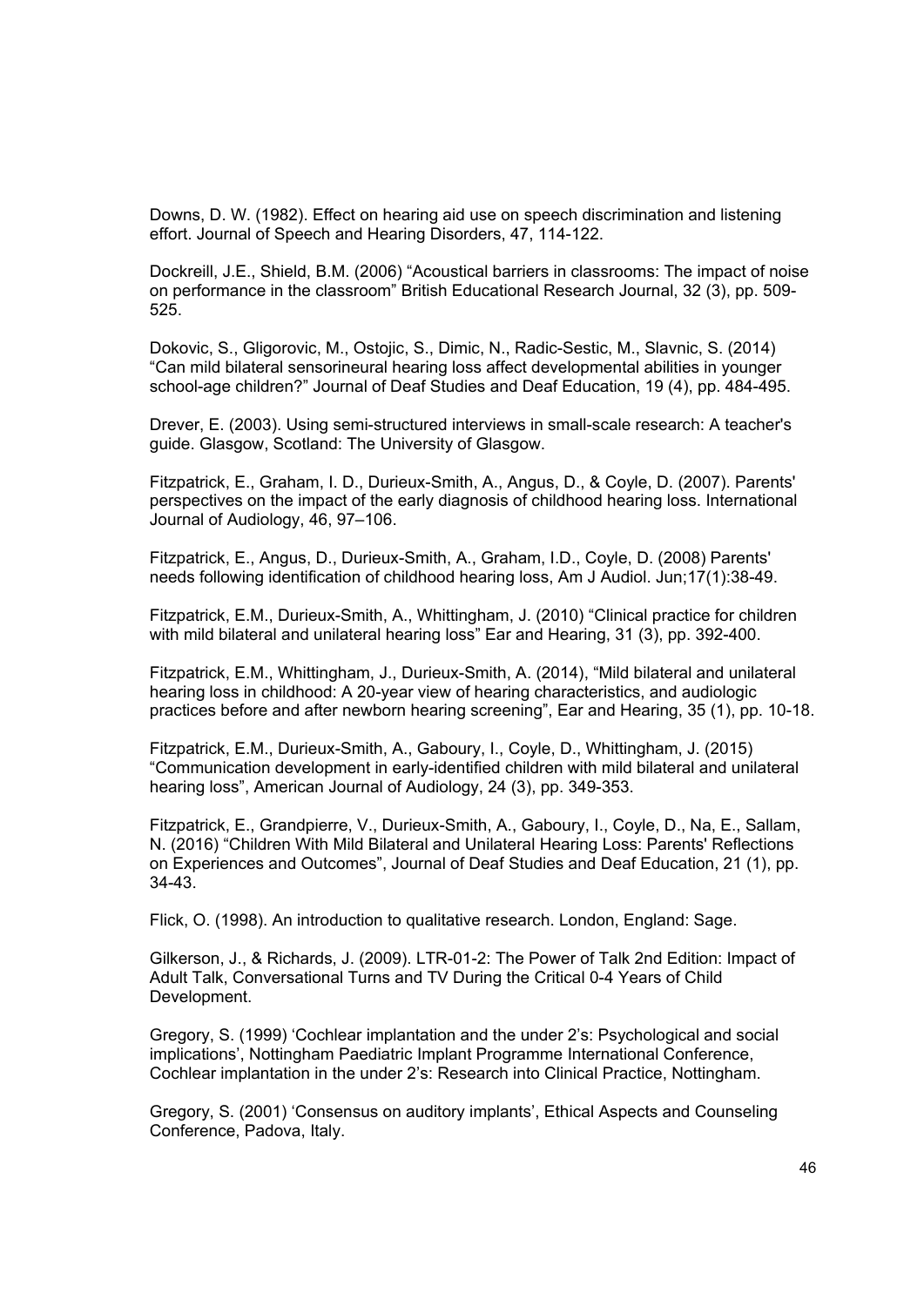Downs, D. W. (1982). Effect on hearing aid use on speech discrimination and listening effort. Journal of Speech and Hearing Disorders, 47, 114-122.

Dockreill, J.E., Shield, B.M. (2006) "Acoustical barriers in classrooms: The impact of noise on performance in the classroom" British Educational Research Journal, 32 (3), pp. 509-525.

Dokovic, S., Gligorovic, M., Ostojic, S., Dimic, N., Radic-Sestic, M., Slavnic, S. (2014) "Can mild bilateral sensorineural hearing loss affect developmental abilities in younger school-age children?" Journal of Deaf Studies and Deaf Education, 19 (4), pp. 484-495.

Drever, E. (2003). Using semi-structured interviews in small-scale research: A teacher's guide. Glasgow, Scotland: The University of Glasgow.

Fitzpatrick, E., Graham, I. D., Durieux-Smith, A., Angus, D., & Coyle, D. (2007). Parents' perspectives on the impact of the early diagnosis of childhood hearing loss. International Journal of Audiology, 46, 97–106.

Fitzpatrick, E., Angus, D., Durieux-Smith, A., Graham, I.D., Coyle, D. (2008) Parents' needs following identification of childhood hearing loss, Am J Audiol. Jun;17(1):38-49.

Fitzpatrick, E.M., Durieux-Smith, A., Whittingham, J. (2010) "Clinical practice for children with mild bilateral and unilateral hearing loss" Ear and Hearing, 31 (3), pp. 392-400.

Fitzpatrick, E.M., Whittingham, J., Durieux-Smith, A. (2014), "Mild bilateral and unilateral hearing loss in childhood: A 20-year view of hearing characteristics, and audiologic practices before and after newborn hearing screening", Ear and Hearing, 35 (1), pp. 10-18.

Fitzpatrick, E.M., Durieux-Smith, A., Gaboury, I., Coyle, D., Whittingham, J. (2015) "Communication development in early-identified children with mild bilateral and unilateral hearing loss", American Journal of Audiology, 24 (3), pp. 349-353.

Fitzpatrick, E., Grandpierre, V., Durieux-Smith, A., Gaboury, I., Coyle, D., Na, E., Sallam, N. (2016) "Children With Mild Bilateral and Unilateral Hearing Loss: Parents' Reflections on Experiences and Outcomes", Journal of Deaf Studies and Deaf Education, 21 (1), pp. 34-43.

Flick, O. (1998). An introduction to qualitative research. London, England: Sage.

Gilkerson, J., & Richards, J. (2009). LTR-01-2: The Power of Talk 2nd Edition: Impact of Adult Talk, Conversational Turns and TV During the Critical 0-4 Years of Child Development.

Gregory, S. (1999) 'Cochlear implantation and the under 2's: Psychological and social implications', Nottingham Paediatric Implant Programme International Conference, Cochlear implantation in the under 2's: Research into Clinical Practice, Nottingham.

Gregory, S. (2001) 'Consensus on auditory implants', Ethical Aspects and Counseling Conference, Padova, Italy.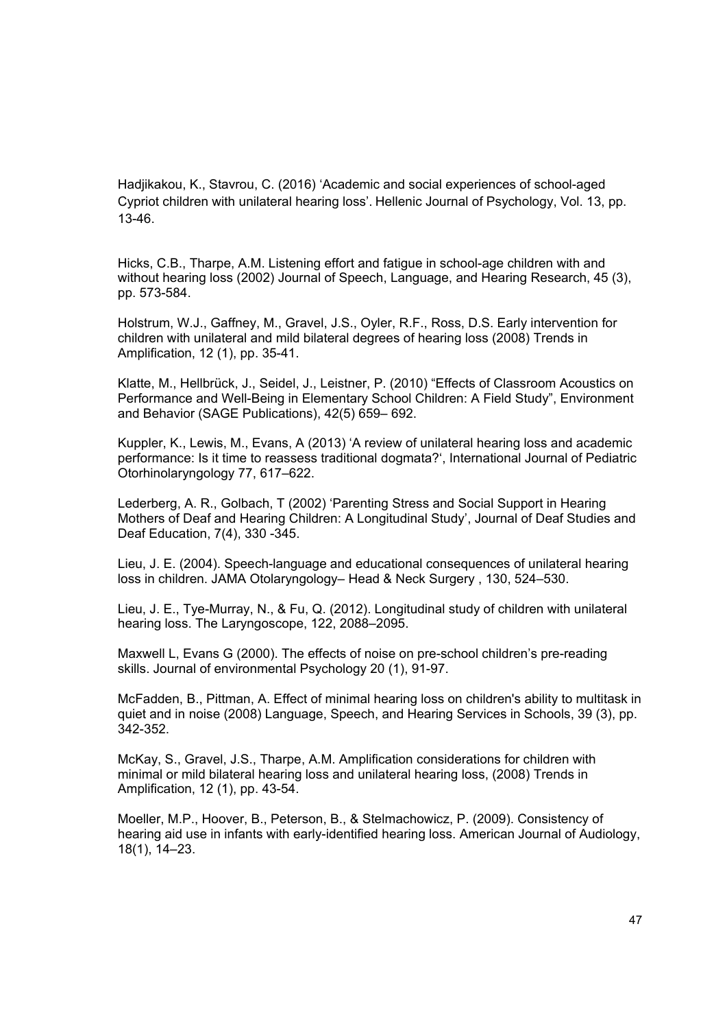Hadjikakou, K., Stavrou, C. (2016) 'Academic and social experiences of school-aged Cypriot children with unilateral hearing loss'. Hellenic Journal of Psychology, Vol. 13, pp. 13-46.

Hicks, C.B., Tharpe, A.M. Listening effort and fatigue in school-age children with and without hearing loss (2002) Journal of Speech, Language, and Hearing Research, 45 (3), pp. 573-584.

Holstrum, W.J., Gaffney, M., Gravel, J.S., Oyler, R.F., Ross, D.S. Early intervention for children with unilateral and mild bilateral degrees of hearing loss (2008) Trends in Amplification, 12 (1), pp. 35-41.

Klatte, M., Hellbrück, J., Seidel, J., Leistner, P. (2010) "Effects of Classroom Acoustics on Performance and Well-Being in Elementary School Children: A Field Study", Environment and Behavior (SAGE Publications), 42(5) 659– 692.

Kuppler, K., Lewis, M., Evans, A (2013) 'A review of unilateral hearing loss and academic performance: Is it time to reassess traditional dogmata?', International Journal of Pediatric Otorhinolaryngology 77, 617–622.

Lederberg, A. R., Golbach, T (2002) 'Parenting Stress and Social Support in Hearing Mothers of Deaf and Hearing Children: A Longitudinal Study', Journal of Deaf Studies and Deaf Education, 7(4), 330 -345.

Lieu, J. E. (2004). Speech-language and educational consequences of unilateral hearing loss in children. JAMA Otolaryngology– Head & Neck Surgery , 130, 524–530.

Lieu, J. E., Tye-Murray, N., & Fu, Q. (2012). Longitudinal study of children with unilateral hearing loss. The Laryngoscope, 122, 2088–2095.

Maxwell L, Evans G (2000). The effects of noise on pre-school children's pre-reading skills. Journal of environmental Psychology 20 (1), 91-97.

McFadden, B., Pittman, A. Effect of minimal hearing loss on children's ability to multitask in quiet and in noise (2008) Language, Speech, and Hearing Services in Schools, 39 (3), pp. 342-352.

McKay, S., Gravel, J.S., Tharpe, A.M. Amplification considerations for children with minimal or mild bilateral hearing loss and unilateral hearing loss, (2008) Trends in Amplification, 12 (1), pp. 43-54.

Moeller, M.P., Hoover, B., Peterson, B., & Stelmachowicz, P. (2009). Consistency of hearing aid use in infants with early-identified hearing loss. American Journal of Audiology, 18(1), 14–23.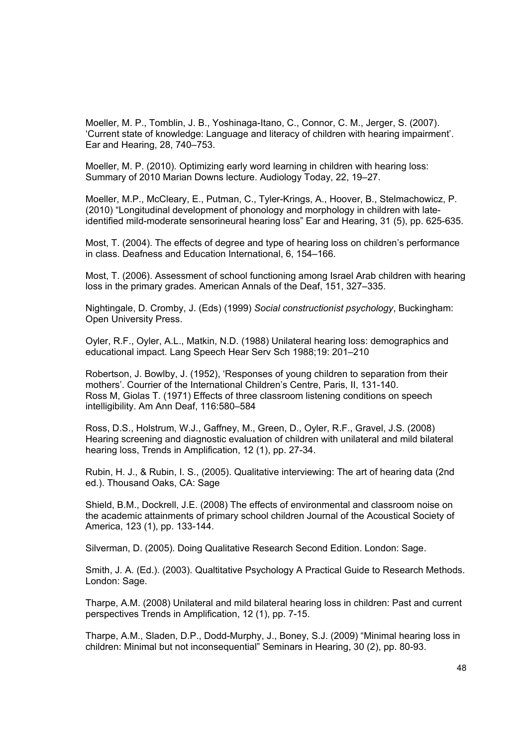Moeller, M. P., Tomblin, J. B., Yoshinaga-Itano, C., Connor, C. M., Jerger, S. (2007). 'Current state of knowledge: Language and literacy of children with hearing impairment'. Ear and Hearing, 28, 740–753.

Moeller, M. P. (2010). Optimizing early word learning in children with hearing loss: Summary of 2010 Marian Downs lecture. Audiology Today, 22, 19–27.

Moeller, M.P., McCleary, E., Putman, C., Tyler-Krings, A., Hoover, B., Stelmachowicz, P. (2010) "Longitudinal development of phonology and morphology in children with late-identified mild-moderate sensorineural hearing loss" Ear and Hearing, 31 (5), pp. 625-635.

Most, T. (2004). The effects of degree and type of hearing loss on children's performance in class. Deafness and Education International, 6, 154–166.

Most, T. (2006). Assessment of school functioning among Israel Arab children with hearing loss in the primary grades. American Annals of the Deaf, 151, 327–335.

Nightingale, D. Cromby, J. (Eds) (1999) *Social constructionist psychology*, Buckingham: Open University Press.

Oyler, R.F., Oyler, A.L., Matkin, N.D. (1988) Unilateral hearing loss: demographics and educational impact. Lang Speech Hear Serv Sch 1988;19: 201–210

Robertson, J. Bowlby, J. (1952), 'Responses of young children to separation from their mothers'. Courrier of the International Children's Centre, Paris, II, 131-140.
Ross M, Giolas T. (1971) Effects of three classroom listening conditions on speech intelligibility. Am Ann Deaf, 116:580–584

Ross, D.S., Holstrum, W.J., Gaffney, M., Green, D., Oyler, R.F., Gravel, J.S. (2008) Hearing screening and diagnostic evaluation of children with unilateral and mild bilateral hearing loss, Trends in Amplification, 12 (1), pp. 27-34.

Rubin, H. J., & Rubin, I. S., (2005). Qualitative interviewing: The art of hearing data (2nd ed.). Thousand Oaks, CA: Sage

Shield, B.M., Dockrell, J.E. (2008) The effects of environmental and classroom noise on the academic attainments of primary school children Journal of the Acoustical Society of America, 123 (1), pp. 133-144.

Silverman, D. (2005). Doing Qualitative Research Second Edition. London: Sage.

Smith, J. A. (Ed.). (2003). Qualtitative Psychology A Practical Guide to Research Methods. London: Sage.

Tharpe, A.M. (2008) Unilateral and mild bilateral hearing loss in children: Past and current perspectives Trends in Amplification, 12 (1), pp. 7-15.

Tharpe, A.M., Sladen, D.P., Dodd-Murphy, J., Boney, S.J. (2009) "Minimal hearing loss in children: Minimal but not inconsequential" Seminars in Hearing, 30 (2), pp. 80-93.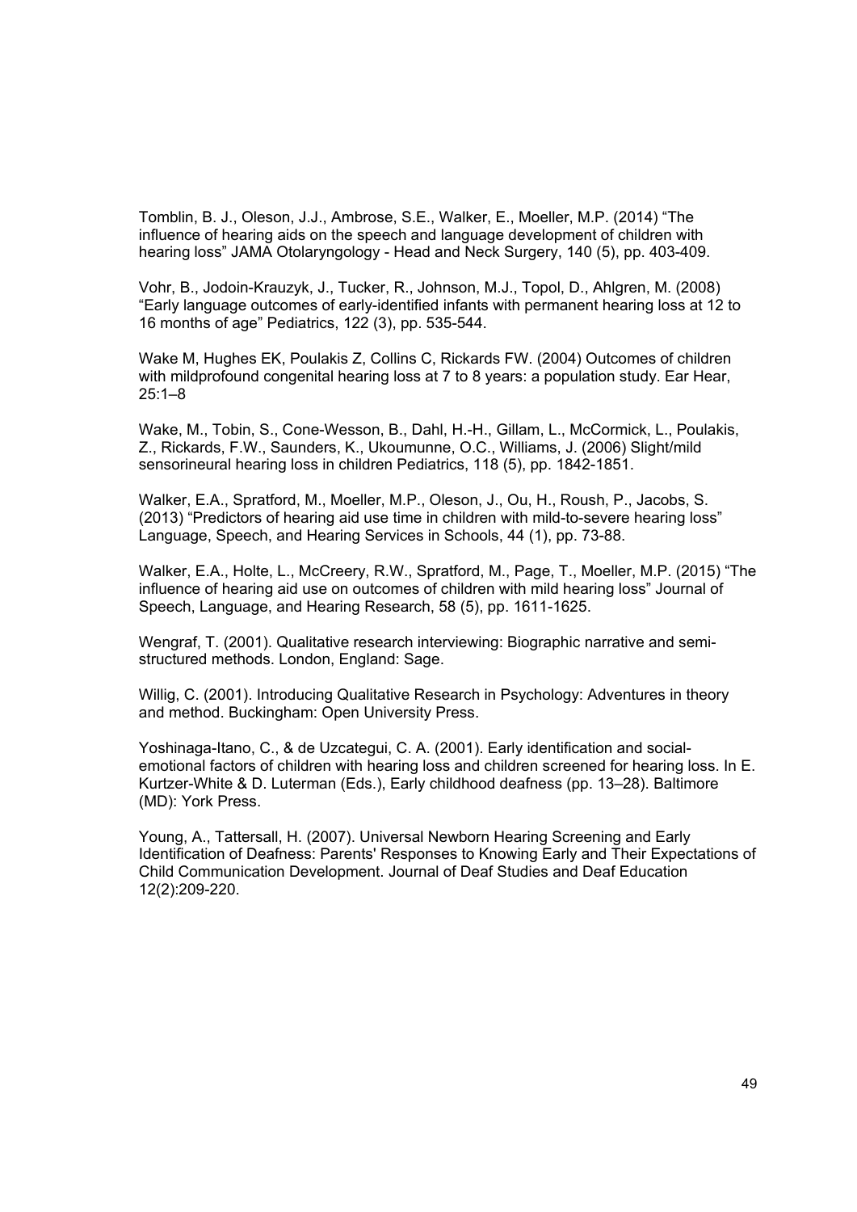Tomblin, B. J., Oleson, J.J., Ambrose, S.E., Walker, E., Moeller, M.P. (2014) “The influence of hearing aids on the speech and language development of children with hearing loss” JAMA Otolaryngology - Head and Neck Surgery, 140 (5), pp. 403-409.

Vohr, B., Jodoin-Krauzyk, J., Tucker, R., Johnson, M.J., Topol, D., Ahlgren, M. (2008) “Early language outcomes of early-identified infants with permanent hearing loss at 12 to 16 months of age” Pediatrics, 122 (3), pp. 535-544.

Wake M, Hughes EK, Poulakis Z, Collins C, Rickards FW. (2004) Outcomes of children with mildprofound congenital hearing loss at 7 to 8 years: a population study. Ear Hear, 25:1–8

Wake, M., Tobin, S., Cone-Wesson, B., Dahl, H.-H., Gillam, L., McCormick, L., Poulakis, Z., Rickards, F.W., Saunders, K., Ukoumunne, O.C., Williams, J. (2006) Slight/mild sensorineural hearing loss in children Pediatrics, 118 (5), pp. 1842-1851.

Walker, E.A., Spratford, M., Moeller, M.P., Oleson, J., Ou, H., Roush, P., Jacobs, S. (2013) “Predictors of hearing aid use time in children with mild-to-severe hearing loss” Language, Speech, and Hearing Services in Schools, 44 (1), pp. 73-88.

Walker, E.A., Holte, L., McCreery, R.W., Spratford, M., Page, T., Moeller, M.P. (2015) “The influence of hearing aid use on outcomes of children with mild hearing loss” Journal of Speech, Language, and Hearing Research, 58 (5), pp. 1611-1625.

Wengraf, T. (2001). Qualitative research interviewing: Biographic narrative and semi-structured methods. London, England: Sage.

Willig, C. (2001). Introducing Qualitative Research in Psychology: Adventures in theory and method. Buckingham: Open University Press.

Yoshinaga-Itano, C., & de Uzcategui, C. A. (2001). Early identification and social-emotional factors of children with hearing loss and children screened for hearing loss. In E. Kurtzer-White & D. Luterman (Eds.), Early childhood deafness (pp. 13–28). Baltimore (MD): York Press.

Young, A., Tattersall, H. (2007). Universal Newborn Hearing Screening and Early Identification of Deafness: Parents' Responses to Knowing Early and Their Expectations of Child Communication Development. Journal of Deaf Studies and Deaf Education 12(2):209-220.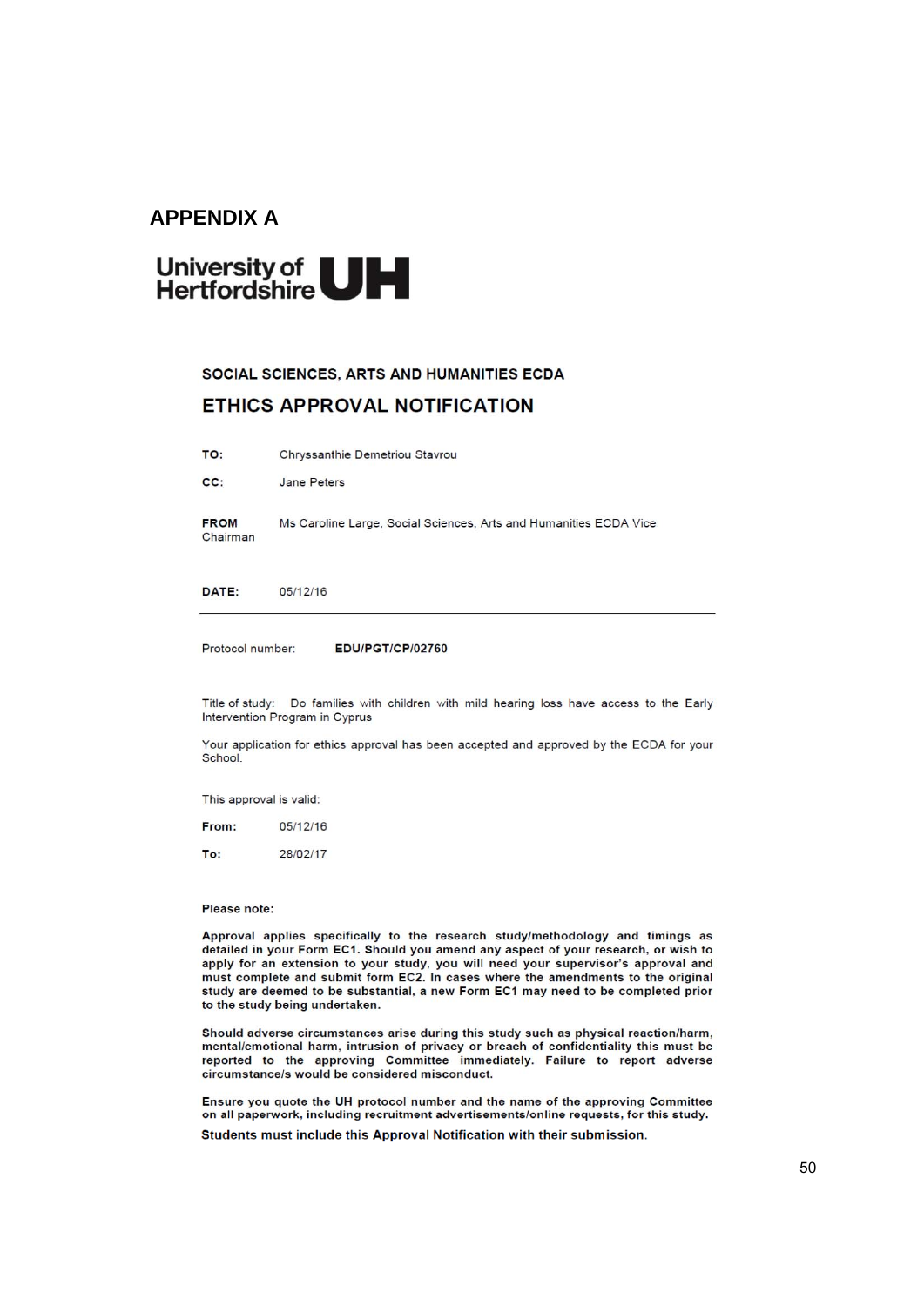# APPENDIX A

University of Hertfordshire UH

**SOCIAL SCIENCES, ARTS AND HUMANITIES ECDA**

## ETHICS APPROVAL NOTIFICATION

**TO:** Chryssanthie Demetriou Stavrou

**CC:** Jane Peters

**FROM** Ms Caroline Large, Social Sciences, Arts and Humanities ECDA Vice Chairman

**DATE:** 05/12/16

---

Protocol number: **EDU/PGT/CP/02760**

Title of study: Do families with children with mild hearing loss have access to the Early Intervention Program in Cyprus

Your application for ethics approval has been accepted and approved by the ECDA for your School.

This approval is valid:

**From:** 05/12/16

**To:** 28/02/17

**Please note:**

**Approval applies specifically to the research study/methodology and timings as detailed in your Form EC1. Should you amend any aspect of your research, or wish to apply for an extension to your study, you will need your supervisor's approval and must complete and submit form EC2. In cases where the amendments to the original study are deemed to be substantial, a new Form EC1 may need to be completed prior to the study being undertaken.**

**Should adverse circumstances arise during this study such as physical reaction/harm, mental/emotional harm, intrusion of privacy or breach of confidentiality this must be reported to the approving Committee immediately. Failure to report adverse circumstance/s would be considered misconduct.**

**Ensure you quote the UH protocol number and the name of the approving Committee on all paperwork, including recruitment advertisements/online requests, for this study.**

Students must include this Approval Notification with their submission.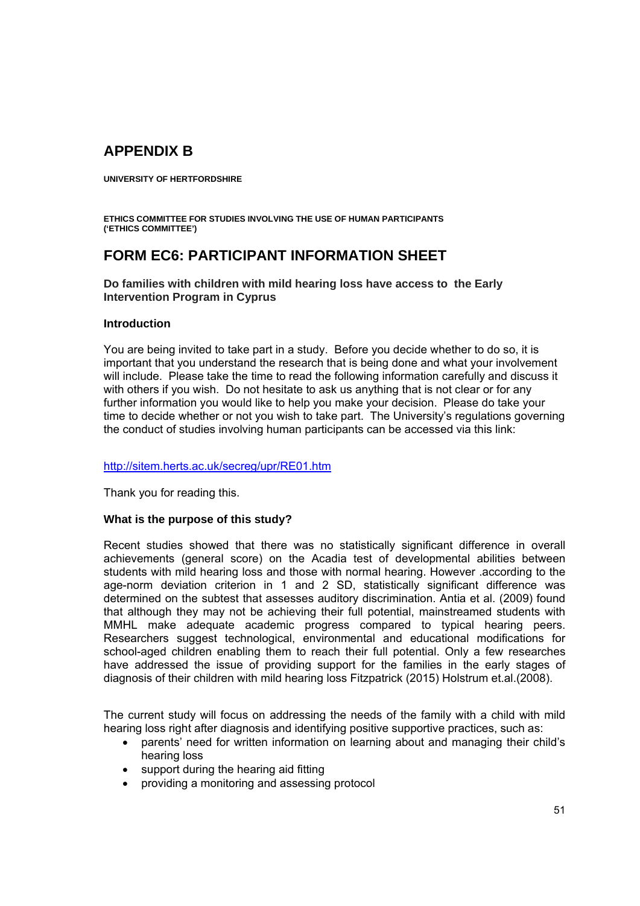# APPENDIX B

**UNIVERSITY OF HERTFORDSHIRE**

**ETHICS COMMITTEE FOR STUDIES INVOLVING THE USE OF HUMAN PARTICIPANTS ('ETHICS COMMITTEE')**

## FORM EC6: PARTICIPANT INFORMATION SHEET

**Do families with children with mild hearing loss have access to the Early Intervention Program in Cyprus**

**Introduction**

You are being invited to take part in a study. Before you decide whether to do so, it is important that you understand the research that is being done and what your involvement will include. Please take the time to read the following information carefully and discuss it with others if you wish. Do not hesitate to ask us anything that is not clear or for any further information you would like to help you make your decision. Please do take your time to decide whether or not you wish to take part. The University's regulations governing the conduct of studies involving human participants can be accessed via this link:

http://sitem.herts.ac.uk/secreg/upr/RE01.htm

Thank you for reading this.

**What is the purpose of this study?**

Recent studies showed that there was no statistically significant difference in overall achievements (general score) on the Acadia test of developmental abilities between students with mild hearing loss and those with normal hearing. However .according to the age-norm deviation criterion in 1 and 2 SD, statistically significant difference was determined on the subtest that assesses auditory discrimination. Antia et al. (2009) found that although they may not be achieving their full potential, mainstreamed students with MMHL make adequate academic progress compared to typical hearing peers. Researchers suggest technological, environmental and educational modifications for school-aged children enabling them to reach their full potential. Only a few researches have addressed the issue of providing support for the families in the early stages of diagnosis of their children with mild hearing loss Fitzpatrick (2015) Holstrum et.al.(2008).

The current study will focus on addressing the needs of the family with a child with mild hearing loss right after diagnosis and identifying positive supportive practices, such as:

- parents' need for written information on learning about and managing their child's hearing loss
- support during the hearing aid fitting
- providing a monitoring and assessing protocol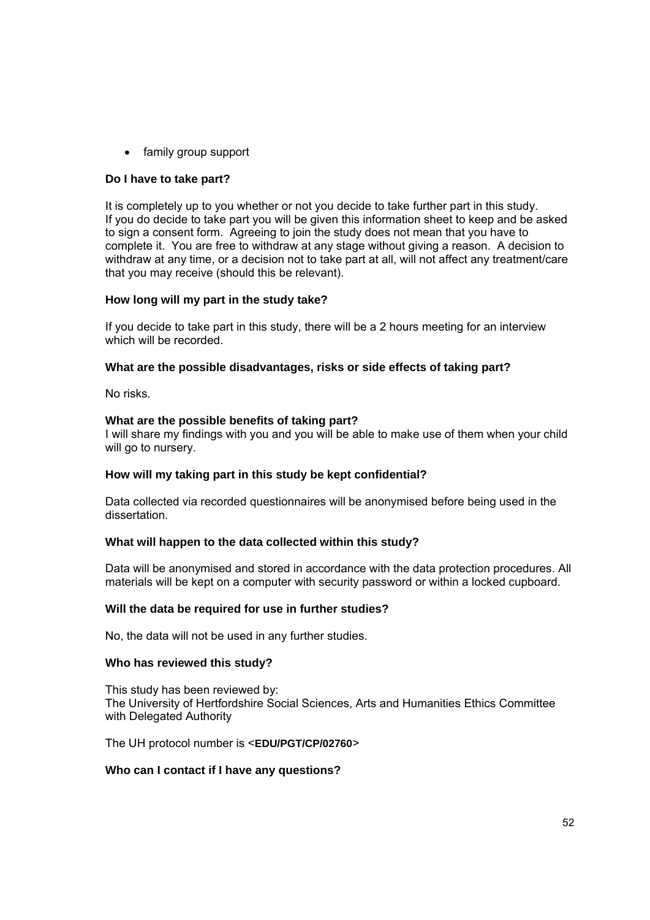- family group support

**Do I have to take part?**

It is completely up to you whether or not you decide to take further part in this study. If you do decide to take part you will be given this information sheet to keep and be asked to sign a consent form. Agreeing to join the study does not mean that you have to complete it. You are free to withdraw at any stage without giving a reason. A decision to withdraw at any time, or a decision not to take part at all, will not affect any treatment/care that you may receive (should this be relevant).

**How long will my part in the study take?**

If you decide to take part in this study, there will be a 2 hours meeting for an interview which will be recorded.

**What are the possible disadvantages, risks or side effects of taking part?**

No risks.

**What are the possible benefits of taking part?**

I will share my findings with you and you will be able to make use of them when your child will go to nursery.

**How will my taking part in this study be kept confidential?**

Data collected via recorded questionnaires will be anonymised before being used in the dissertation.

**What will happen to the data collected within this study?**

Data will be anonymised and stored in accordance with the data protection procedures. All materials will be kept on a computer with security password or within a locked cupboard.

**Will the data be required for use in further studies?**

No, the data will not be used in any further studies.

**Who has reviewed this study?**

This study has been reviewed by:
The University of Hertfordshire Social Sciences, Arts and Humanities Ethics Committee with Delegated Authority

The UH protocol number is <**EDU/PGT/CP/02760**>

**Who can I contact if I have any questions?**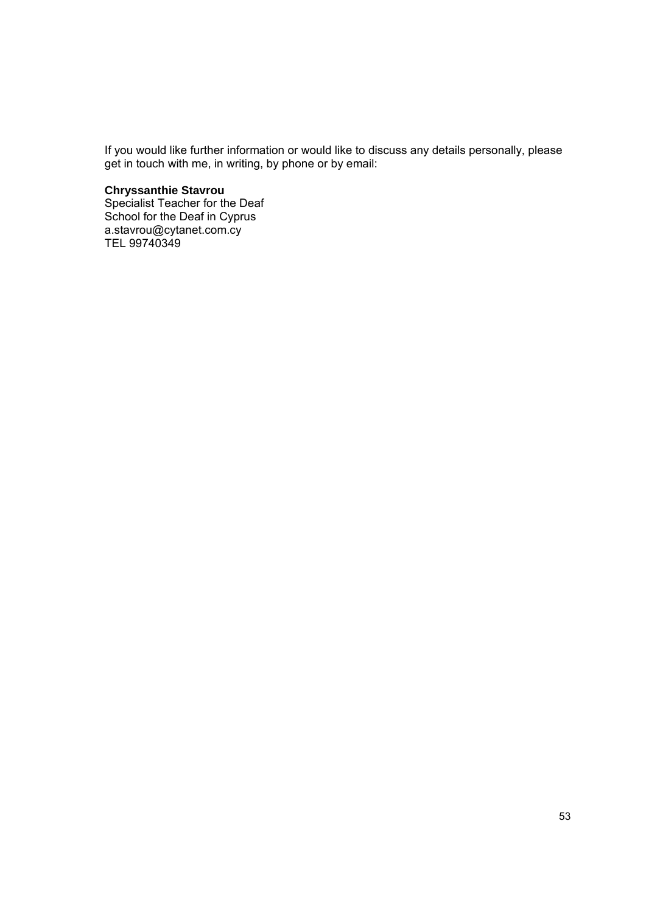If you would like further information or would like to discuss any details personally, please get in touch with me, in writing, by phone or by email:

**Chryssanthie Stavrou**
Specialist Teacher for the Deaf
School for the Deaf in Cyprus
a.stavrou@cytanet.com.cy
TEL 99740349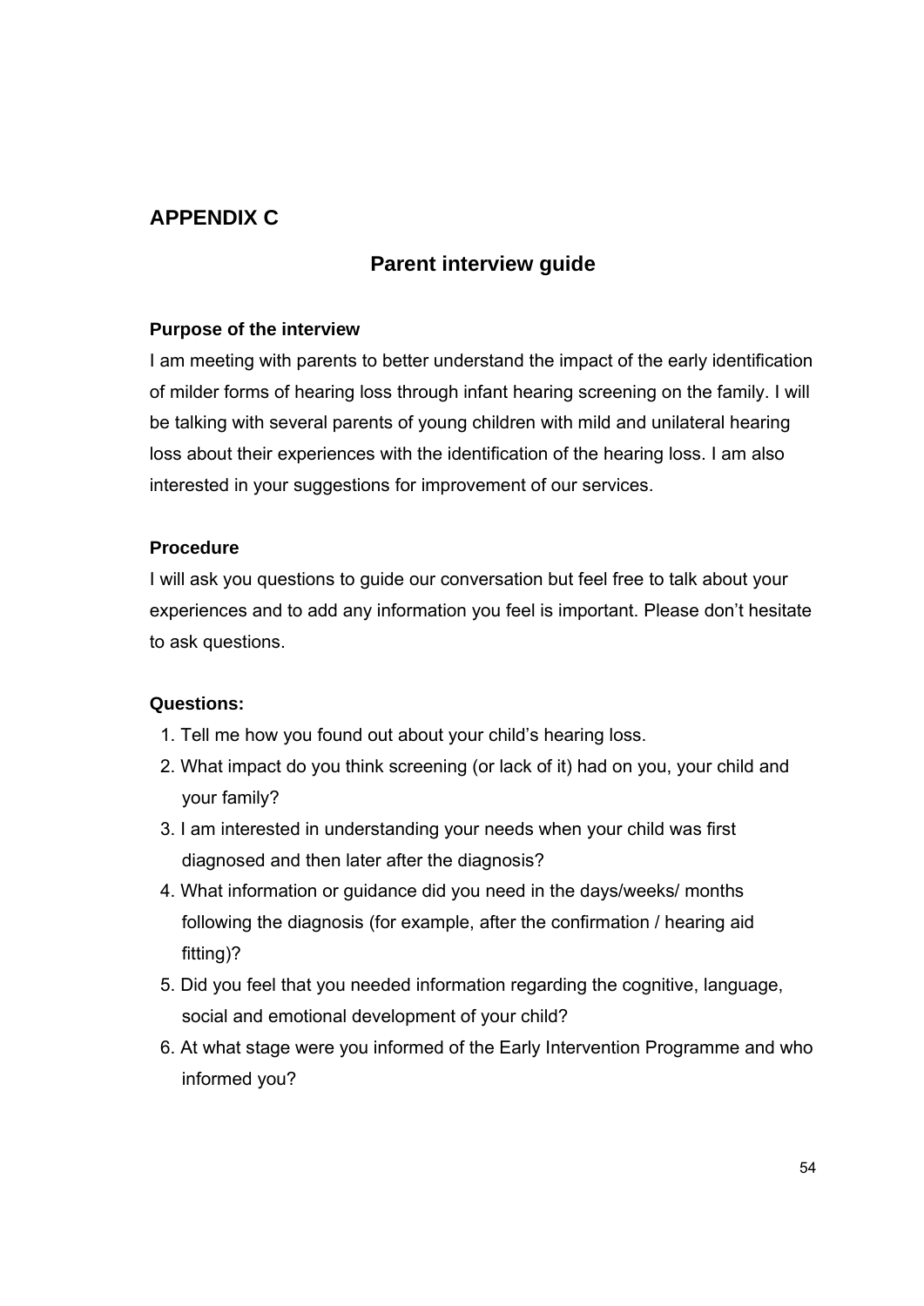# APPENDIX C

## Parent interview guide

**Purpose of the interview**

I am meeting with parents to better understand the impact of the early identification of milder forms of hearing loss through infant hearing screening on the family. I will be talking with several parents of young children with mild and unilateral hearing loss about their experiences with the identification of the hearing loss. I am also interested in your suggestions for improvement of our services.

**Procedure**

I will ask you questions to guide our conversation but feel free to talk about your experiences and to add any information you feel is important. Please don't hesitate to ask questions.

**Questions:**

1. Tell me how you found out about your child's hearing loss.
2. What impact do you think screening (or lack of it) had on you, your child and your family?
3. I am interested in understanding your needs when your child was first diagnosed and then later after the diagnosis?
4. What information or guidance did you need in the days/weeks/ months following the diagnosis (for example, after the confirmation / hearing aid fitting)?
5. Did you feel that you needed information regarding the cognitive, language, social and emotional development of your child?
6. At what stage were you informed of the Early Intervention Programme and who informed you?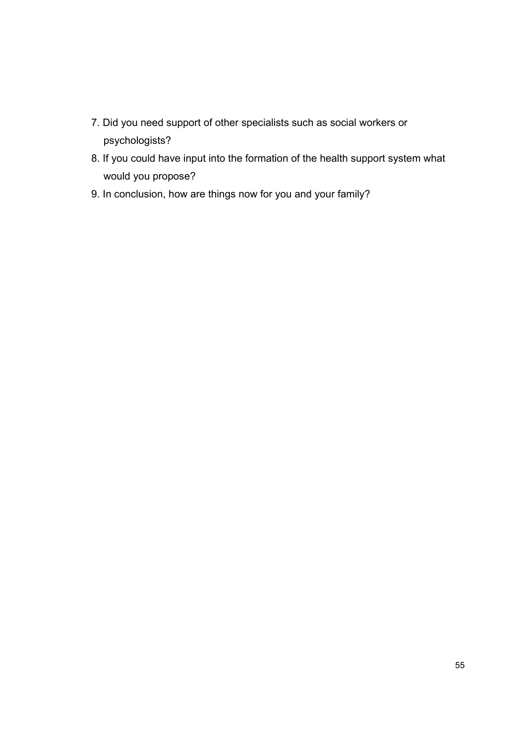7. Did you need support of other specialists such as social workers or psychologists?
8. If you could have input into the formation of the health support system what would you propose?
9. In conclusion, how are things now for you and your family?